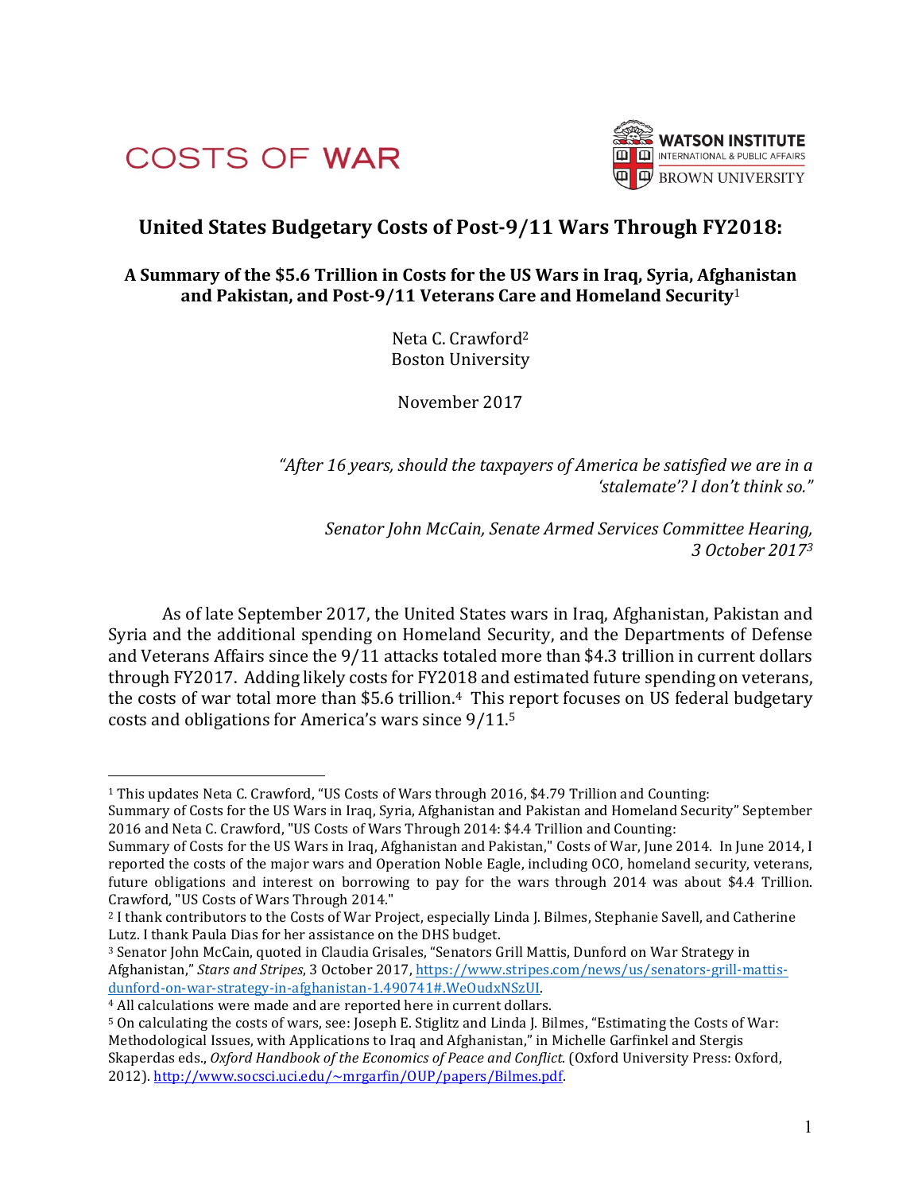COSTS OF WAR

WATSON INSTITUTE
INTERNATIONAL & PUBLIC AFFAIRS
BROWN UNIVERSITY

# United States Budgetary Costs of Post-9/11 Wars Through FY2018:

## A Summary of the $5.6 Trillion in Costs for the US Wars in Iraq, Syria, Afghanistan and Pakistan, and Post-9/11 Veterans Care and Homeland Security[1]

Neta C. Crawford[2]
Boston University

November 2017

*"After 16 years, should the taxpayers of America be satisfied we are in a 'stalemate'? I don't think so."*

*Senator John McCain, Senate Armed Services Committee Hearing, 3 October 2017[3]*

As of late September 2017, the United States wars in Iraq, Afghanistan, Pakistan and Syria and the additional spending on Homeland Security, and the Departments of Defense and Veterans Affairs since the 9/11 attacks totaled more than $4.3 trillion in current dollars through FY2017. Adding likely costs for FY2018 and estimated future spending on veterans, the costs of war total more than $5.6 trillion.[4] This report focuses on US federal budgetary costs and obligations for America's wars since 9/11.[5]

---

[1] This updates Neta C. Crawford, "US Costs of Wars through 2016, $4.79 Trillion and Counting: Summary of Costs for the US Wars in Iraq, Syria, Afghanistan and Pakistan and Homeland Security" September 2016 and Neta C. Crawford, "US Costs of Wars Through 2014: $4.4 Trillion and Counting: Summary of Costs for the US Wars in Iraq, Afghanistan and Pakistan," Costs of War, June 2014. In June 2014, I reported the costs of the major wars and Operation Noble Eagle, including OCO, homeland security, veterans, future obligations and interest on borrowing to pay for the wars through 2014 was about $4.4 Trillion. Crawford, "US Costs of Wars Through 2014."

[2] I thank contributors to the Costs of War Project, especially Linda J. Bilmes, Stephanie Savell, and Catherine Lutz. I thank Paula Dias for her assistance on the DHS budget.

[3] Senator John McCain, quoted in Claudia Grisales, "Senators Grill Mattis, Dunford on War Strategy in Afghanistan," *Stars and Stripes*, 3 October 2017, https://www.stripes.com/news/us/senators-grill-mattis-dunford-on-war-strategy-in-afghanistan-1.490741#.WeOudxNSzUI.

[4] All calculations were made and are reported here in current dollars.

[5] On calculating the costs of wars, see: Joseph E. Stiglitz and Linda J. Bilmes, "Estimating the Costs of War: Methodological Issues, with Applications to Iraq and Afghanistan," in Michelle Garfinkel and Stergis Skaperdas eds., *Oxford Handbook of the Economics of Peace and Conflict*. (Oxford University Press: Oxford, 2012). http://www.socsci.uci.edu/~mrgarfin/OUP/papers/Bilmes.pdf.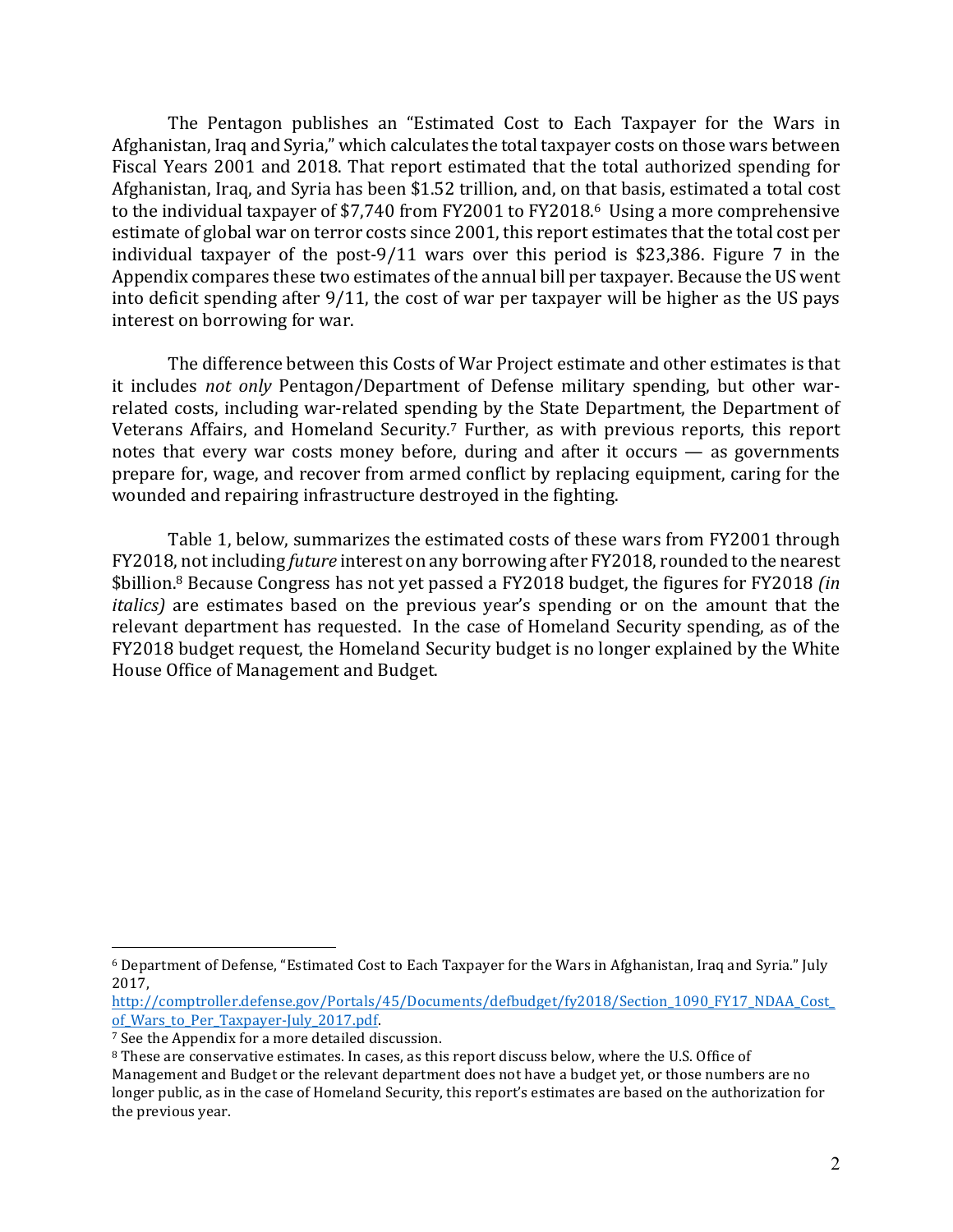The Pentagon publishes an "Estimated Cost to Each Taxpayer for the Wars in Afghanistan, Iraq and Syria," which calculates the total taxpayer costs on those wars between Fiscal Years 2001 and 2018. That report estimated that the total authorized spending for Afghanistan, Iraq, and Syria has been $1.52 trillion, and, on that basis, estimated a total cost to the individual taxpayer of $7,740 from FY2001 to FY2018.[6] Using a more comprehensive estimate of global war on terror costs since 2001, this report estimates that the total cost per individual taxpayer of the post-9/11 wars over this period is $23,386. Figure 7 in the Appendix compares these two estimates of the annual bill per taxpayer. Because the US went into deficit spending after 9/11, the cost of war per taxpayer will be higher as the US pays interest on borrowing for war.

The difference between this Costs of War Project estimate and other estimates is that it includes *not only* Pentagon/Department of Defense military spending, but other war-related costs, including war-related spending by the State Department, the Department of Veterans Affairs, and Homeland Security.[7] Further, as with previous reports, this report notes that every war costs money before, during and after it occurs — as governments prepare for, wage, and recover from armed conflict by replacing equipment, caring for the wounded and repairing infrastructure destroyed in the fighting.

Table 1, below, summarizes the estimated costs of these wars from FY2001 through FY2018, not including *future* interest on any borrowing after FY2018, rounded to the nearest $billion.[8] Because Congress has not yet passed a FY2018 budget, the figures for FY2018 *(in italics)* are estimates based on the previous year's spending or on the amount that the relevant department has requested. In the case of Homeland Security spending, as of the FY2018 budget request, the Homeland Security budget is no longer explained by the White House Office of Management and Budget.

---

[6] Department of Defense, "Estimated Cost to Each Taxpayer for the Wars in Afghanistan, Iraq and Syria." July 2017, http://comptroller.defense.gov/Portals/45/Documents/defbudget/fy2018/Section_1090_FY17_NDAA_Cost_of_Wars_to_Per_Taxpayer-July_2017.pdf.

[7] See the Appendix for a more detailed discussion.

[8] These are conservative estimates. In cases, as this report discuss below, where the U.S. Office of Management and Budget or the relevant department does not have a budget yet, or those numbers are no longer public, as in the case of Homeland Security, this report's estimates are based on the authorization for the previous year.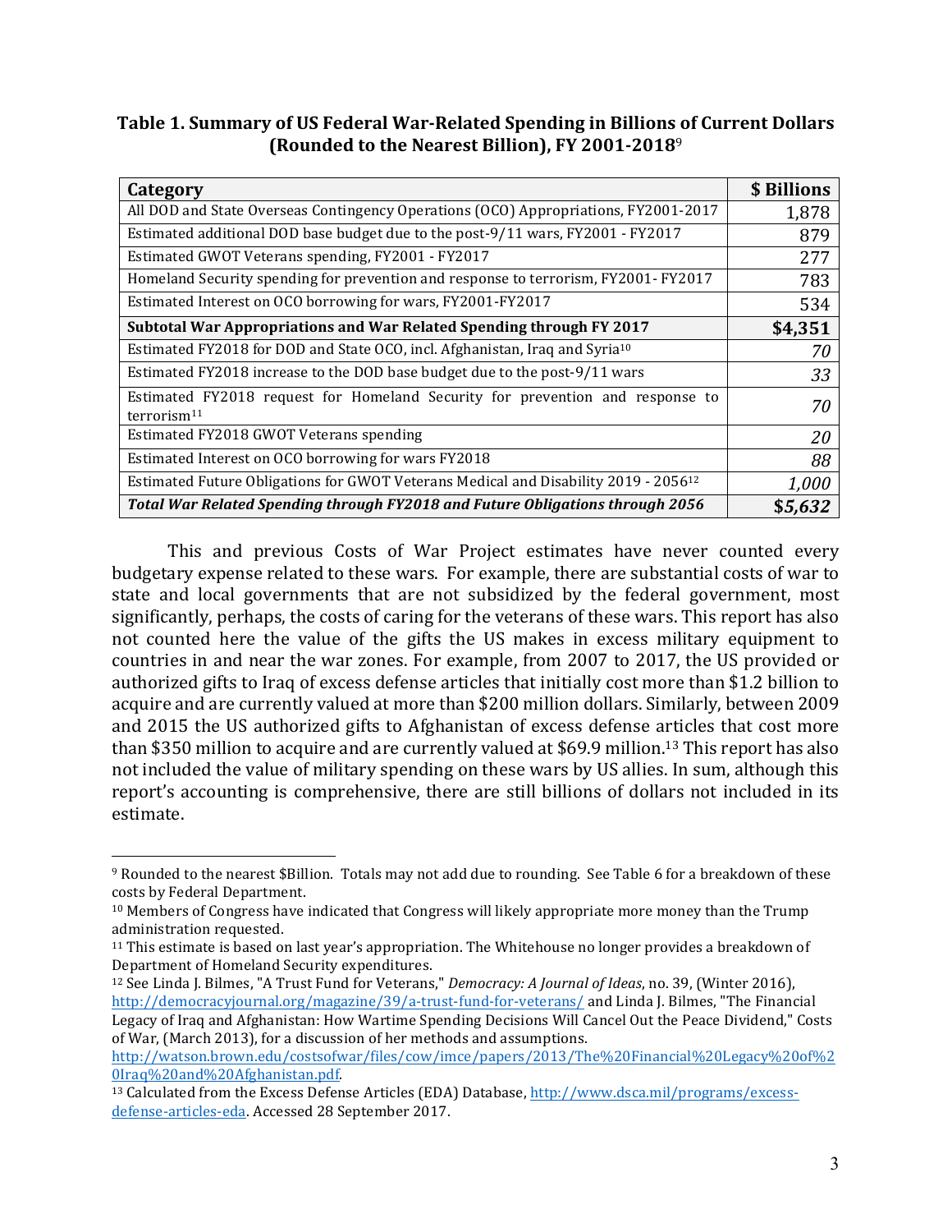**Table 1. Summary of US Federal War-Related Spending in Billions of Current Dollars (Rounded to the Nearest Billion), FY 2001-2018**[9]

| Category | $ Billions |
|---|---|
| All DOD and State Overseas Contingency Operations (OCO) Appropriations, FY2001-2017 | 1,878 |
| Estimated additional DOD base budget due to the post-9/11 wars, FY2001 - FY2017 | 879 |
| Estimated GWOT Veterans spending, FY2001 - FY2017 | 277 |
| Homeland Security spending for prevention and response to terrorism, FY2001- FY2017 | 783 |
| Estimated Interest on OCO borrowing for wars, FY2001-FY2017 | 534 |
| **Subtotal War Appropriations and War Related Spending through FY 2017** | **$4,351** |
| Estimated FY2018 for DOD and State OCO, incl. Afghanistan, Iraq and Syria[10] | *70* |
| Estimated FY2018 increase to the DOD base budget due to the post-9/11 wars | *33* |
| Estimated FY2018 request for Homeland Security for prevention and response to terrorism[11] | *70* |
| Estimated FY2018 GWOT Veterans spending | *20* |
| Estimated Interest on OCO borrowing for wars FY2018 | *88* |
| Estimated Future Obligations for GWOT Veterans Medical and Disability 2019 - 2056[12] | *1,000* |
| ***Total War Related Spending through FY2018 and Future Obligations through 2056*** | **$5,632** |

This and previous Costs of War Project estimates have never counted every budgetary expense related to these wars. For example, there are substantial costs of war to state and local governments that are not subsidized by the federal government, most significantly, perhaps, the costs of caring for the veterans of these wars. This report has also not counted here the value of the gifts the US makes in excess military equipment to countries in and near the war zones. For example, from 2007 to 2017, the US provided or authorized gifts to Iraq of excess defense articles that initially cost more than $1.2 billion to acquire and are currently valued at more than $200 million dollars. Similarly, between 2009 and 2015 the US authorized gifts to Afghanistan of excess defense articles that cost more than $350 million to acquire and are currently valued at $69.9 million.[13] This report has also not included the value of military spending on these wars by US allies. In sum, although this report's accounting is comprehensive, there are still billions of dollars not included in its estimate.

---

[9] Rounded to the nearest $Billion. Totals may not add due to rounding. See Table 6 for a breakdown of these costs by Federal Department.

[10] Members of Congress have indicated that Congress will likely appropriate more money than the Trump administration requested.

[11] This estimate is based on last year's appropriation. The Whitehouse no longer provides a breakdown of Department of Homeland Security expenditures.

[12] See Linda J. Bilmes, "A Trust Fund for Veterans," *Democracy: A Journal of Ideas*, no. 39, (Winter 2016), http://democracyjournal.org/magazine/39/a-trust-fund-for-veterans/ and Linda J. Bilmes, "The Financial Legacy of Iraq and Afghanistan: How Wartime Spending Decisions Will Cancel Out the Peace Dividend," Costs of War, (March 2013), for a discussion of her methods and assumptions. http://watson.brown.edu/costsofwar/files/cow/imce/papers/2013/The%20Financial%20Legacy%20of%20Iraq%20and%20Afghanistan.pdf.

[13] Calculated from the Excess Defense Articles (EDA) Database, http://www.dsca.mil/programs/excess-defense-articles-eda. Accessed 28 September 2017.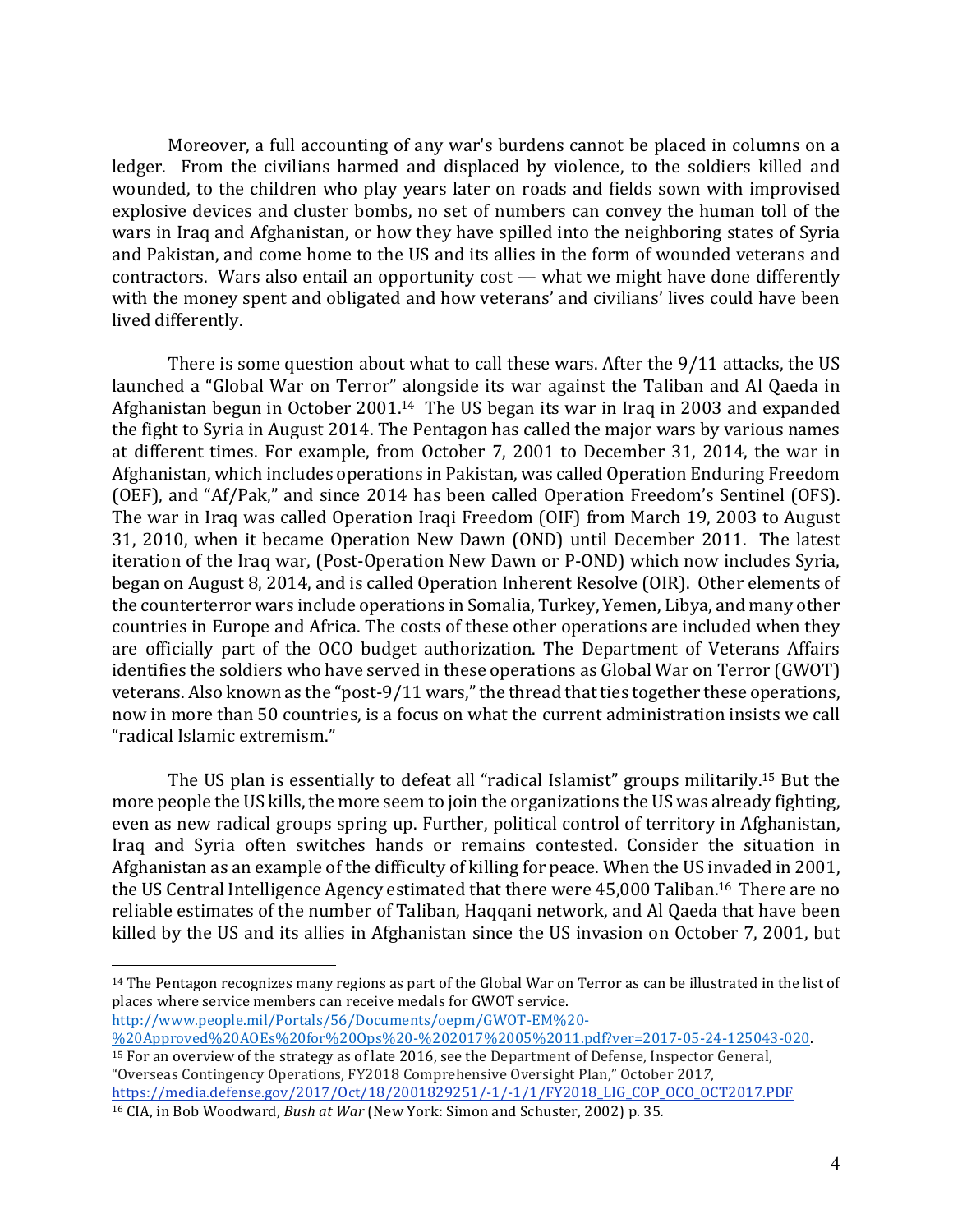Moreover, a full accounting of any war's burdens cannot be placed in columns on a ledger. From the civilians harmed and displaced by violence, to the soldiers killed and wounded, to the children who play years later on roads and fields sown with improvised explosive devices and cluster bombs, no set of numbers can convey the human toll of the wars in Iraq and Afghanistan, or how they have spilled into the neighboring states of Syria and Pakistan, and come home to the US and its allies in the form of wounded veterans and contractors. Wars also entail an opportunity cost — what we might have done differently with the money spent and obligated and how veterans' and civilians' lives could have been lived differently.

There is some question about what to call these wars. After the 9/11 attacks, the US launched a "Global War on Terror" alongside its war against the Taliban and Al Qaeda in Afghanistan begun in October 2001.[14] The US began its war in Iraq in 2003 and expanded the fight to Syria in August 2014. The Pentagon has called the major wars by various names at different times. For example, from October 7, 2001 to December 31, 2014, the war in Afghanistan, which includes operations in Pakistan, was called Operation Enduring Freedom (OEF), and "Af/Pak," and since 2014 has been called Operation Freedom's Sentinel (OFS). The war in Iraq was called Operation Iraqi Freedom (OIF) from March 19, 2003 to August 31, 2010, when it became Operation New Dawn (OND) until December 2011. The latest iteration of the Iraq war, (Post-Operation New Dawn or P-OND) which now includes Syria, began on August 8, 2014, and is called Operation Inherent Resolve (OIR). Other elements of the counterterror wars include operations in Somalia, Turkey, Yemen, Libya, and many other countries in Europe and Africa. The costs of these other operations are included when they are officially part of the OCO budget authorization. The Department of Veterans Affairs identifies the soldiers who have served in these operations as Global War on Terror (GWOT) veterans. Also known as the "post-9/11 wars," the thread that ties together these operations, now in more than 50 countries, is a focus on what the current administration insists we call "radical Islamic extremism."

The US plan is essentially to defeat all "radical Islamist" groups militarily.[15] But the more people the US kills, the more seem to join the organizations the US was already fighting, even as new radical groups spring up. Further, political control of territory in Afghanistan, Iraq and Syria often switches hands or remains contested. Consider the situation in Afghanistan as an example of the difficulty of killing for peace. When the US invaded in 2001, the US Central Intelligence Agency estimated that there were 45,000 Taliban.[16] There are no reliable estimates of the number of Taliban, Haqqani network, and Al Qaeda that have been killed by the US and its allies in Afghanistan since the US invasion on October 7, 2001, but

---

[14] The Pentagon recognizes many regions as part of the Global War on Terror as can be illustrated in the list of places where service members can receive medals for GWOT service. http://www.people.mil/Portals/56/Documents/oepm/GWOT-EM%20-%20Approved%20AOEs%20for%20Ops%20-%202017%2005%2011.pdf?ver=2017-05-24-125043-020.

[15] For an overview of the strategy as of late 2016, see the Department of Defense, Inspector General, "Overseas Contingency Operations, FY2018 Comprehensive Oversight Plan," October 2017, https://media.defense.gov/2017/Oct/18/2001829251/-1/-1/1/FY2018_LIG_COP_OCO_OCT2017.PDF

[16] CIA, in Bob Woodward, *Bush at War* (New York: Simon and Schuster, 2002) p. 35.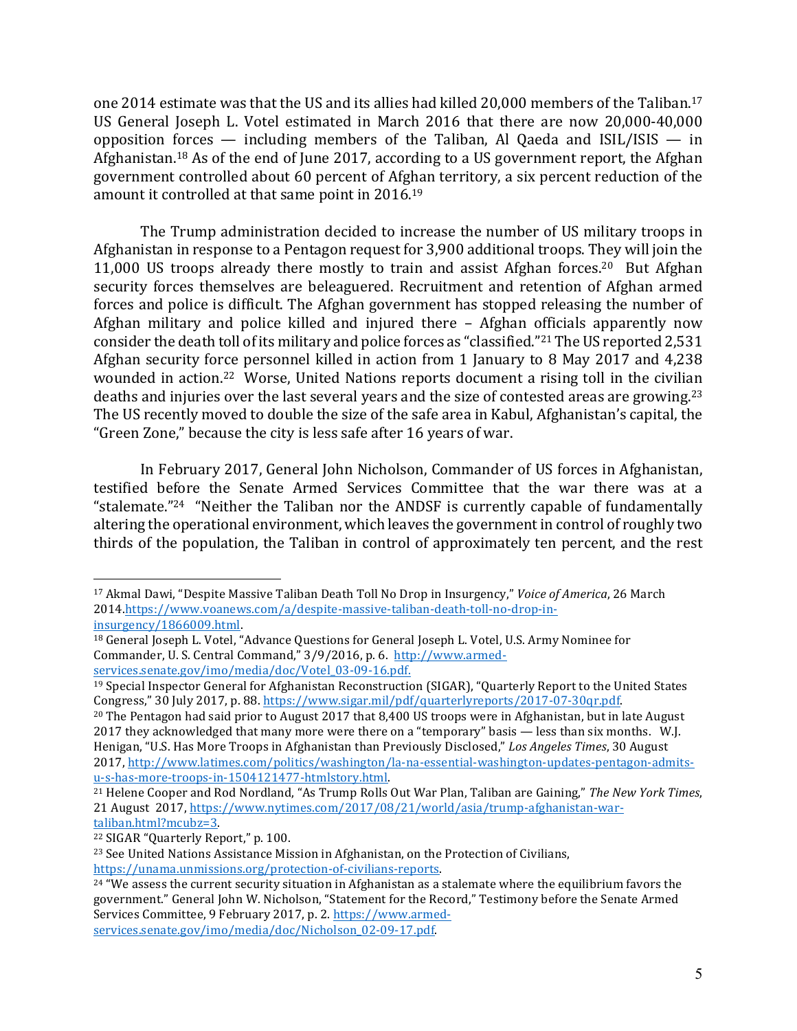one 2014 estimate was that the US and its allies had killed 20,000 members of the Taliban.[17] US General Joseph L. Votel estimated in March 2016 that there are now 20,000-40,000 opposition forces — including members of the Taliban, Al Qaeda and ISIL/ISIS — in Afghanistan.[18] As of the end of June 2017, according to a US government report, the Afghan government controlled about 60 percent of Afghan territory, a six percent reduction of the amount it controlled at that same point in 2016.[19]

The Trump administration decided to increase the number of US military troops in Afghanistan in response to a Pentagon request for 3,900 additional troops. They will join the 11,000 US troops already there mostly to train and assist Afghan forces.[20] But Afghan security forces themselves are beleaguered. Recruitment and retention of Afghan armed forces and police is difficult. The Afghan government has stopped releasing the number of Afghan military and police killed and injured there – Afghan officials apparently now consider the death toll of its military and police forces as "classified."[21] The US reported 2,531 Afghan security force personnel killed in action from 1 January to 8 May 2017 and 4,238 wounded in action.[22] Worse, United Nations reports document a rising toll in the civilian deaths and injuries over the last several years and the size of contested areas are growing.[23] The US recently moved to double the size of the safe area in Kabul, Afghanistan's capital, the "Green Zone," because the city is less safe after 16 years of war.

In February 2017, General John Nicholson, Commander of US forces in Afghanistan, testified before the Senate Armed Services Committee that the war there was at a "stalemate."[24] "Neither the Taliban nor the ANDSF is currently capable of fundamentally altering the operational environment, which leaves the government in control of roughly two thirds of the population, the Taliban in control of approximately ten percent, and the rest

---

[17] Akmal Dawi, "Despite Massive Taliban Death Toll No Drop in Insurgency," *Voice of America*, 26 March 2014.https://www.voanews.com/a/despite-massive-taliban-death-toll-no-drop-in-insurgency/1866009.html.

[18] General Joseph L. Votel, "Advance Questions for General Joseph L. Votel, U.S. Army Nominee for Commander, U. S. Central Command," 3/9/2016, p. 6. http://www.armed-services.senate.gov/imo/media/doc/Votel_03-09-16.pdf.

[19] Special Inspector General for Afghanistan Reconstruction (SIGAR), "Quarterly Report to the United States Congress," 30 July 2017, p. 88. https://www.sigar.mil/pdf/quarterlyreports/2017-07-30qr.pdf.

[20] The Pentagon had said prior to August 2017 that 8,400 US troops were in Afghanistan, but in late August 2017 they acknowledged that many more were there on a "temporary" basis — less than six months. W.J. Henigan, "U.S. Has More Troops in Afghanistan than Previously Disclosed," *Los Angeles Times*, 30 August 2017, http://www.latimes.com/politics/washington/la-na-essential-washington-updates-pentagon-admits-u-s-has-more-troops-in-1504121477-htmlstory.html.

[21] Helene Cooper and Rod Nordland, "As Trump Rolls Out War Plan, Taliban are Gaining," *The New York Times*, 21 August 2017, https://www.nytimes.com/2017/08/21/world/asia/trump-afghanistan-war-taliban.html?mcubz=3.

[22] SIGAR "Quarterly Report," p. 100.

[23] See United Nations Assistance Mission in Afghanistan, on the Protection of Civilians, https://unama.unmissions.org/protection-of-civilians-reports.

[24] "We assess the current security situation in Afghanistan as a stalemate where the equilibrium favors the government." General John W. Nicholson, "Statement for the Record," Testimony before the Senate Armed Services Committee, 9 February 2017, p. 2. https://www.armed-services.senate.gov/imo/media/doc/Nicholson_02-09-17.pdf.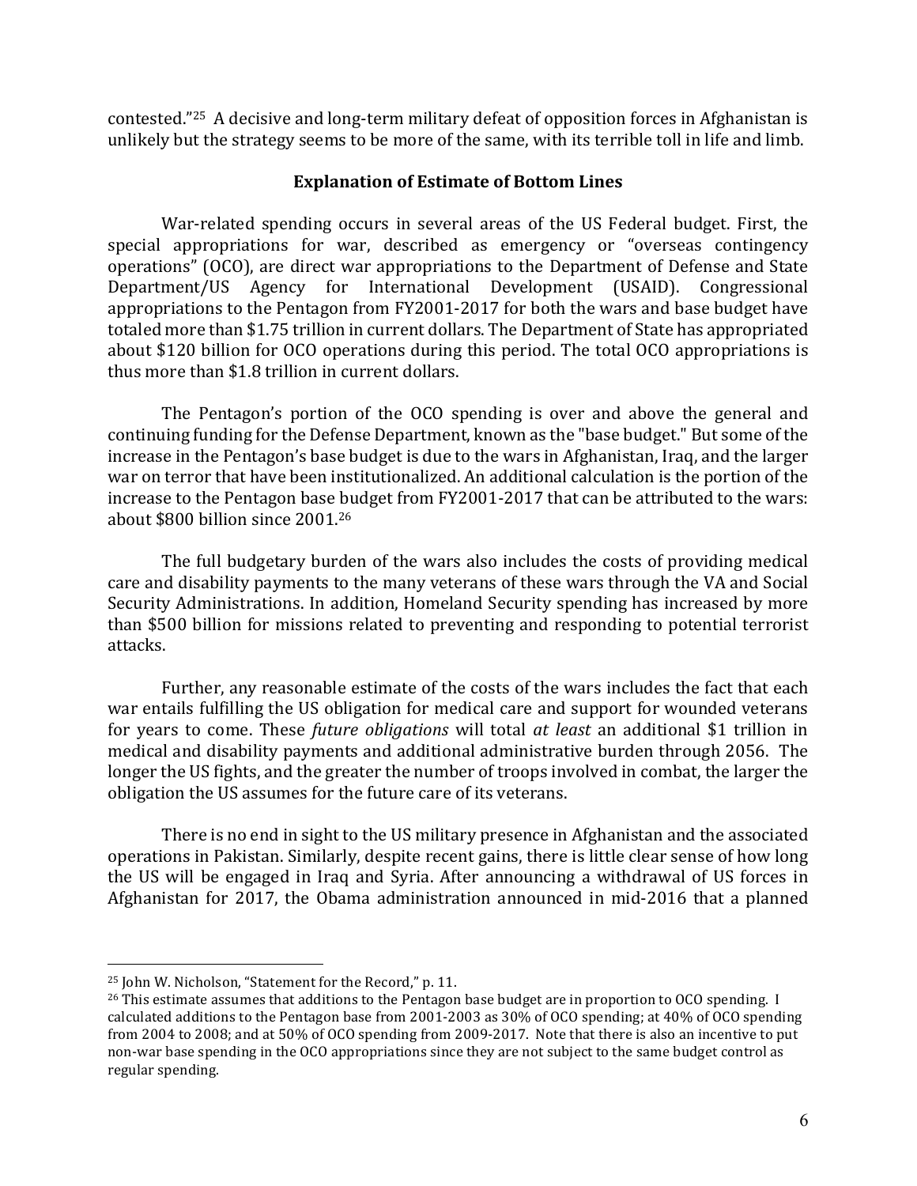contested."[25] A decisive and long-term military defeat of opposition forces in Afghanistan is unlikely but the strategy seems to be more of the same, with its terrible toll in life and limb.

### Explanation of Estimate of Bottom Lines

War-related spending occurs in several areas of the US Federal budget. First, the special appropriations for war, described as emergency or "overseas contingency operations" (OCO), are direct war appropriations to the Department of Defense and State Department/US Agency for International Development (USAID). Congressional appropriations to the Pentagon from FY2001-2017 for both the wars and base budget have totaled more than $1.75 trillion in current dollars. The Department of State has appropriated about $120 billion for OCO operations during this period. The total OCO appropriations is thus more than $1.8 trillion in current dollars.

The Pentagon's portion of the OCO spending is over and above the general and continuing funding for the Defense Department, known as the "base budget." But some of the increase in the Pentagon's base budget is due to the wars in Afghanistan, Iraq, and the larger war on terror that have been institutionalized. An additional calculation is the portion of the increase to the Pentagon base budget from FY2001-2017 that can be attributed to the wars: about $800 billion since 2001.[26]

The full budgetary burden of the wars also includes the costs of providing medical care and disability payments to the many veterans of these wars through the VA and Social Security Administrations. In addition, Homeland Security spending has increased by more than $500 billion for missions related to preventing and responding to potential terrorist attacks.

Further, any reasonable estimate of the costs of the wars includes the fact that each war entails fulfilling the US obligation for medical care and support for wounded veterans for years to come. These *future obligations* will total *at least* an additional $1 trillion in medical and disability payments and additional administrative burden through 2056. The longer the US fights, and the greater the number of troops involved in combat, the larger the obligation the US assumes for the future care of its veterans.

There is no end in sight to the US military presence in Afghanistan and the associated operations in Pakistan. Similarly, despite recent gains, there is little clear sense of how long the US will be engaged in Iraq and Syria. After announcing a withdrawal of US forces in Afghanistan for 2017, the Obama administration announced in mid-2016 that a planned

---

[25] John W. Nicholson, "Statement for the Record," p. 11.

[26] This estimate assumes that additions to the Pentagon base budget are in proportion to OCO spending. I calculated additions to the Pentagon base from 2001-2003 as 30% of OCO spending; at 40% of OCO spending from 2004 to 2008; and at 50% of OCO spending from 2009-2017. Note that there is also an incentive to put non-war base spending in the OCO appropriations since they are not subject to the same budget control as regular spending.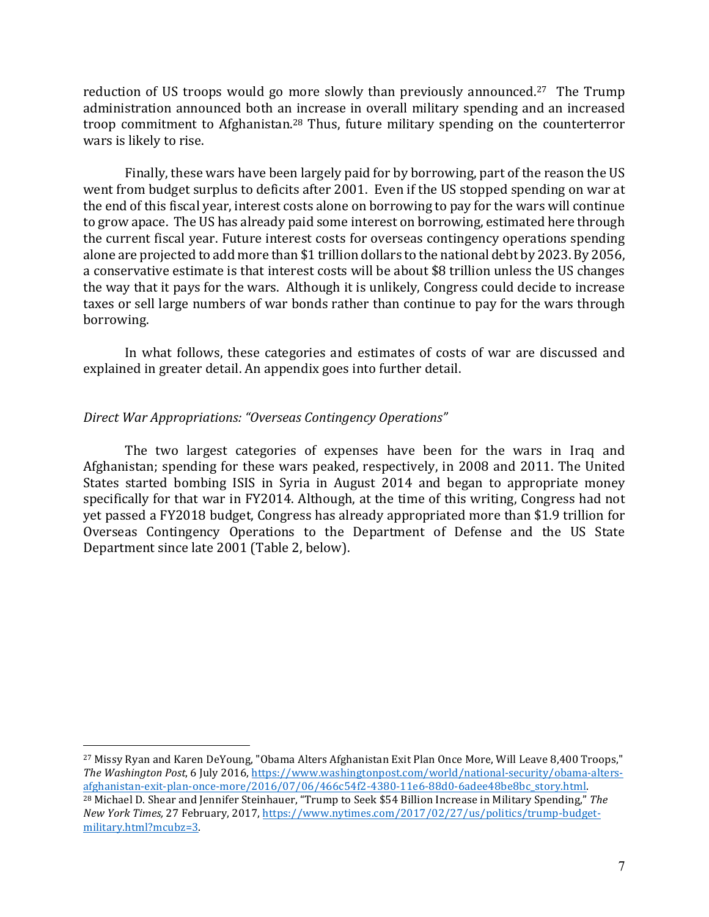reduction of US troops would go more slowly than previously announced.[27] The Trump administration announced both an increase in overall military spending and an increased troop commitment to Afghanistan.[28] Thus, future military spending on the counterterror wars is likely to rise.

Finally, these wars have been largely paid for by borrowing, part of the reason the US went from budget surplus to deficits after 2001. Even if the US stopped spending on war at the end of this fiscal year, interest costs alone on borrowing to pay for the wars will continue to grow apace. The US has already paid some interest on borrowing, estimated here through the current fiscal year. Future interest costs for overseas contingency operations spending alone are projected to add more than $1 trillion dollars to the national debt by 2023. By 2056, a conservative estimate is that interest costs will be about $8 trillion unless the US changes the way that it pays for the wars. Although it is unlikely, Congress could decide to increase taxes or sell large numbers of war bonds rather than continue to pay for the wars through borrowing.

In what follows, these categories and estimates of costs of war are discussed and explained in greater detail. An appendix goes into further detail.

### *Direct War Appropriations: "Overseas Contingency Operations"*

The two largest categories of expenses have been for the wars in Iraq and Afghanistan; spending for these wars peaked, respectively, in 2008 and 2011. The United States started bombing ISIS in Syria in August 2014 and began to appropriate money specifically for that war in FY2014. Although, at the time of this writing, Congress had not yet passed a FY2018 budget, Congress has already appropriated more than $1.9 trillion for Overseas Contingency Operations to the Department of Defense and the US State Department since late 2001 (Table 2, below).

---

[27] Missy Ryan and Karen DeYoung, "Obama Alters Afghanistan Exit Plan Once More, Will Leave 8,400 Troops," *The Washington Post*, 6 July 2016, https://www.washingtonpost.com/world/national-security/obama-alters-afghanistan-exit-plan-once-more/2016/07/06/466c54f2-4380-11e6-88d0-6adee48be8bc_story.html.

[28] Michael D. Shear and Jennifer Steinhauer, "Trump to Seek $54 Billion Increase in Military Spending," *The New York Times,* 27 February, 2017, https://www.nytimes.com/2017/02/27/us/politics/trump-budget-military.html?mcubz=3.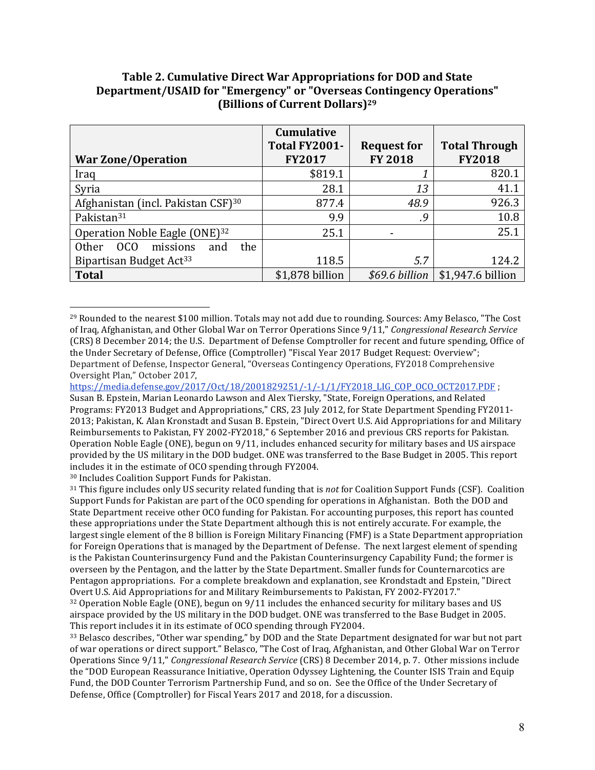**Table 2. Cumulative Direct War Appropriations for DOD and State Department/USAID for "Emergency" or "Overseas Contingency Operations" (Billions of Current Dollars)[29]**

| War Zone/Operation | Cumulative Total FY2001-FY2017 | Request for FY 2018 | Total Through FY2018 |
|---|---|---|---|
| Iraq | $819.1 | *1* | 820.1 |
| Syria | 28.1 | *13* | 41.1 |
| Afghanistan (incl. Pakistan CSF)[30] | 877.4 | *48.9* | 926.3 |
| Pakistan[31] | 9.9 | *.9* | 10.8 |
| Operation Noble Eagle (ONE)[32] | 25.1 | - | 25.1 |
| Other OCO missions and the Bipartisan Budget Act[33] | 118.5 | *5.7* | 124.2 |
| **Total** | $1,878 billion | *$69.6 billion* | $1,947.6 billion |

---

[29] Rounded to the nearest $100 million. Totals may not add due to rounding. Sources: Amy Belasco, "The Cost of Iraq, Afghanistan, and Other Global War on Terror Operations Since 9/11," *Congressional Research Service* (CRS) 8 December 2014; the U.S. Department of Defense Comptroller for recent and future spending, Office of the Under Secretary of Defense, Office (Comptroller) "Fiscal Year 2017 Budget Request: Overview"; Department of Defense, Inspector General, "Overseas Contingency Operations, FY2018 Comprehensive Oversight Plan," October 2017, https://media.defense.gov/2017/Oct/18/2001829251/-1/-1/1/FY2018_LIG_COP_OCO_OCT2017.PDF ; Susan B. Epstein, Marian Leonardo Lawson and Alex Tiersky, "State, Foreign Operations, and Related Programs: FY2013 Budget and Appropriations," CRS, 23 July 2012, for State Department Spending FY2011-2013; Pakistan, K. Alan Kronstadt and Susan B. Epstein, "Direct Overt U.S. Aid Appropriations for and Military Reimbursements to Pakistan, FY 2002-FY2018," 6 September 2016 and previous CRS reports for Pakistan. Operation Noble Eagle (ONE), begun on 9/11, includes enhanced security for military bases and US airspace provided by the US military in the DOD budget. ONE was transferred to the Base Budget in 2005. This report includes it in the estimate of OCO spending through FY2004.

[30] Includes Coalition Support Funds for Pakistan.

[31] This figure includes only US security related funding that is *not* for Coalition Support Funds (CSF). Coalition Support Funds for Pakistan are part of the OCO spending for operations in Afghanistan. Both the DOD and State Department receive other OCO funding for Pakistan. For accounting purposes, this report has counted these appropriations under the State Department although this is not entirely accurate. For example, the largest single element of the 8 billion is Foreign Military Financing (FMF) is a State Department appropriation for Foreign Operations that is managed by the Department of Defense. The next largest element of spending is the Pakistan Counterinsurgency Fund and the Pakistan Counterinsurgency Capability Fund; the former is overseen by the Pentagon, and the latter by the State Department. Smaller funds for Counternarcotics are Pentagon appropriations. For a complete breakdown and explanation, see Krondstadt and Epstein, "Direct Overt U.S. Aid Appropriations for and Military Reimbursements to Pakistan, FY 2002-FY2017."

[32] Operation Noble Eagle (ONE), begun on 9/11 includes the enhanced security for military bases and US airspace provided by the US military in the DOD budget. ONE was transferred to the Base Budget in 2005. This report includes it in its estimate of OCO spending through FY2004.

[33] Belasco describes, "Other war spending," by DOD and the State Department designated for war but not part of war operations or direct support." Belasco, "The Cost of Iraq, Afghanistan, and Other Global War on Terror Operations Since 9/11," *Congressional Research Service* (CRS) 8 December 2014, p. 7. Other missions include the "DOD European Reassurance Initiative, Operation Odyssey Lightening, the Counter ISIS Train and Equip Fund, the DOD Counter Terrorism Partnership Fund, and so on. See the Office of the Under Secretary of Defense, Office (Comptroller) for Fiscal Years 2017 and 2018, for a discussion.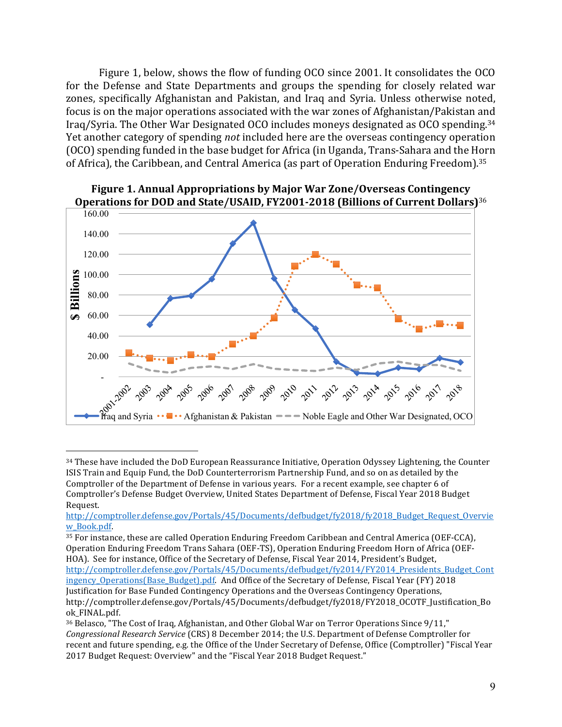Figure 1, below, shows the flow of funding OCO since 2001. It consolidates the OCO for the Defense and State Departments and groups the spending for closely related war zones, specifically Afghanistan and Pakistan, and Iraq and Syria. Unless otherwise noted, focus is on the major operations associated with the war zones of Afghanistan/Pakistan and Iraq/Syria. The Other War Designated OCO includes moneys designated as OCO spending.[34] Yet another category of spending *not* included here are the overseas contingency operation (OCO) spending funded in the base budget for Africa (in Uganda, Trans-Sahara and the Horn of Africa), the Caribbean, and Central America (as part of Operation Enduring Freedom).[35]

**Figure 1. Annual Appropriations by Major War Zone/Overseas Contingency Operations for DOD and State/USAID, FY2001-2018 (Billions of Current Dollars)**[36]

---

[34] These have included the DoD European Reassurance Initiative, Operation Odyssey Lightening, the Counter ISIS Train and Equip Fund, the DoD Counterterrorism Partnership Fund, and so on as detailed by the Comptroller of the Department of Defense in various years. For a recent example, see chapter 6 of Comptroller's Defense Budget Overview, United States Department of Defense, Fiscal Year 2018 Budget Request. http://comptroller.defense.gov/Portals/45/Documents/defbudget/fy2018/fy2018_Budget_Request_Overview_Book.pdf.

[35] For instance, these are called Operation Enduring Freedom Caribbean and Central America (OEF-CCA), Operation Enduring Freedom Trans Sahara (OEF-TS), Operation Enduring Freedom Horn of Africa (OEF-HOA). See for instance, Office of the Secretary of Defense, Fiscal Year 2014, President's Budget, http://comptroller.defense.gov/Portals/45/Documents/defbudget/fy2014/FY2014_Presidents_Budget_Contingency_Operations(Base_Budget).pdf. And Office of the Secretary of Defense, Fiscal Year (FY) 2018 Justification for Base Funded Contingency Operations and the Overseas Contingency Operations, http://comptroller.defense.gov/Portals/45/Documents/defbudget/fy2018/FY2018_OCOTF_Justification_Book_FINAL.pdf.

[36] Belasco, "The Cost of Iraq, Afghanistan, and Other Global War on Terror Operations Since 9/11," *Congressional Research Service* (CRS) 8 December 2014; the U.S. Department of Defense Comptroller for recent and future spending, e.g. the Office of the Under Secretary of Defense, Office (Comptroller) "Fiscal Year 2017 Budget Request: Overview" and the "Fiscal Year 2018 Budget Request."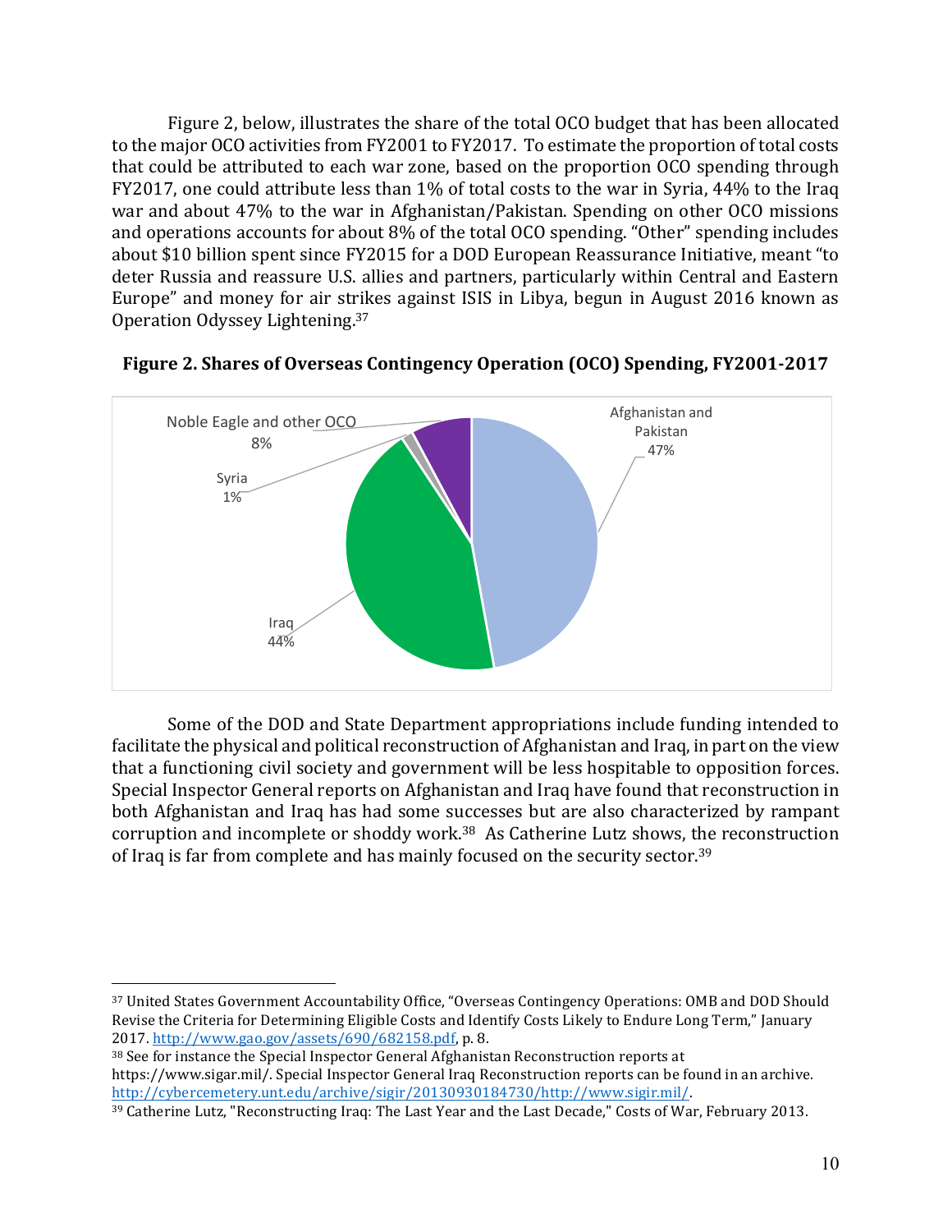Figure 2, below, illustrates the share of the total OCO budget that has been allocated to the major OCO activities from FY2001 to FY2017. To estimate the proportion of total costs that could be attributed to each war zone, based on the proportion OCO spending through FY2017, one could attribute less than 1% of total costs to the war in Syria, 44% to the Iraq war and about 47% to the war in Afghanistan/Pakistan. Spending on other OCO missions and operations accounts for about 8% of the total OCO spending. "Other" spending includes about $10 billion spent since FY2015 for a DOD European Reassurance Initiative, meant "to deter Russia and reassure U.S. allies and partners, particularly within Central and Eastern Europe" and money for air strikes against ISIS in Libya, begun in August 2016 known as Operation Odyssey Lightening.[37]

**Figure 2. Shares of Overseas Contingency Operation (OCO) Spending, FY2001-2017**

| Category | Share |
|---|---|
| Afghanistan and Pakistan | 47% |
| Iraq | 44% |
| Syria | 1% |
| Noble Eagle and other OCO | 8% |

Some of the DOD and State Department appropriations include funding intended to facilitate the physical and political reconstruction of Afghanistan and Iraq, in part on the view that a functioning civil society and government will be less hospitable to opposition forces. Special Inspector General reports on Afghanistan and Iraq have found that reconstruction in both Afghanistan and Iraq has had some successes but are also characterized by rampant corruption and incomplete or shoddy work.[38] As Catherine Lutz shows, the reconstruction of Iraq is far from complete and has mainly focused on the security sector.[39]

---

[37] United States Government Accountability Office, "Overseas Contingency Operations: OMB and DOD Should Revise the Criteria for Determining Eligible Costs and Identify Costs Likely to Endure Long Term," January 2017. http://www.gao.gov/assets/690/682158.pdf, p. 8.

[38] See for instance the Special Inspector General Afghanistan Reconstruction reports at https://www.sigar.mil/. Special Inspector General Iraq Reconstruction reports can be found in an archive. http://cybercemetery.unt.edu/archive/sigir/20130930184730/http://www.sigir.mil/.

[39] Catherine Lutz, "Reconstructing Iraq: The Last Year and the Last Decade," Costs of War, February 2013.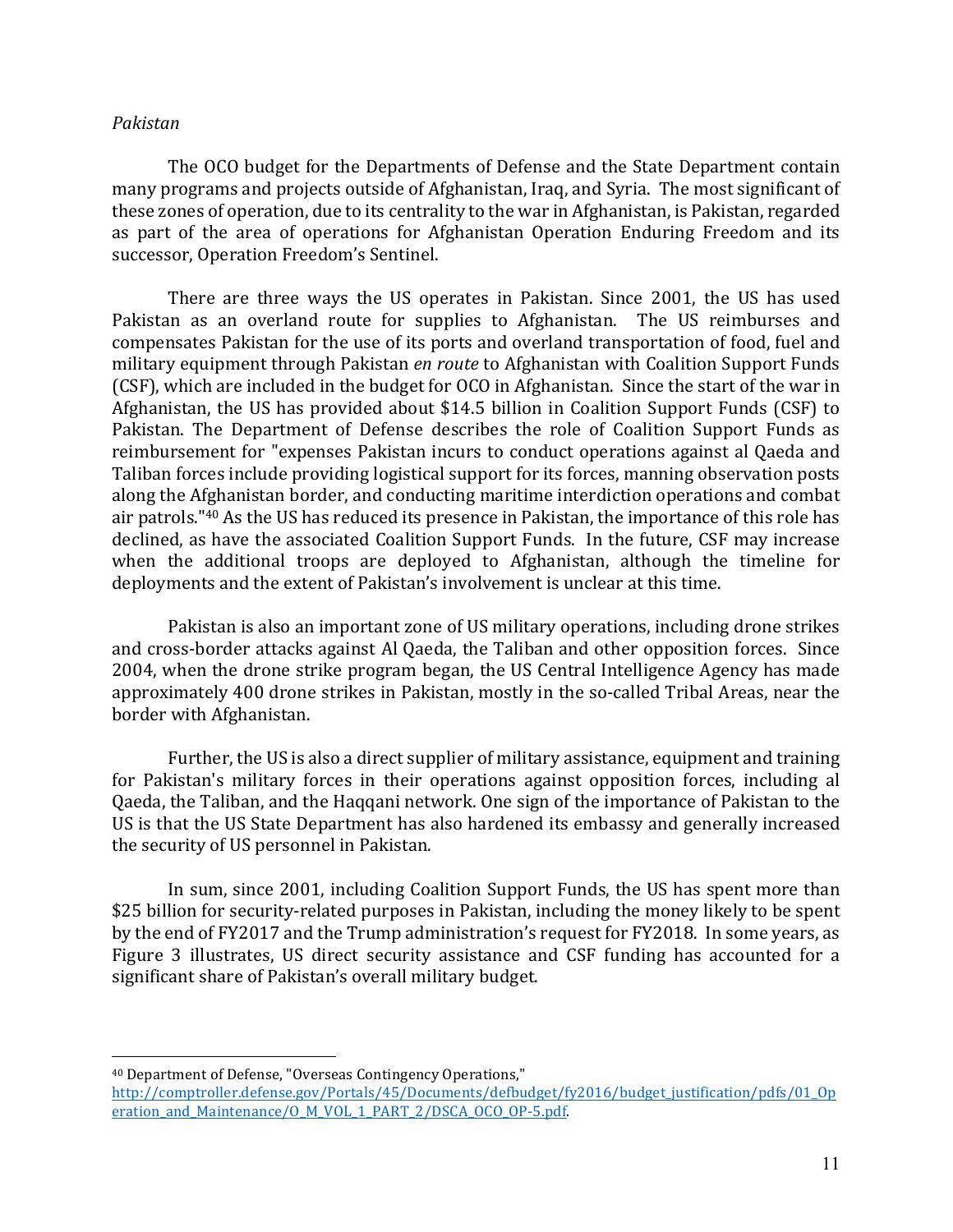*Pakistan*

The OCO budget for the Departments of Defense and the State Department contain many programs and projects outside of Afghanistan, Iraq, and Syria. The most significant of these zones of operation, due to its centrality to the war in Afghanistan, is Pakistan, regarded as part of the area of operations for Afghanistan Operation Enduring Freedom and its successor, Operation Freedom's Sentinel.

There are three ways the US operates in Pakistan. Since 2001, the US has used Pakistan as an overland route for supplies to Afghanistan. The US reimburses and compensates Pakistan for the use of its ports and overland transportation of food, fuel and military equipment through Pakistan *en route* to Afghanistan with Coalition Support Funds (CSF), which are included in the budget for OCO in Afghanistan. Since the start of the war in Afghanistan, the US has provided about $14.5 billion in Coalition Support Funds (CSF) to Pakistan. The Department of Defense describes the role of Coalition Support Funds as reimbursement for "expenses Pakistan incurs to conduct operations against al Qaeda and Taliban forces include providing logistical support for its forces, manning observation posts along the Afghanistan border, and conducting maritime interdiction operations and combat air patrols."[40] As the US has reduced its presence in Pakistan, the importance of this role has declined, as have the associated Coalition Support Funds. In the future, CSF may increase when the additional troops are deployed to Afghanistan, although the timeline for deployments and the extent of Pakistan's involvement is unclear at this time.

Pakistan is also an important zone of US military operations, including drone strikes and cross-border attacks against Al Qaeda, the Taliban and other opposition forces. Since 2004, when the drone strike program began, the US Central Intelligence Agency has made approximately 400 drone strikes in Pakistan, mostly in the so-called Tribal Areas, near the border with Afghanistan.

Further, the US is also a direct supplier of military assistance, equipment and training for Pakistan's military forces in their operations against opposition forces, including al Qaeda, the Taliban, and the Haqqani network. One sign of the importance of Pakistan to the US is that the US State Department has also hardened its embassy and generally increased the security of US personnel in Pakistan.

In sum, since 2001, including Coalition Support Funds, the US has spent more than $25 billion for security-related purposes in Pakistan, including the money likely to be spent by the end of FY2017 and the Trump administration's request for FY2018. In some years, as Figure 3 illustrates, US direct security assistance and CSF funding has accounted for a significant share of Pakistan's overall military budget.

---

[40] Department of Defense, "Overseas Contingency Operations," http://comptroller.defense.gov/Portals/45/Documents/defbudget/fy2016/budget_justification/pdfs/01_Operation_and_Maintenance/O_M_VOL_1_PART_2/DSCA_OCO_OP-5.pdf.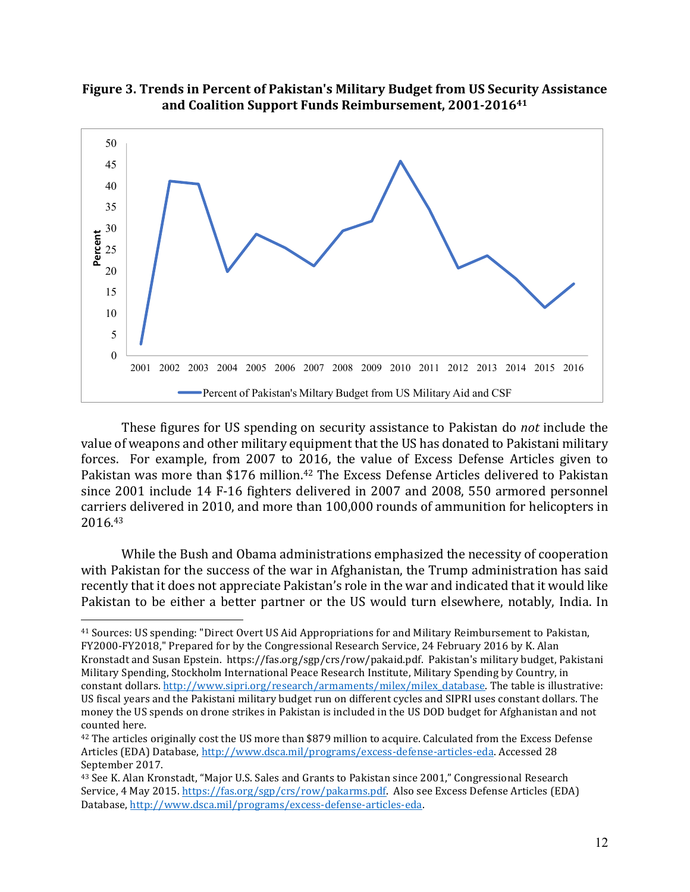**Figure 3. Trends in Percent of Pakistan's Military Budget from US Security Assistance and Coalition Support Funds Reimbursement, 2001-2016**[41]

These figures for US spending on security assistance to Pakistan do *not* include the value of weapons and other military equipment that the US has donated to Pakistani military forces. For example, from 2007 to 2016, the value of Excess Defense Articles given to Pakistan was more than $176 million.[42] The Excess Defense Articles delivered to Pakistan since 2001 include 14 F-16 fighters delivered in 2007 and 2008, 550 armored personnel carriers delivered in 2010, and more than 100,000 rounds of ammunition for helicopters in 2016.[43]

While the Bush and Obama administrations emphasized the necessity of cooperation with Pakistan for the success of the war in Afghanistan, the Trump administration has said recently that it does not appreciate Pakistan's role in the war and indicated that it would like Pakistan to be either a better partner or the US would turn elsewhere, notably, India. In

---

[41] Sources: US spending: "Direct Overt US Aid Appropriations for and Military Reimbursement to Pakistan, FY2000-FY2018," Prepared for by the Congressional Research Service, 24 February 2016 by K. Alan Kronstadt and Susan Epstein. https://fas.org/sgp/crs/row/pakaid.pdf. Pakistan's military budget, Pakistani Military Spending, Stockholm International Peace Research Institute, Military Spending by Country, in constant dollars. http://www.sipri.org/research/armaments/milex/milex_database. The table is illustrative: US fiscal years and the Pakistani military budget run on different cycles and SIPRI uses constant dollars. The money the US spends on drone strikes in Pakistan is included in the US DOD budget for Afghanistan and not counted here.

[42] The articles originally cost the US more than $879 million to acquire. Calculated from the Excess Defense Articles (EDA) Database, http://www.dsca.mil/programs/excess-defense-articles-eda. Accessed 28 September 2017.

[43] See K. Alan Kronstadt, "Major U.S. Sales and Grants to Pakistan since 2001," Congressional Research Service, 4 May 2015. https://fas.org/sgp/crs/row/pakarms.pdf. Also see Excess Defense Articles (EDA) Database, http://www.dsca.mil/programs/excess-defense-articles-eda.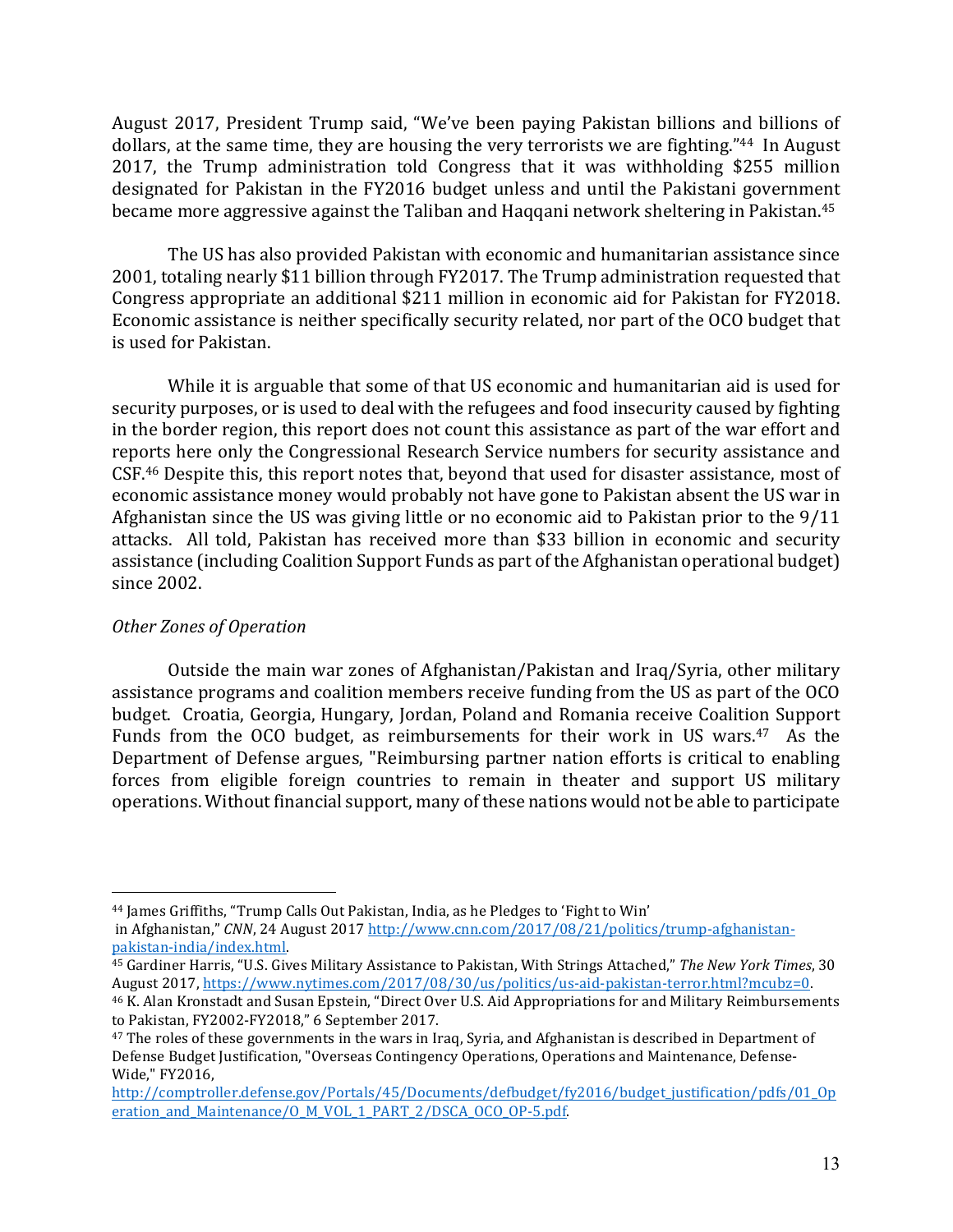August 2017, President Trump said, "We've been paying Pakistan billions and billions of dollars, at the same time, they are housing the very terrorists we are fighting."[44] In August 2017, the Trump administration told Congress that it was withholding $255 million designated for Pakistan in the FY2016 budget unless and until the Pakistani government became more aggressive against the Taliban and Haqqani network sheltering in Pakistan.[45]

The US has also provided Pakistan with economic and humanitarian assistance since 2001, totaling nearly $11 billion through FY2017. The Trump administration requested that Congress appropriate an additional $211 million in economic aid for Pakistan for FY2018. Economic assistance is neither specifically security related, nor part of the OCO budget that is used for Pakistan.

While it is arguable that some of that US economic and humanitarian aid is used for security purposes, or is used to deal with the refugees and food insecurity caused by fighting in the border region, this report does not count this assistance as part of the war effort and reports here only the Congressional Research Service numbers for security assistance and CSF.[46] Despite this, this report notes that, beyond that used for disaster assistance, most of economic assistance money would probably not have gone to Pakistan absent the US war in Afghanistan since the US was giving little or no economic aid to Pakistan prior to the 9/11 attacks. All told, Pakistan has received more than $33 billion in economic and security assistance (including Coalition Support Funds as part of the Afghanistan operational budget) since 2002.

*Other Zones of Operation*

Outside the main war zones of Afghanistan/Pakistan and Iraq/Syria, other military assistance programs and coalition members receive funding from the US as part of the OCO budget. Croatia, Georgia, Hungary, Jordan, Poland and Romania receive Coalition Support Funds from the OCO budget, as reimbursements for their work in US wars.[47] As the Department of Defense argues, "Reimbursing partner nation efforts is critical to enabling forces from eligible foreign countries to remain in theater and support US military operations. Without financial support, many of these nations would not be able to participate

---

[44] James Griffiths, "Trump Calls Out Pakistan, India, as he Pledges to 'Fight to Win' in Afghanistan," *CNN*, 24 August 2017 http://www.cnn.com/2017/08/21/politics/trump-afghanistan-pakistan-india/index.html.

[45] Gardiner Harris, "U.S. Gives Military Assistance to Pakistan, With Strings Attached," *The New York Times*, 30 August 2017, https://www.nytimes.com/2017/08/30/us/politics/us-aid-pakistan-terror.html?mcubz=0.

[46] K. Alan Kronstadt and Susan Epstein, "Direct Over U.S. Aid Appropriations for and Military Reimbursements to Pakistan, FY2002-FY2018," 6 September 2017.

[47] The roles of these governments in the wars in Iraq, Syria, and Afghanistan is described in Department of Defense Budget Justification, "Overseas Contingency Operations, Operations and Maintenance, Defense-Wide," FY2016, http://comptroller.defense.gov/Portals/45/Documents/defbudget/fy2016/budget_justification/pdfs/01_Operation_and_Maintenance/O_M_VOL_1_PART_2/DSCA_OCO_OP-5.pdf.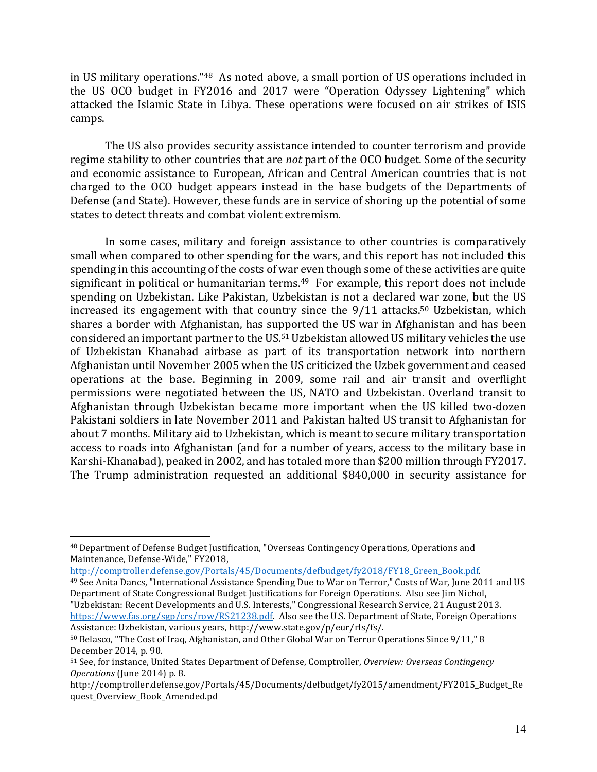in US military operations."[48] As noted above, a small portion of US operations included in the US OCO budget in FY2016 and 2017 were "Operation Odyssey Lightening" which attacked the Islamic State in Libya. These operations were focused on air strikes of ISIS camps.

The US also provides security assistance intended to counter terrorism and provide regime stability to other countries that are *not* part of the OCO budget. Some of the security and economic assistance to European, African and Central American countries that is not charged to the OCO budget appears instead in the base budgets of the Departments of Defense (and State). However, these funds are in service of shoring up the potential of some states to detect threats and combat violent extremism.

In some cases, military and foreign assistance to other countries is comparatively small when compared to other spending for the wars, and this report has not included this spending in this accounting of the costs of war even though some of these activities are quite significant in political or humanitarian terms.[49] For example, this report does not include spending on Uzbekistan. Like Pakistan, Uzbekistan is not a declared war zone, but the US increased its engagement with that country since the 9/11 attacks.[50] Uzbekistan, which shares a border with Afghanistan, has supported the US war in Afghanistan and has been considered an important partner to the US.[51] Uzbekistan allowed US military vehicles the use of Uzbekistan Khanabad airbase as part of its transportation network into northern Afghanistan until November 2005 when the US criticized the Uzbek government and ceased operations at the base. Beginning in 2009, some rail and air transit and overflight permissions were negotiated between the US, NATO and Uzbekistan. Overland transit to Afghanistan through Uzbekistan became more important when the US killed two-dozen Pakistani soldiers in late November 2011 and Pakistan halted US transit to Afghanistan for about 7 months. Military aid to Uzbekistan, which is meant to secure military transportation access to roads into Afghanistan (and for a number of years, access to the military base in Karshi-Khanabad), peaked in 2002, and has totaled more than $200 million through FY2017. The Trump administration requested an additional $840,000 in security assistance for

---

[48] Department of Defense Budget Justification, "Overseas Contingency Operations, Operations and Maintenance, Defense-Wide," FY2018, http://comptroller.defense.gov/Portals/45/Documents/defbudget/fy2018/FY18_Green_Book.pdf.

[49] See Anita Dancs, "International Assistance Spending Due to War on Terror," Costs of War, June 2011 and US Department of State Congressional Budget Justifications for Foreign Operations. Also see Jim Nichol, "Uzbekistan: Recent Developments and U.S. Interests," Congressional Research Service, 21 August 2013. https://www.fas.org/sgp/crs/row/RS21238.pdf. Also see the U.S. Department of State, Foreign Operations Assistance: Uzbekistan, various years, http://www.state.gov/p/eur/rls/fs/.

[50] Belasco, "The Cost of Iraq, Afghanistan, and Other Global War on Terror Operations Since 9/11," 8 December 2014, p. 90.

[51] See, for instance, United States Department of Defense, Comptroller, *Overview: Overseas Contingency Operations* (June 2014) p. 8. http://comptroller.defense.gov/Portals/45/Documents/defbudget/fy2015/amendment/FY2015_Budget_Request_Overview_Book_Amended.pd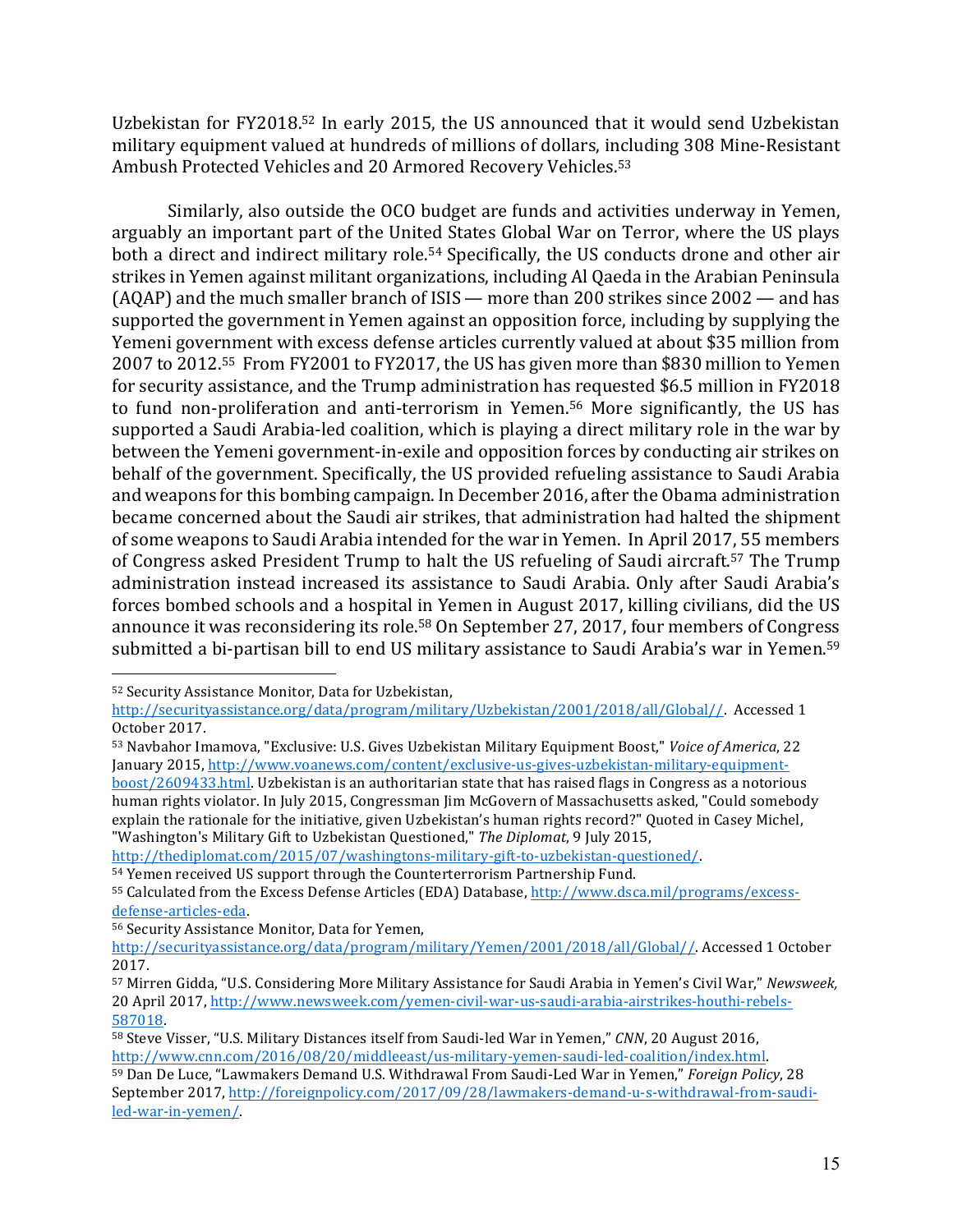Uzbekistan for FY2018.[52] In early 2015, the US announced that it would send Uzbekistan military equipment valued at hundreds of millions of dollars, including 308 Mine-Resistant Ambush Protected Vehicles and 20 Armored Recovery Vehicles.[53]

Similarly, also outside the OCO budget are funds and activities underway in Yemen, arguably an important part of the United States Global War on Terror, where the US plays both a direct and indirect military role.[54] Specifically, the US conducts drone and other air strikes in Yemen against militant organizations, including Al Qaeda in the Arabian Peninsula (AQAP) and the much smaller branch of ISIS — more than 200 strikes since 2002 — and has supported the government in Yemen against an opposition force, including by supplying the Yemeni government with excess defense articles currently valued at about $35 million from 2007 to 2012.[55] From FY2001 to FY2017, the US has given more than $830 million to Yemen for security assistance, and the Trump administration has requested $6.5 million in FY2018 to fund non-proliferation and anti-terrorism in Yemen.[56] More significantly, the US has supported a Saudi Arabia-led coalition, which is playing a direct military role in the war by between the Yemeni government-in-exile and opposition forces by conducting air strikes on behalf of the government. Specifically, the US provided refueling assistance to Saudi Arabia and weapons for this bombing campaign. In December 2016, after the Obama administration became concerned about the Saudi air strikes, that administration had halted the shipment of some weapons to Saudi Arabia intended for the war in Yemen. In April 2017, 55 members of Congress asked President Trump to halt the US refueling of Saudi aircraft.[57] The Trump administration instead increased its assistance to Saudi Arabia. Only after Saudi Arabia's forces bombed schools and a hospital in Yemen in August 2017, killing civilians, did the US announce it was reconsidering its role.[58] On September 27, 2017, four members of Congress submitted a bi-partisan bill to end US military assistance to Saudi Arabia's war in Yemen.[59]

---

[52] Security Assistance Monitor, Data for Uzbekistan, http://securityassistance.org/data/program/military/Uzbekistan/2001/2018/all/Global//. Accessed 1 October 2017.

[53] Navbahor Imamova, "Exclusive: U.S. Gives Uzbekistan Military Equipment Boost," *Voice of America*, 22 January 2015, http://www.voanews.com/content/exclusive-us-gives-uzbekistan-military-equipment-boost/2609433.html. Uzbekistan is an authoritarian state that has raised flags in Congress as a notorious human rights violator. In July 2015, Congressman Jim McGovern of Massachusetts asked, "Could somebody explain the rationale for the initiative, given Uzbekistan's human rights record?" Quoted in Casey Michel, "Washington's Military Gift to Uzbekistan Questioned," *The Diplomat*, 9 July 2015, http://thediplomat.com/2015/07/washingtons-military-gift-to-uzbekistan-questioned/.

[54] Yemen received US support through the Counterterrorism Partnership Fund.

[55] Calculated from the Excess Defense Articles (EDA) Database, http://www.dsca.mil/programs/excess-defense-articles-eda.

[56] Security Assistance Monitor, Data for Yemen, http://securityassistance.org/data/program/military/Yemen/2001/2018/all/Global//. Accessed 1 October 2017.

[57] Mirren Gidda, "U.S. Considering More Military Assistance for Saudi Arabia in Yemen's Civil War," *Newsweek,* 20 April 2017, http://www.newsweek.com/yemen-civil-war-us-saudi-arabia-airstrikes-houthi-rebels-587018.

[58] Steve Visser, "U.S. Military Distances itself from Saudi-led War in Yemen," *CNN*, 20 August 2016, http://www.cnn.com/2016/08/20/middleeast/us-military-yemen-saudi-led-coalition/index.html.

[59] Dan De Luce, "Lawmakers Demand U.S. Withdrawal From Saudi-Led War in Yemen," *Foreign Policy*, 28 September 2017, http://foreignpolicy.com/2017/09/28/lawmakers-demand-u-s-withdrawal-from-saudi-led-war-in-yemen/.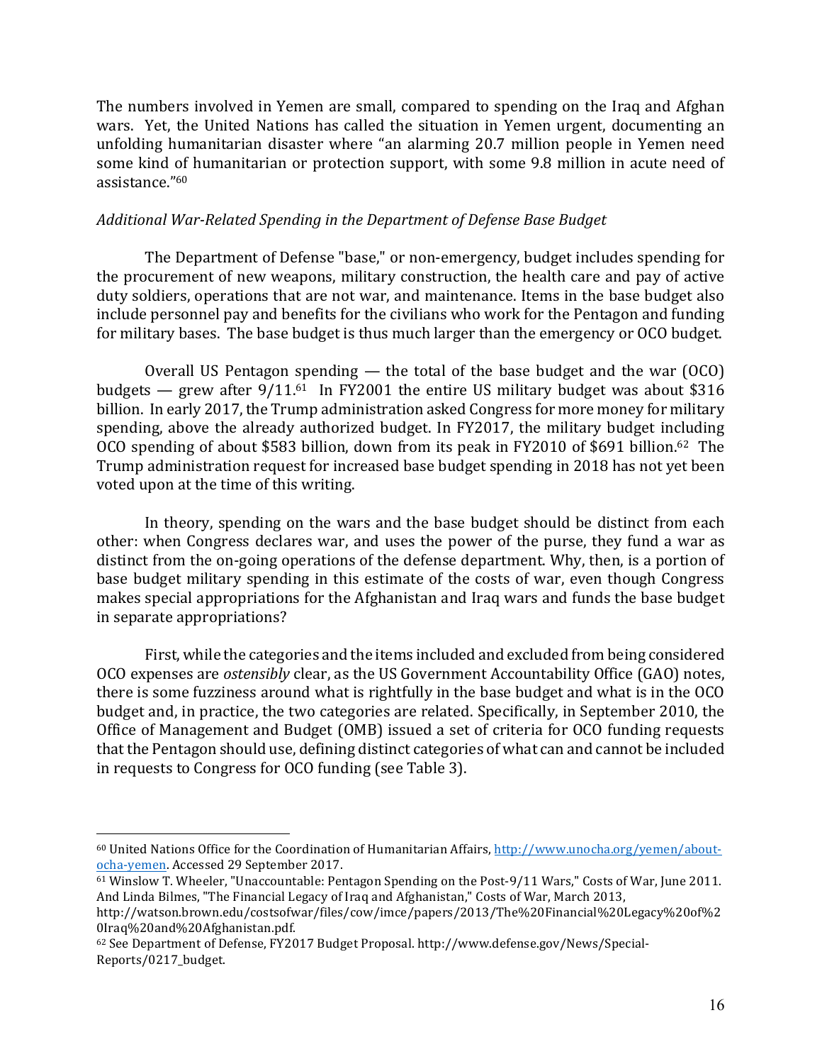The numbers involved in Yemen are small, compared to spending on the Iraq and Afghan wars. Yet, the United Nations has called the situation in Yemen urgent, documenting an unfolding humanitarian disaster where "an alarming 20.7 million people in Yemen need some kind of humanitarian or protection support, with some 9.8 million in acute need of assistance."[60]

*Additional War-Related Spending in the Department of Defense Base Budget*

The Department of Defense "base," or non-emergency, budget includes spending for the procurement of new weapons, military construction, the health care and pay of active duty soldiers, operations that are not war, and maintenance. Items in the base budget also include personnel pay and benefits for the civilians who work for the Pentagon and funding for military bases. The base budget is thus much larger than the emergency or OCO budget.

Overall US Pentagon spending — the total of the base budget and the war (OCO) budgets — grew after 9/11.[61] In FY2001 the entire US military budget was about $316 billion. In early 2017, the Trump administration asked Congress for more money for military spending, above the already authorized budget. In FY2017, the military budget including OCO spending of about $583 billion, down from its peak in FY2010 of $691 billion.[62] The Trump administration request for increased base budget spending in 2018 has not yet been voted upon at the time of this writing.

In theory, spending on the wars and the base budget should be distinct from each other: when Congress declares war, and uses the power of the purse, they fund a war as distinct from the on-going operations of the defense department. Why, then, is a portion of base budget military spending in this estimate of the costs of war, even though Congress makes special appropriations for the Afghanistan and Iraq wars and funds the base budget in separate appropriations?

First, while the categories and the items included and excluded from being considered OCO expenses are *ostensibly* clear, as the US Government Accountability Office (GAO) notes, there is some fuzziness around what is rightfully in the base budget and what is in the OCO budget and, in practice, the two categories are related. Specifically, in September 2010, the Office of Management and Budget (OMB) issued a set of criteria for OCO funding requests that the Pentagon should use, defining distinct categories of what can and cannot be included in requests to Congress for OCO funding (see Table 3).

---

[60] United Nations Office for the Coordination of Humanitarian Affairs, http://www.unocha.org/yemen/about-ocha-yemen. Accessed 29 September 2017.

[61] Winslow T. Wheeler, "Unaccountable: Pentagon Spending on the Post-9/11 Wars," Costs of War, June 2011. And Linda Bilmes, "The Financial Legacy of Iraq and Afghanistan," Costs of War, March 2013, http://watson.brown.edu/costsofwar/files/cow/imce/papers/2013/The%20Financial%20Legacy%20of%20Iraq%20and%20Afghanistan.pdf.

[62] See Department of Defense, FY2017 Budget Proposal. http://www.defense.gov/News/Special-Reports/0217_budget.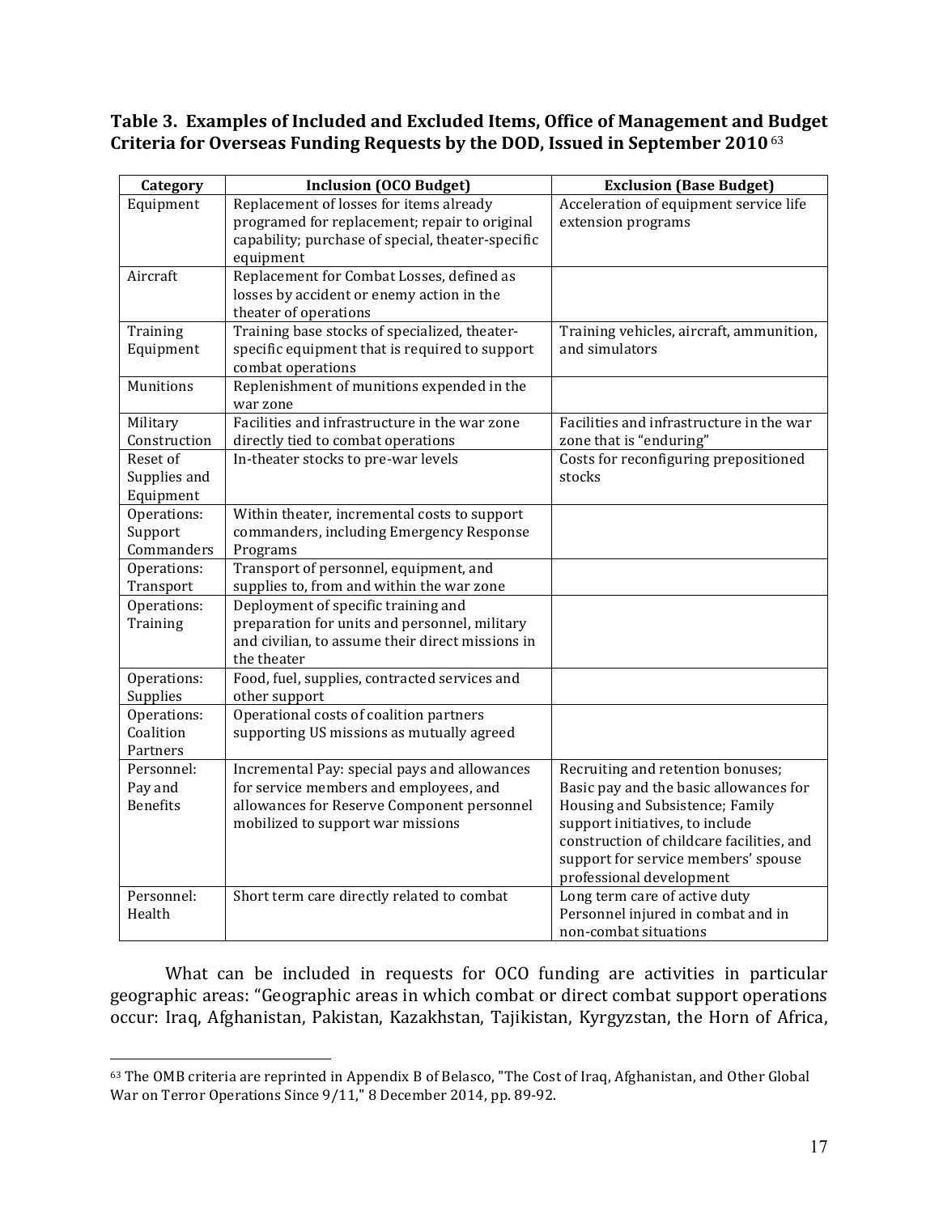**Table 3. Examples of Included and Excluded Items, Office of Management and Budget Criteria for Overseas Funding Requests by the DOD, Issued in September 2010** [63]

| Category | Inclusion (OCO Budget) | Exclusion (Base Budget) |
|---|---|---|
| Equipment | Replacement of losses for items already programed for replacement; repair to original capability; purchase of special, theater-specific equipment | Acceleration of equipment service life extension programs |
| Aircraft | Replacement for Combat Losses, defined as losses by accident or enemy action in the theater of operations | |
| Training Equipment | Training base stocks of specialized, theater-specific equipment that is required to support combat operations | Training vehicles, aircraft, ammunition, and simulators |
| Munitions | Replenishment of munitions expended in the war zone | |
| Military Construction | Facilities and infrastructure in the war zone directly tied to combat operations | Facilities and infrastructure in the war zone that is "enduring" |
| Reset of Supplies and Equipment | In-theater stocks to pre-war levels | Costs for reconfiguring prepositioned stocks |
| Operations: Support Commanders | Within theater, incremental costs to support commanders, including Emergency Response Programs | |
| Operations: Transport | Transport of personnel, equipment, and supplies to, from and within the war zone | |
| Operations: Training | Deployment of specific training and preparation for units and personnel, military and civilian, to assume their direct missions in the theater | |
| Operations: Supplies | Food, fuel, supplies, contracted services and other support | |
| Operations: Coalition Partners | Operational costs of coalition partners supporting US missions as mutually agreed | |
| Personnel: Pay and Benefits | Incremental Pay: special pays and allowances for service members and employees, and allowances for Reserve Component personnel mobilized to support war missions | Recruiting and retention bonuses; Basic pay and the basic allowances for Housing and Subsistence; Family support initiatives, to include construction of childcare facilities, and support for service members' spouse professional development |
| Personnel: Health | Short term care directly related to combat | Long term care of active duty Personnel injured in combat and in non-combat situations |

What can be included in requests for OCO funding are activities in particular geographic areas: "Geographic areas in which combat or direct combat support operations occur: Iraq, Afghanistan, Pakistan, Kazakhstan, Tajikistan, Kyrgyzstan, the Horn of Africa,

[63] The OMB criteria are reprinted in Appendix B of Belasco, "The Cost of Iraq, Afghanistan, and Other Global War on Terror Operations Since 9/11," 8 December 2014, pp. 89-92.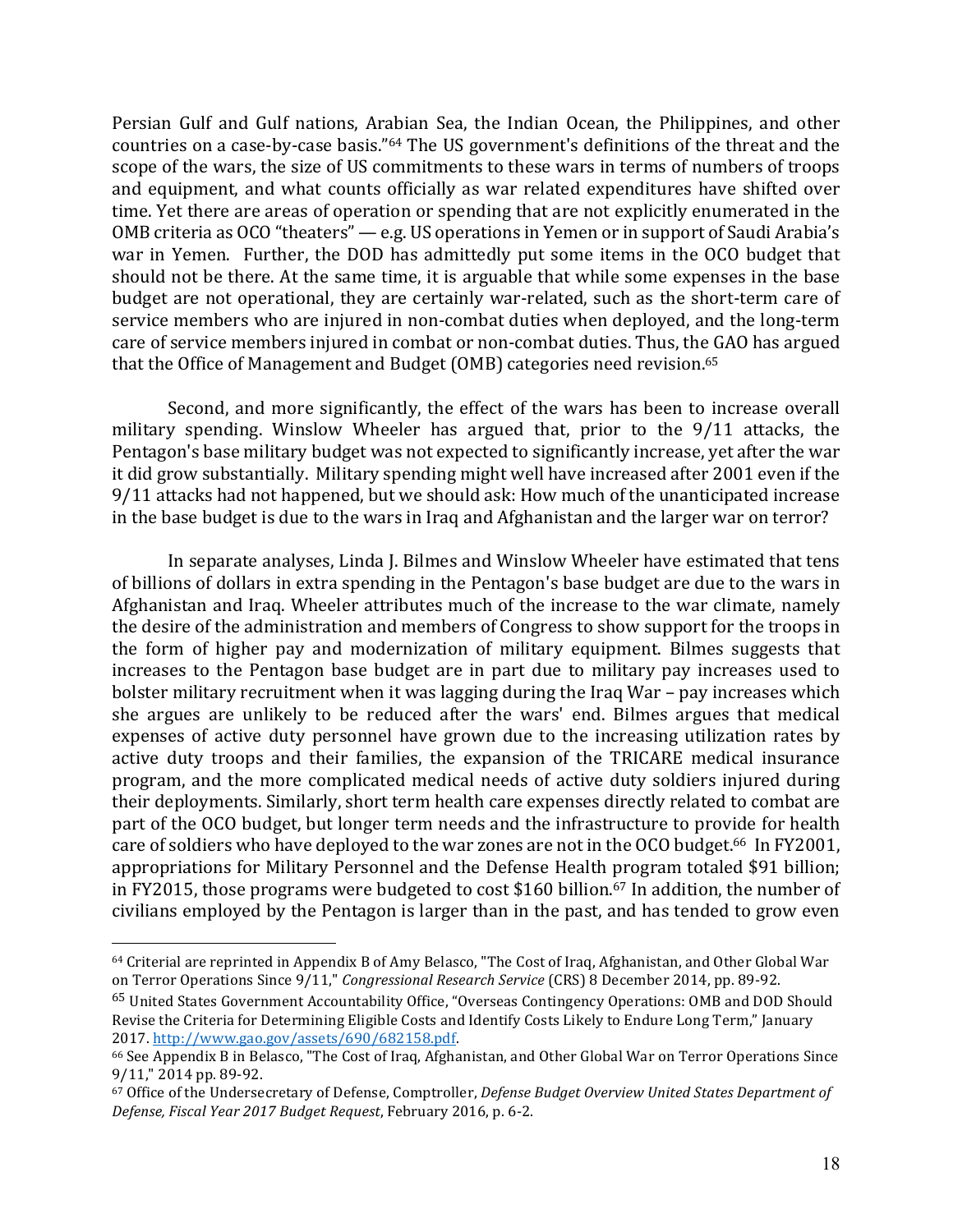Persian Gulf and Gulf nations, Arabian Sea, the Indian Ocean, the Philippines, and other countries on a case-by-case basis."[64] The US government's definitions of the threat and the scope of the wars, the size of US commitments to these wars in terms of numbers of troops and equipment, and what counts officially as war related expenditures have shifted over time. Yet there are areas of operation or spending that are not explicitly enumerated in the OMB criteria as OCO "theaters" — e.g. US operations in Yemen or in support of Saudi Arabia's war in Yemen. Further, the DOD has admittedly put some items in the OCO budget that should not be there. At the same time, it is arguable that while some expenses in the base budget are not operational, they are certainly war-related, such as the short-term care of service members who are injured in non-combat duties when deployed, and the long-term care of service members injured in combat or non-combat duties. Thus, the GAO has argued that the Office of Management and Budget (OMB) categories need revision.[65]

Second, and more significantly, the effect of the wars has been to increase overall military spending. Winslow Wheeler has argued that, prior to the 9/11 attacks, the Pentagon's base military budget was not expected to significantly increase, yet after the war it did grow substantially. Military spending might well have increased after 2001 even if the 9/11 attacks had not happened, but we should ask: How much of the unanticipated increase in the base budget is due to the wars in Iraq and Afghanistan and the larger war on terror?

In separate analyses, Linda J. Bilmes and Winslow Wheeler have estimated that tens of billions of dollars in extra spending in the Pentagon's base budget are due to the wars in Afghanistan and Iraq. Wheeler attributes much of the increase to the war climate, namely the desire of the administration and members of Congress to show support for the troops in the form of higher pay and modernization of military equipment. Bilmes suggests that increases to the Pentagon base budget are in part due to military pay increases used to bolster military recruitment when it was lagging during the Iraq War – pay increases which she argues are unlikely to be reduced after the wars' end. Bilmes argues that medical expenses of active duty personnel have grown due to the increasing utilization rates by active duty troops and their families, the expansion of the TRICARE medical insurance program, and the more complicated medical needs of active duty soldiers injured during their deployments. Similarly, short term health care expenses directly related to combat are part of the OCO budget, but longer term needs and the infrastructure to provide for health care of soldiers who have deployed to the war zones are not in the OCO budget.[66] In FY2001, appropriations for Military Personnel and the Defense Health program totaled $91 billion; in FY2015, those programs were budgeted to cost $160 billion.[67] In addition, the number of civilians employed by the Pentagon is larger than in the past, and has tended to grow even

---

[64] Criterial are reprinted in Appendix B of Amy Belasco, "The Cost of Iraq, Afghanistan, and Other Global War on Terror Operations Since 9/11," *Congressional Research Service* (CRS) 8 December 2014, pp. 89-92.

[65] United States Government Accountability Office, "Overseas Contingency Operations: OMB and DOD Should Revise the Criteria for Determining Eligible Costs and Identify Costs Likely to Endure Long Term," January 2017. http://www.gao.gov/assets/690/682158.pdf.

[66] See Appendix B in Belasco, "The Cost of Iraq, Afghanistan, and Other Global War on Terror Operations Since 9/11," 2014 pp. 89-92.

[67] Office of the Undersecretary of Defense, Comptroller, *Defense Budget Overview United States Department of Defense, Fiscal Year 2017 Budget Request*, February 2016, p. 6-2.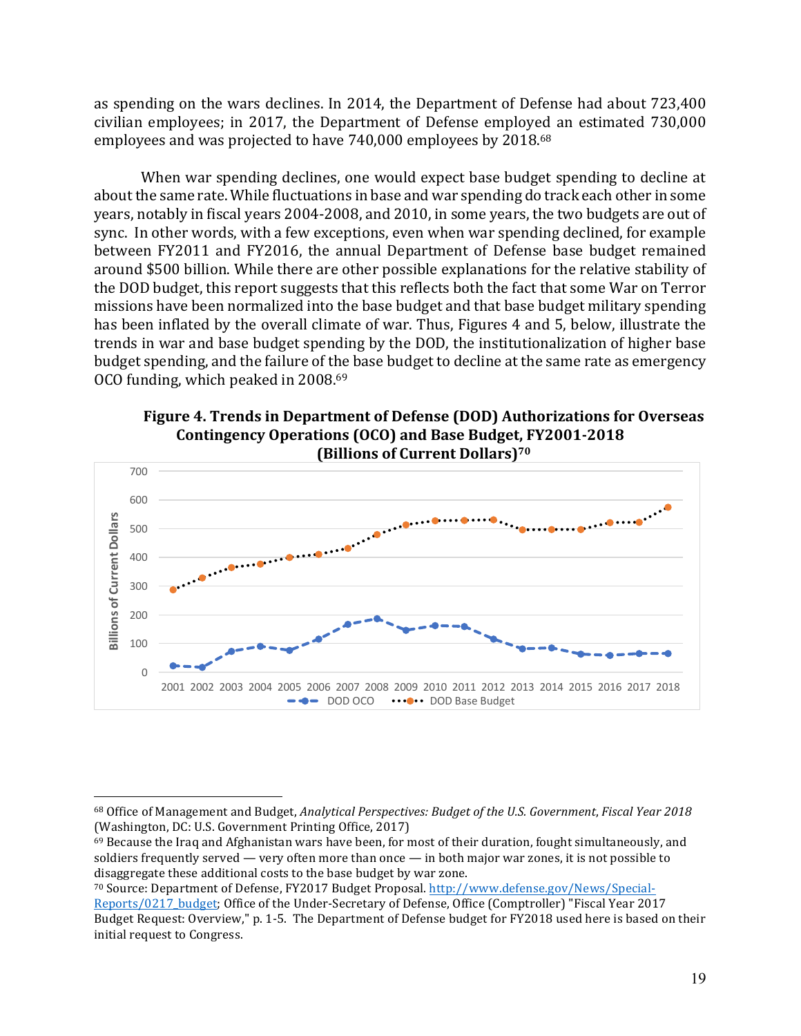as spending on the wars declines. In 2014, the Department of Defense had about 723,400 civilian employees; in 2017, the Department of Defense employed an estimated 730,000 employees and was projected to have 740,000 employees by 2018.[68]

When war spending declines, one would expect base budget spending to decline at about the same rate. While fluctuations in base and war spending do track each other in some years, notably in fiscal years 2004-2008, and 2010, in some years, the two budgets are out of sync. In other words, with a few exceptions, even when war spending declined, for example between FY2011 and FY2016, the annual Department of Defense base budget remained around $500 billion. While there are other possible explanations for the relative stability of the DOD budget, this report suggests that this reflects both the fact that some War on Terror missions have been normalized into the base budget and that base budget military spending has been inflated by the overall climate of war. Thus, Figures 4 and 5, below, illustrate the trends in war and base budget spending by the DOD, the institutionalization of higher base budget spending, and the failure of the base budget to decline at the same rate as emergency OCO funding, which peaked in 2008.[69]

**Figure 4. Trends in Department of Defense (DOD) Authorizations for Overseas Contingency Operations (OCO) and Base Budget, FY2001-2018 (Billions of Current Dollars)[70]**

Billions of Current Dollars

700
600
500
400
300
200
100
0

2001 2002 2003 2004 2005 2006 2007 2008 2009 2010 2011 2012 2013 2014 2015 2016 2017 2018

DOD OCO — DOD Base Budget

---

[68] Office of Management and Budget, *Analytical Perspectives: Budget of the U.S. Government, Fiscal Year 2018* (Washington, DC: U.S. Government Printing Office, 2017)

[69] Because the Iraq and Afghanistan wars have been, for most of their duration, fought simultaneously, and soldiers frequently served — very often more than once — in both major war zones, it is not possible to disaggregate these additional costs to the base budget by war zone.

[70] Source: Department of Defense, FY2017 Budget Proposal. http://www.defense.gov/News/Special-Reports/0217_budget; Office of the Under-Secretary of Defense, Office (Comptroller) "Fiscal Year 2017 Budget Request: Overview," p. 1-5. The Department of Defense budget for FY2018 used here is based on their initial request to Congress.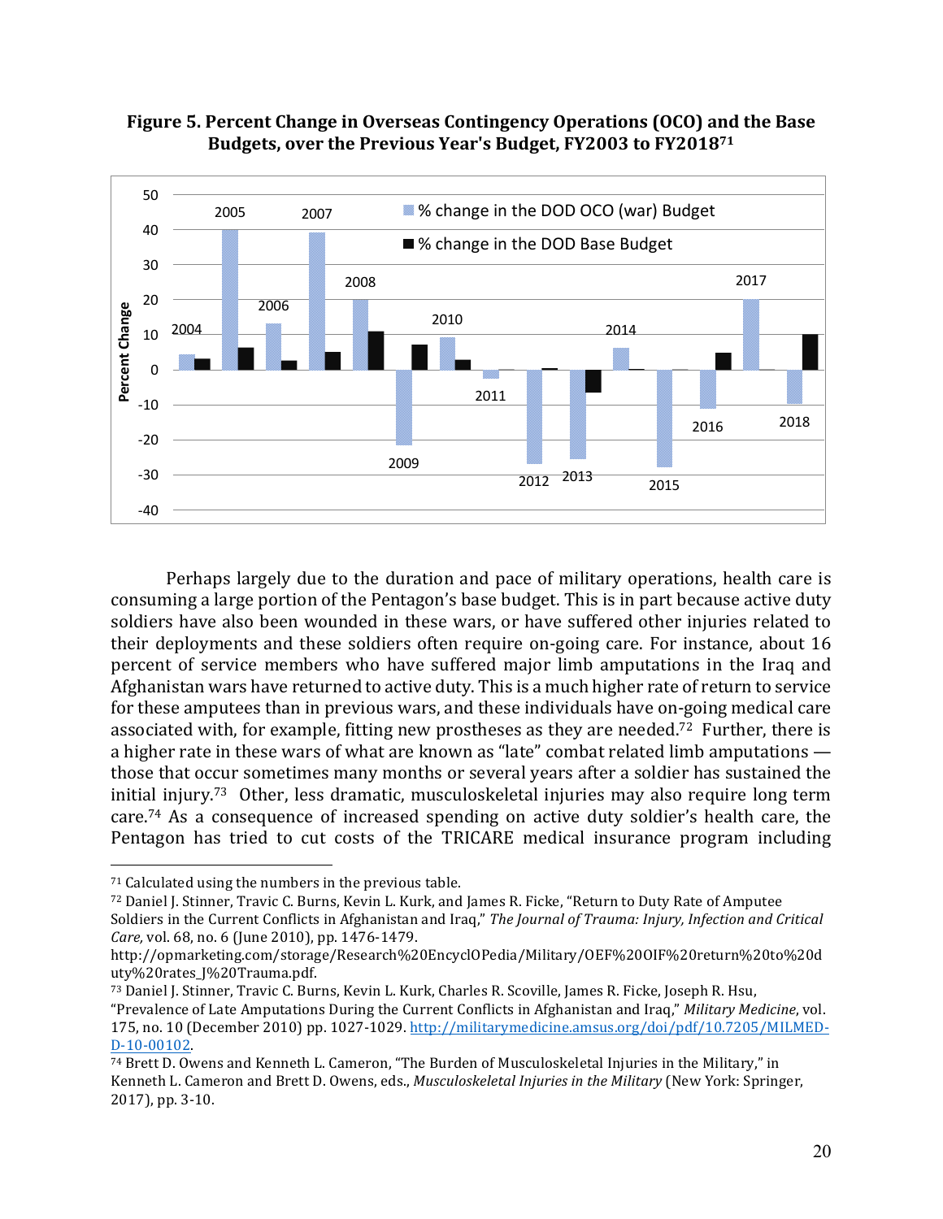**Figure 5. Percent Change in Overseas Contingency Operations (OCO) and the Base Budgets, over the Previous Year's Budget, FY2003 to FY2018**[71]

Perhaps largely due to the duration and pace of military operations, health care is consuming a large portion of the Pentagon's base budget. This is in part because active duty soldiers have also been wounded in these wars, or have suffered other injuries related to their deployments and these soldiers often require on-going care. For instance, about 16 percent of service members who have suffered major limb amputations in the Iraq and Afghanistan wars have returned to active duty. This is a much higher rate of return to service for these amputees than in previous wars, and these individuals have on-going medical care associated with, for example, fitting new prostheses as they are needed.[72] Further, there is a higher rate in these wars of what are known as "late" combat related limb amputations — those that occur sometimes many months or several years after a soldier has sustained the initial injury.[73] Other, less dramatic, musculoskeletal injuries may also require long term care.[74] As a consequence of increased spending on active duty soldier's health care, the Pentagon has tried to cut costs of the TRICARE medical insurance program including

---

[71] Calculated using the numbers in the previous table.

[72] Daniel J. Stinner, Travic C. Burns, Kevin L. Kurk, and James R. Ficke, "Return to Duty Rate of Amputee Soldiers in the Current Conflicts in Afghanistan and Iraq," *The Journal of Trauma: Injury, Infection and Critical Care,* vol. 68, no. 6 (June 2010), pp. 1476-1479. http://opmarketing.com/storage/Research%20EncyclOPedia/Military/OEF%20OIF%20return%20to%20duty%20rates_J%20Trauma.pdf.

[73] Daniel J. Stinner, Travic C. Burns, Kevin L. Kurk, Charles R. Scoville, James R. Ficke, Joseph R. Hsu, "Prevalence of Late Amputations During the Current Conflicts in Afghanistan and Iraq," *Military Medicine*, vol. 175, no. 10 (December 2010) pp. 1027-1029. http://militarymedicine.amsus.org/doi/pdf/10.7205/MILMED-D-10-00102.

[74] Brett D. Owens and Kenneth L. Cameron, "The Burden of Musculoskeletal Injuries in the Military," in Kenneth L. Cameron and Brett D. Owens, eds., *Musculoskeletal Injuries in the Military* (New York: Springer, 2017), pp. 3-10.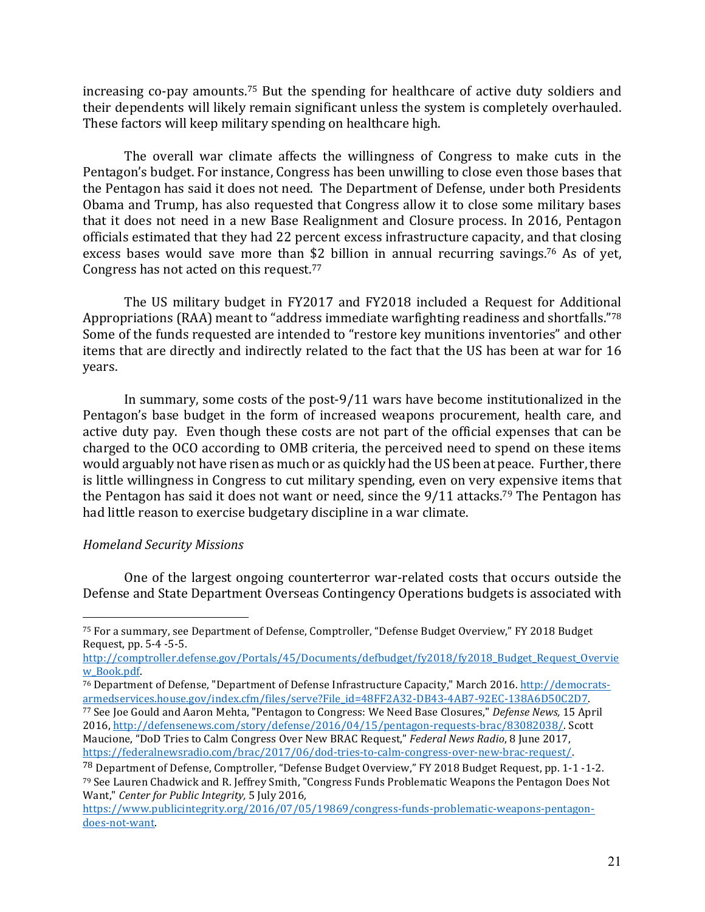increasing co-pay amounts.[75] But the spending for healthcare of active duty soldiers and their dependents will likely remain significant unless the system is completely overhauled. These factors will keep military spending on healthcare high.

The overall war climate affects the willingness of Congress to make cuts in the Pentagon's budget. For instance, Congress has been unwilling to close even those bases that the Pentagon has said it does not need. The Department of Defense, under both Presidents Obama and Trump, has also requested that Congress allow it to close some military bases that it does not need in a new Base Realignment and Closure process. In 2016, Pentagon officials estimated that they had 22 percent excess infrastructure capacity, and that closing excess bases would save more than $2 billion in annual recurring savings.[76] As of yet, Congress has not acted on this request.[77]

The US military budget in FY2017 and FY2018 included a Request for Additional Appropriations (RAA) meant to "address immediate warfighting readiness and shortfalls."[78] Some of the funds requested are intended to "restore key munitions inventories" and other items that are directly and indirectly related to the fact that the US has been at war for 16 years.

In summary, some costs of the post-9/11 wars have become institutionalized in the Pentagon's base budget in the form of increased weapons procurement, health care, and active duty pay. Even though these costs are not part of the official expenses that can be charged to the OCO according to OMB criteria, the perceived need to spend on these items would arguably not have risen as much or as quickly had the US been at peace. Further, there is little willingness in Congress to cut military spending, even on very expensive items that the Pentagon has said it does not want or need, since the 9/11 attacks.[79] The Pentagon has had little reason to exercise budgetary discipline in a war climate.

*Homeland Security Missions*

One of the largest ongoing counterterror war-related costs that occurs outside the Defense and State Department Overseas Contingency Operations budgets is associated with

---

[75] For a summary, see Department of Defense, Comptroller, "Defense Budget Overview," FY 2018 Budget Request, pp. 5-4 -5-5. http://comptroller.defense.gov/Portals/45/Documents/defbudget/fy2018/fy2018_Budget_Request_Overview_Book.pdf.

[76] Department of Defense, "Department of Defense Infrastructure Capacity," March 2016. http://democrats-armedservices.house.gov/index.cfm/files/serve?File_id=48FF2A32-DB43-4AB7-92EC-138A6D50C2D7.

[77] See Joe Gould and Aaron Mehta, "Pentagon to Congress: We Need Base Closures," *Defense News,* 15 April 2016, http://defensenews.com/story/defense/2016/04/15/pentagon-requests-brac/83082038/. Scott Maucione, "DoD Tries to Calm Congress Over New BRAC Request," *Federal News Radio*, 8 June 2017, https://federalnewsradio.com/brac/2017/06/dod-tries-to-calm-congress-over-new-brac-request/.

[78] Department of Defense, Comptroller, "Defense Budget Overview," FY 2018 Budget Request, pp. 1-1 -1-2.

[79] See Lauren Chadwick and R. Jeffrey Smith, "Congress Funds Problematic Weapons the Pentagon Does Not Want," *Center for Public Integrity,* 5 July 2016, https://www.publicintegrity.org/2016/07/05/19869/congress-funds-problematic-weapons-pentagon-does-not-want.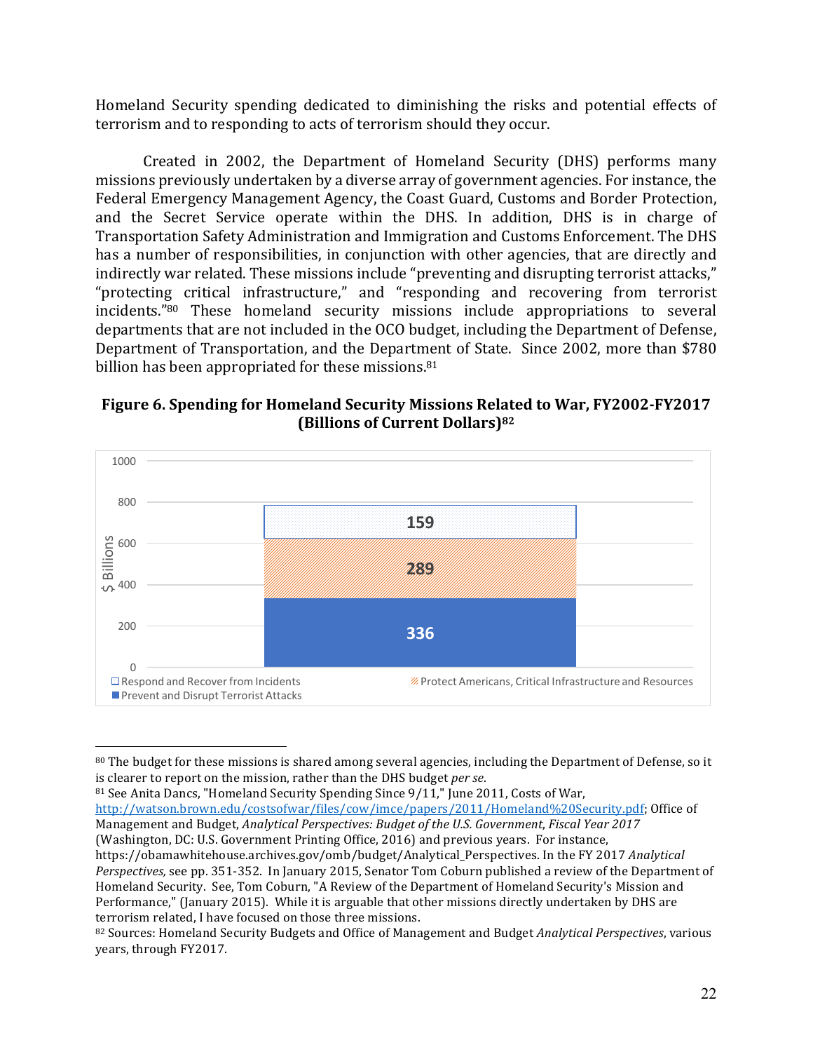Homeland Security spending dedicated to diminishing the risks and potential effects of terrorism and to responding to acts of terrorism should they occur.

Created in 2002, the Department of Homeland Security (DHS) performs many missions previously undertaken by a diverse array of government agencies. For instance, the Federal Emergency Management Agency, the Coast Guard, Customs and Border Protection, and the Secret Service operate within the DHS. In addition, DHS is in charge of Transportation Safety Administration and Immigration and Customs Enforcement. The DHS has a number of responsibilities, in conjunction with other agencies, that are directly and indirectly war related. These missions include "preventing and disrupting terrorist attacks," "protecting critical infrastructure," and "responding and recovering from terrorist incidents."[80] These homeland security missions include appropriations to several departments that are not included in the OCO budget, including the Department of Defense, Department of Transportation, and the Department of State. Since 2002, more than $780 billion has been appropriated for these missions.[81]

**Figure 6. Spending for Homeland Security Missions Related to War, FY2002-FY2017 (Billions of Current Dollars)[82]**

| Mission | $ Billions |
|---|---|
| Respond and Recover from Incidents | 159 |
| Protect Americans, Critical Infrastructure and Resources | 289 |
| Prevent and Disrupt Terrorist Attacks | 336 |

---

[80] The budget for these missions is shared among several agencies, including the Department of Defense, so it is clearer to report on the mission, rather than the DHS budget *per se*.

[81] See Anita Dancs, "Homeland Security Spending Since 9/11," June 2011, Costs of War, http://watson.brown.edu/costsofwar/files/cow/imce/papers/2011/Homeland%20Security.pdf; Office of Management and Budget, *Analytical Perspectives: Budget of the U.S. Government, Fiscal Year 2017* (Washington, DC: U.S. Government Printing Office, 2016) and previous years. For instance, https://obamawhitehouse.archives.gov/omb/budget/Analytical_Perspectives. In the FY 2017 *Analytical Perspectives,* see pp. 351-352. In January 2015, Senator Tom Coburn published a review of the Department of Homeland Security. See, Tom Coburn, "A Review of the Department of Homeland Security's Mission and Performance," (January 2015). While it is arguable that other missions directly undertaken by DHS are terrorism related, I have focused on those three missions.

[82] Sources: Homeland Security Budgets and Office of Management and Budget *Analytical Perspectives*, various years, through FY2017.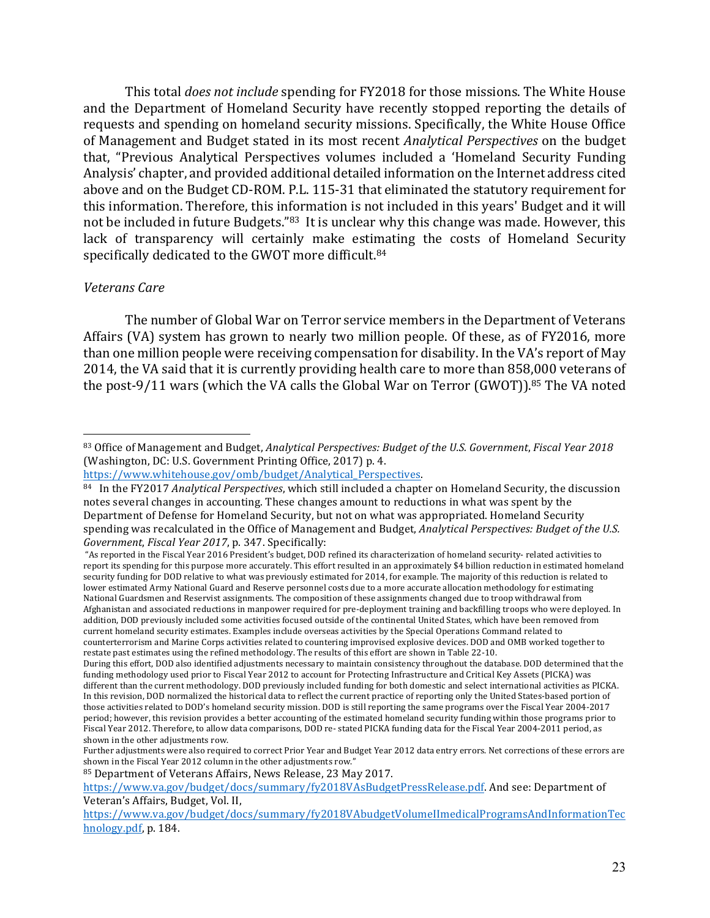This total *does not include* spending for FY2018 for those missions. The White House and the Department of Homeland Security have recently stopped reporting the details of requests and spending on homeland security missions. Specifically, the White House Office of Management and Budget stated in its most recent *Analytical Perspectives* on the budget that, "Previous Analytical Perspectives volumes included a 'Homeland Security Funding Analysis' chapter, and provided additional detailed information on the Internet address cited above and on the Budget CD-ROM. P.L. 115-31 that eliminated the statutory requirement for this information. Therefore, this information is not included in this years' Budget and it will not be included in future Budgets."[83] It is unclear why this change was made. However, this lack of transparency will certainly make estimating the costs of Homeland Security specifically dedicated to the GWOT more difficult.[84]

*Veterans Care*

The number of Global War on Terror service members in the Department of Veterans Affairs (VA) system has grown to nearly two million people. Of these, as of FY2016, more than one million people were receiving compensation for disability. In the VA's report of May 2014, the VA said that it is currently providing health care to more than 858,000 veterans of the post-9/11 wars (which the VA calls the Global War on Terror (GWOT)).[85] The VA noted

---

[83] Office of Management and Budget, *Analytical Perspectives: Budget of the U.S. Government*, *Fiscal Year 2018* (Washington, DC: U.S. Government Printing Office, 2017) p. 4. https://www.whitehouse.gov/omb/budget/Analytical_Perspectives.

[84] In the FY2017 *Analytical Perspectives*, which still included a chapter on Homeland Security, the discussion notes several changes in accounting. These changes amount to reductions in what was spent by the Department of Defense for Homeland Security, but not on what was appropriated. Homeland Security spending was recalculated in the Office of Management and Budget, *Analytical Perspectives: Budget of the U.S. Government*, *Fiscal Year 2017*, p. 347. Specifically:

"As reported in the Fiscal Year 2016 President's budget, DOD refined its characterization of homeland security- related activities to report its spending for this purpose more accurately. This effort resulted in an approximately $4 billion reduction in estimated homeland security funding for DOD relative to what was previously estimated for 2014, for example. The majority of this reduction is related to lower estimated Army National Guard and Reserve personnel costs due to a more accurate allocation methodology for estimating National Guardsmen and Reservist assignments. The composition of these assignments changed due to troop withdrawal from Afghanistan and associated reductions in manpower required for pre-deployment training and backfilling troops who were deployed. In addition, DOD previously included some activities focused outside of the continental United States, which have been removed from current homeland security estimates. Examples include overseas activities by the Special Operations Command related to counterterrorism and Marine Corps activities related to countering improvised explosive devices. DOD and OMB worked together to restate past estimates using the refined methodology. The results of this effort are shown in Table 22-10.

During this effort, DOD also identified adjustments necessary to maintain consistency throughout the database. DOD determined that the funding methodology used prior to Fiscal Year 2012 to account for Protecting Infrastructure and Critical Key Assets (PICKA) was different than the current methodology. DOD previously included funding for both domestic and select international activities as PICKA. In this revision, DOD normalized the historical data to reflect the current practice of reporting only the United States-based portion of those activities related to DOD's homeland security mission. DOD is still reporting the same programs over the Fiscal Year 2004-2017 period; however, this revision provides a better accounting of the estimated homeland security funding within those programs prior to Fiscal Year 2012. Therefore, to allow data comparisons, DOD re- stated PICKA funding data for the Fiscal Year 2004-2011 period, as shown in the other adjustments row.

Further adjustments were also required to correct Prior Year and Budget Year 2012 data entry errors. Net corrections of these errors are shown in the Fiscal Year 2012 column in the other adjustments row."

[85] Department of Veterans Affairs, News Release, 23 May 2017. https://www.va.gov/budget/docs/summary/fy2018VAsBudgetPressRelease.pdf. And see: Department of Veteran's Affairs, Budget, Vol. II, https://www.va.gov/budget/docs/summary/fy2018VAbudgetVolumeIImedicalProgramsAndInformationTechnology.pdf, p. 184.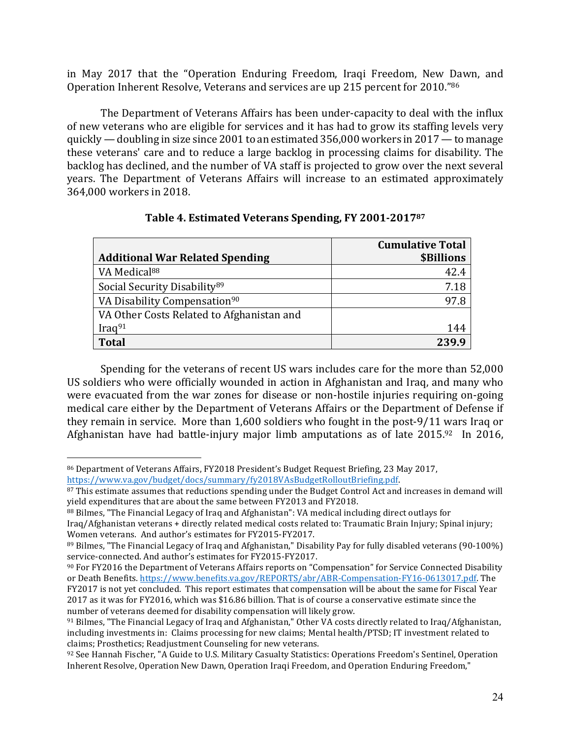in May 2017 that the "Operation Enduring Freedom, Iraqi Freedom, New Dawn, and Operation Inherent Resolve, Veterans and services are up 215 percent for 2010."[86]

The Department of Veterans Affairs has been under-capacity to deal with the influx of new veterans who are eligible for services and it has had to grow its staffing levels very quickly — doubling in size since 2001 to an estimated 356,000 workers in 2017 — to manage these veterans' care and to reduce a large backlog in processing claims for disability. The backlog has declined, and the number of VA staff is projected to grow over the next several years. The Department of Veterans Affairs will increase to an estimated approximately 364,000 workers in 2018.

**Table 4. Estimated Veterans Spending, FY 2001-2017[87]**

| Additional War Related Spending | Cumulative Total $Billions |
|---|---:|
| VA Medical[88] | 42.4 |
| Social Security Disability[89] | 7.18 |
| VA Disability Compensation[90] | 97.8 |
| VA Other Costs Related to Afghanistan and Iraq[91] | 144 |
| **Total** | **239.9** |

Spending for the veterans of recent US wars includes care for the more than 52,000 US soldiers who were officially wounded in action in Afghanistan and Iraq, and many who were evacuated from the war zones for disease or non-hostile injuries requiring on-going medical care either by the Department of Veterans Affairs or the Department of Defense if they remain in service. More than 1,600 soldiers who fought in the post-9/11 wars Iraq or Afghanistan have had battle-injury major limb amputations as of late 2015.[92] In 2016,

---

[86] Department of Veterans Affairs, FY2018 President's Budget Request Briefing, 23 May 2017, https://www.va.gov/budget/docs/summary/fy2018VAsBudgetRolloutBriefing.pdf.

[87] This estimate assumes that reductions spending under the Budget Control Act and increases in demand will yield expenditures that are about the same between FY2013 and FY2018.

[88] Bilmes, "The Financial Legacy of Iraq and Afghanistan": VA medical including direct outlays for Iraq/Afghanistan veterans + directly related medical costs related to: Traumatic Brain Injury; Spinal injury; Women veterans. And author's estimates for FY2015-FY2017.

[89] Bilmes, "The Financial Legacy of Iraq and Afghanistan," Disability Pay for fully disabled veterans (90-100%) service-connected. And author's estimates for FY2015-FY2017.

[90] For FY2016 the Department of Veterans Affairs reports on "Compensation" for Service Connected Disability or Death Benefits. https://www.benefits.va.gov/REPORTS/abr/ABR-Compensation-FY16-0613017.pdf. The FY2017 is not yet concluded. This report estimates that compensation will be about the same for Fiscal Year 2017 as it was for FY2016, which was $16.86 billion. That is of course a conservative estimate since the number of veterans deemed for disability compensation will likely grow.

[91] Bilmes, "The Financial Legacy of Iraq and Afghanistan," Other VA costs directly related to Iraq/Afghanistan, including investments in: Claims processing for new claims; Mental health/PTSD; IT investment related to claims; Prosthetics; Readjustment Counseling for new veterans.

[92] See Hannah Fischer, "A Guide to U.S. Military Casualty Statistics: Operations Freedom's Sentinel, Operation Inherent Resolve, Operation New Dawn, Operation Iraqi Freedom, and Operation Enduring Freedom,"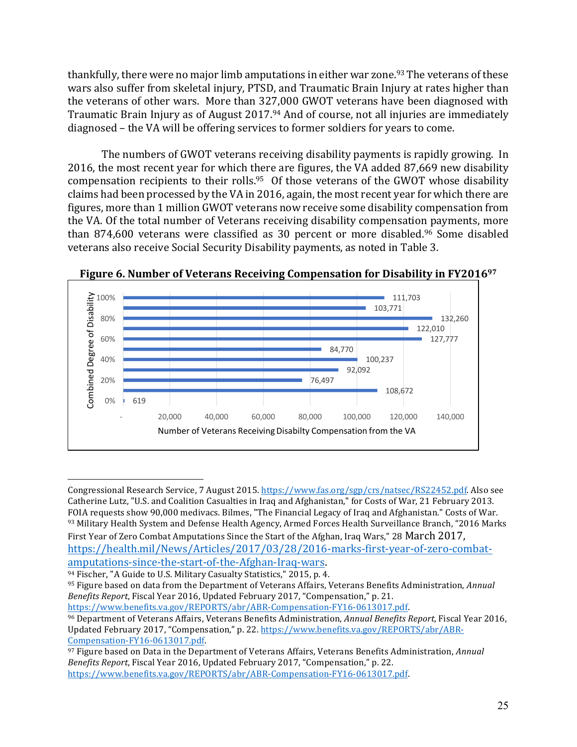thankfully, there were no major limb amputations in either war zone.[93] The veterans of these wars also suffer from skeletal injury, PTSD, and Traumatic Brain Injury at rates higher than the veterans of other wars. More than 327,000 GWOT veterans have been diagnosed with Traumatic Brain Injury as of August 2017.[94] And of course, not all injuries are immediately diagnosed – the VA will be offering services to former soldiers for years to come.

The numbers of GWOT veterans receiving disability payments is rapidly growing. In 2016, the most recent year for which there are figures, the VA added 87,669 new disability compensation recipients to their rolls.[95] Of those veterans of the GWOT whose disability claims had been processed by the VA in 2016, again, the most recent year for which there are figures, more than 1 million GWOT veterans now receive some disability compensation from the VA. Of the total number of Veterans receiving disability compensation payments, more than 874,600 veterans were classified as 30 percent or more disabled.[96] Some disabled veterans also receive Social Security Disability payments, as noted in Table 3.

**Figure 6. Number of Veterans Receiving Compensation for Disability in FY2016[97]**

| Combined Degree of Disability | Number of Veterans Receiving Disabilty Compensation from the VA |
|---|---|
| 100% | 111,703 |
| 90% | 103,771 |
| 80% | 132,260 |
| 70% | 122,010 |
| 60% | 127,777 |
| 50% | 84,770 |
| 40% | 100,237 |
| 30% | 92,092 |
| 20% | 76,497 |
| 10% | 108,672 |
| 0% | 619 |

---

Congressional Research Service, 7 August 2015. https://www.fas.org/sgp/crs/natsec/RS22452.pdf. Also see Catherine Lutz, "U.S. and Coalition Casualties in Iraq and Afghanistan," for Costs of War, 21 February 2013. FOIA requests show 90,000 medivacs. Bilmes, "The Financial Legacy of Iraq and Afghanistan." Costs of War.

[93] Military Health System and Defense Health Agency, Armed Forces Health Surveillance Branch, "2016 Marks First Year of Zero Combat Amputations Since the Start of the Afghan, Iraq Wars," 28 March 2017, https://health.mil/News/Articles/2017/03/28/2016-marks-first-year-of-zero-combat-amputations-since-the-start-of-the-Afghan-Iraq-wars.

[94] Fischer, "A Guide to U.S. Military Casualty Statistics," 2015, p. 4.

[95] Figure based on data from the Department of Veterans Affairs, Veterans Benefits Administration, *Annual Benefits Report*, Fiscal Year 2016, Updated February 2017, "Compensation," p. 21. https://www.benefits.va.gov/REPORTS/abr/ABR-Compensation-FY16-0613017.pdf.

[96] Department of Veterans Affairs, Veterans Benefits Administration, *Annual Benefits Report*, Fiscal Year 2016, Updated February 2017, "Compensation," p. 22. https://www.benefits.va.gov/REPORTS/abr/ABR-Compensation-FY16-0613017.pdf.

[97] Figure based on Data in the Department of Veterans Affairs, Veterans Benefits Administration, *Annual Benefits Report*, Fiscal Year 2016, Updated February 2017, "Compensation," p. 22. https://www.benefits.va.gov/REPORTS/abr/ABR-Compensation-FY16-0613017.pdf.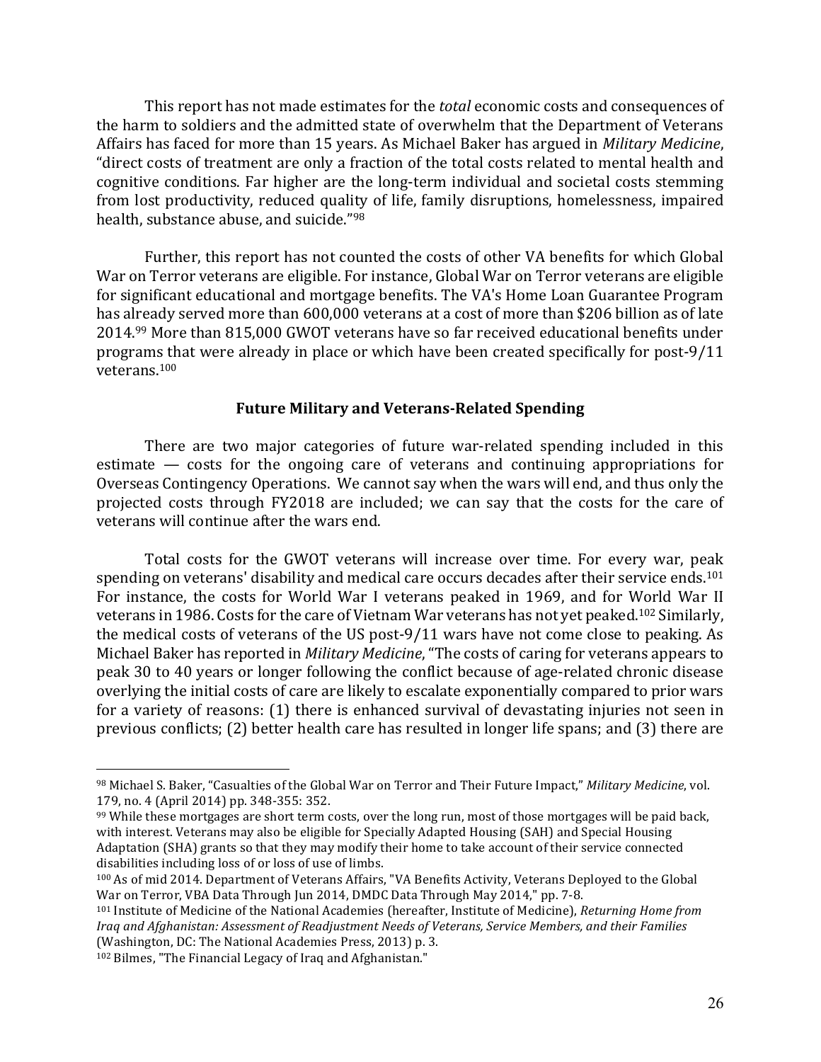This report has not made estimates for the *total* economic costs and consequences of the harm to soldiers and the admitted state of overwhelm that the Department of Veterans Affairs has faced for more than 15 years. As Michael Baker has argued in *Military Medicine*, "direct costs of treatment are only a fraction of the total costs related to mental health and cognitive conditions. Far higher are the long-term individual and societal costs stemming from lost productivity, reduced quality of life, family disruptions, homelessness, impaired health, substance abuse, and suicide."[98]

Further, this report has not counted the costs of other VA benefits for which Global War on Terror veterans are eligible. For instance, Global War on Terror veterans are eligible for significant educational and mortgage benefits. The VA's Home Loan Guarantee Program has already served more than 600,000 veterans at a cost of more than $206 billion as of late 2014.[99] More than 815,000 GWOT veterans have so far received educational benefits under programs that were already in place or which have been created specifically for post-9/11 veterans.[100]

### Future Military and Veterans-Related Spending

There are two major categories of future war-related spending included in this estimate — costs for the ongoing care of veterans and continuing appropriations for Overseas Contingency Operations. We cannot say when the wars will end, and thus only the projected costs through FY2018 are included; we can say that the costs for the care of veterans will continue after the wars end.

Total costs for the GWOT veterans will increase over time. For every war, peak spending on veterans' disability and medical care occurs decades after their service ends.[101] For instance, the costs for World War I veterans peaked in 1969, and for World War II veterans in 1986. Costs for the care of Vietnam War veterans has not yet peaked.[102] Similarly, the medical costs of veterans of the US post-9/11 wars have not come close to peaking. As Michael Baker has reported in *Military Medicine*, "The costs of caring for veterans appears to peak 30 to 40 years or longer following the conflict because of age-related chronic disease overlying the initial costs of care are likely to escalate exponentially compared to prior wars for a variety of reasons: (1) there is enhanced survival of devastating injuries not seen in previous conflicts; (2) better health care has resulted in longer life spans; and (3) there are

---

[98] Michael S. Baker, "Casualties of the Global War on Terror and Their Future Impact," *Military Medicine*, vol. 179, no. 4 (April 2014) pp. 348-355: 352.

[99] While these mortgages are short term costs, over the long run, most of those mortgages will be paid back, with interest. Veterans may also be eligible for Specially Adapted Housing (SAH) and Special Housing Adaptation (SHA) grants so that they may modify their home to take account of their service connected disabilities including loss of or loss of use of limbs.

[100] As of mid 2014. Department of Veterans Affairs, "VA Benefits Activity, Veterans Deployed to the Global War on Terror, VBA Data Through Jun 2014, DMDC Data Through May 2014," pp. 7-8.

[101] Institute of Medicine of the National Academies (hereafter, Institute of Medicine), *Returning Home from Iraq and Afghanistan: Assessment of Readjustment Needs of Veterans, Service Members, and their Families* (Washington, DC: The National Academies Press, 2013) p. 3.

[102] Bilmes, "The Financial Legacy of Iraq and Afghanistan."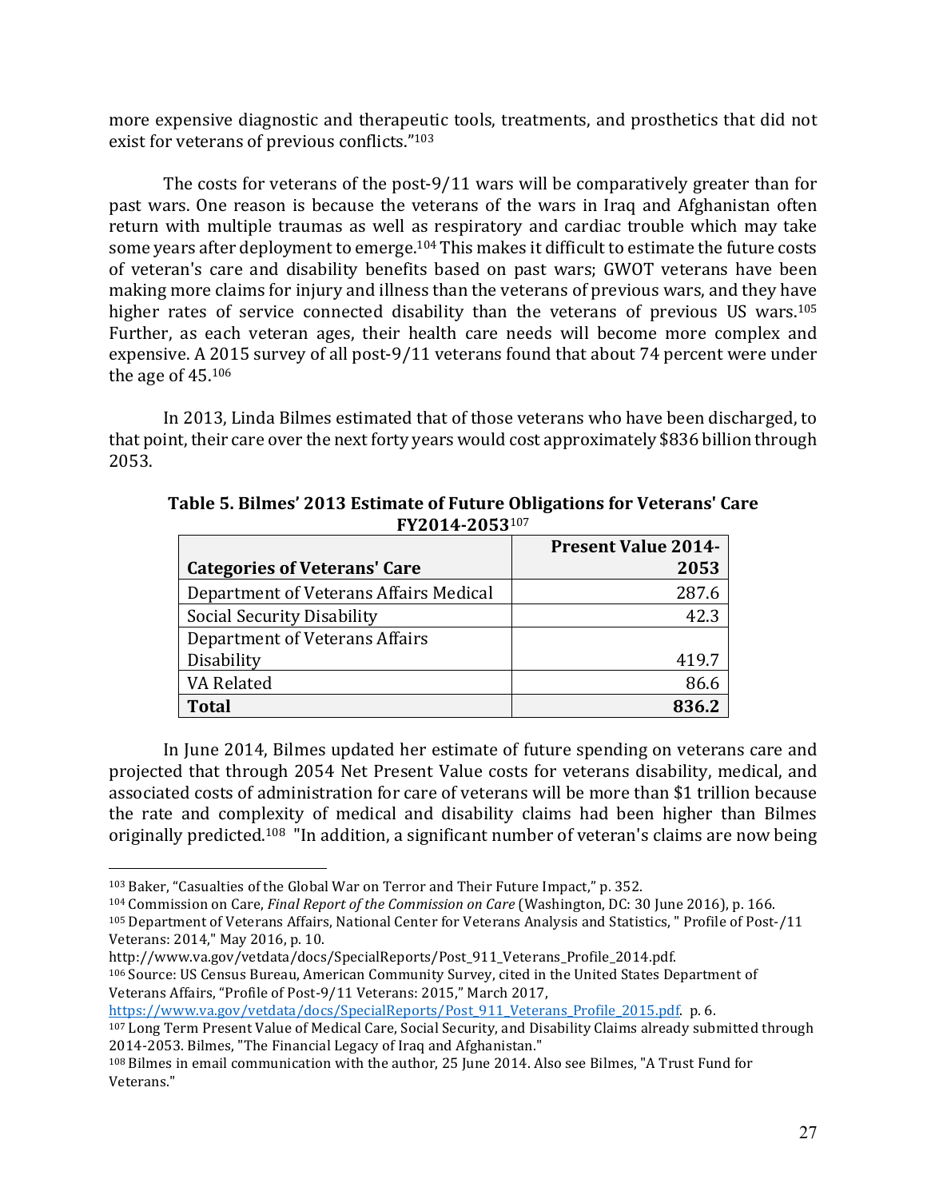more expensive diagnostic and therapeutic tools, treatments, and prosthetics that did not exist for veterans of previous conflicts."[103]

The costs for veterans of the post-9/11 wars will be comparatively greater than for past wars. One reason is because the veterans of the wars in Iraq and Afghanistan often return with multiple traumas as well as respiratory and cardiac trouble which may take some years after deployment to emerge.[104] This makes it difficult to estimate the future costs of veteran's care and disability benefits based on past wars; GWOT veterans have been making more claims for injury and illness than the veterans of previous wars, and they have higher rates of service connected disability than the veterans of previous US wars.[105] Further, as each veteran ages, their health care needs will become more complex and expensive. A 2015 survey of all post-9/11 veterans found that about 74 percent were under the age of 45.[106]

In 2013, Linda Bilmes estimated that of those veterans who have been discharged, to that point, their care over the next forty years would cost approximately $836 billion through 2053.

**Table 5. Bilmes' 2013 Estimate of Future Obligations for Veterans' Care FY2014-2053**[107]

| Categories of Veterans' Care | Present Value 2014-2053 |
|---|---:|
| Department of Veterans Affairs Medical | 287.6 |
| Social Security Disability | 42.3 |
| Department of Veterans Affairs Disability | 419.7 |
| VA Related | 86.6 |
| **Total** | **836.2** |

In June 2014, Bilmes updated her estimate of future spending on veterans care and projected that through 2054 Net Present Value costs for veterans disability, medical, and associated costs of administration for care of veterans will be more than $1 trillion because the rate and complexity of medical and disability claims had been higher than Bilmes originally predicted.[108] "In addition, a significant number of veteran's claims are now being

---

[103] Baker, "Casualties of the Global War on Terror and Their Future Impact," p. 352.

[104] Commission on Care, *Final Report of the Commission on Care* (Washington, DC: 30 June 2016), p. 166.

[105] Department of Veterans Affairs, National Center for Veterans Analysis and Statistics, " Profile of Post-/11 Veterans: 2014," May 2016, p. 10. http://www.va.gov/vetdata/docs/SpecialReports/Post_911_Veterans_Profile_2014.pdf.

[106] Source: US Census Bureau, American Community Survey, cited in the United States Department of Veterans Affairs, "Profile of Post-9/11 Veterans: 2015," March 2017, https://www.va.gov/vetdata/docs/SpecialReports/Post_911_Veterans_Profile_2015.pdf. p. 6.

[107] Long Term Present Value of Medical Care, Social Security, and Disability Claims already submitted through 2014-2053. Bilmes, "The Financial Legacy of Iraq and Afghanistan."

[108] Bilmes in email communication with the author, 25 June 2014. Also see Bilmes, "A Trust Fund for Veterans."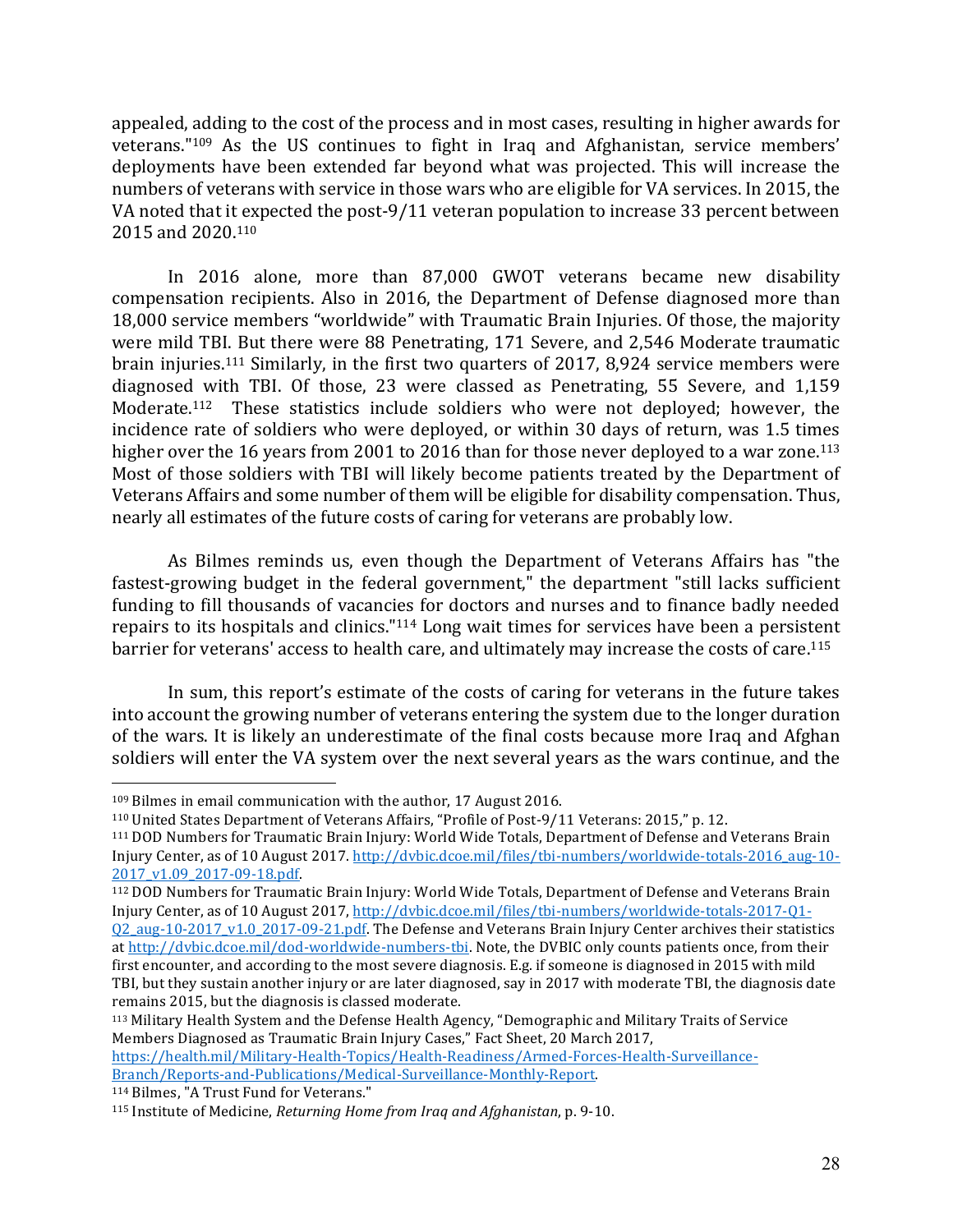appealed, adding to the cost of the process and in most cases, resulting in higher awards for veterans."[109] As the US continues to fight in Iraq and Afghanistan, service members' deployments have been extended far beyond what was projected. This will increase the numbers of veterans with service in those wars who are eligible for VA services. In 2015, the VA noted that it expected the post-9/11 veteran population to increase 33 percent between 2015 and 2020.[110]

In 2016 alone, more than 87,000 GWOT veterans became new disability compensation recipients. Also in 2016, the Department of Defense diagnosed more than 18,000 service members "worldwide" with Traumatic Brain Injuries. Of those, the majority were mild TBI. But there were 88 Penetrating, 171 Severe, and 2,546 Moderate traumatic brain injuries.[111] Similarly, in the first two quarters of 2017, 8,924 service members were diagnosed with TBI. Of those, 23 were classed as Penetrating, 55 Severe, and 1,159 Moderate.[112] These statistics include soldiers who were not deployed; however, the incidence rate of soldiers who were deployed, or within 30 days of return, was 1.5 times higher over the 16 years from 2001 to 2016 than for those never deployed to a war zone.[113] Most of those soldiers with TBI will likely become patients treated by the Department of Veterans Affairs and some number of them will be eligible for disability compensation. Thus, nearly all estimates of the future costs of caring for veterans are probably low.

As Bilmes reminds us, even though the Department of Veterans Affairs has "the fastest-growing budget in the federal government," the department "still lacks sufficient funding to fill thousands of vacancies for doctors and nurses and to finance badly needed repairs to its hospitals and clinics."[114] Long wait times for services have been a persistent barrier for veterans' access to health care, and ultimately may increase the costs of care.[115]

In sum, this report's estimate of the costs of caring for veterans in the future takes into account the growing number of veterans entering the system due to the longer duration of the wars. It is likely an underestimate of the final costs because more Iraq and Afghan soldiers will enter the VA system over the next several years as the wars continue, and the

---

[109] Bilmes in email communication with the author, 17 August 2016.

[110] United States Department of Veterans Affairs, "Profile of Post-9/11 Veterans: 2015," p. 12.

[111] DOD Numbers for Traumatic Brain Injury: World Wide Totals, Department of Defense and Veterans Brain Injury Center, as of 10 August 2017. http://dvbic.dcoe.mil/files/tbi-numbers/worldwide-totals-2016_aug-10-2017_v1.09_2017-09-18.pdf.

[112] DOD Numbers for Traumatic Brain Injury: World Wide Totals, Department of Defense and Veterans Brain Injury Center, as of 10 August 2017, http://dvbic.dcoe.mil/files/tbi-numbers/worldwide-totals-2017-Q1-Q2_aug-10-2017_v1.0_2017-09-21.pdf. The Defense and Veterans Brain Injury Center archives their statistics at http://dvbic.dcoe.mil/dod-worldwide-numbers-tbi. Note, the DVBIC only counts patients once, from their first encounter, and according to the most severe diagnosis. E.g. if someone is diagnosed in 2015 with mild TBI, but they sustain another injury or are later diagnosed, say in 2017 with moderate TBI, the diagnosis date remains 2015, but the diagnosis is classed moderate.

[113] Military Health System and the Defense Health Agency, "Demographic and Military Traits of Service Members Diagnosed as Traumatic Brain Injury Cases," Fact Sheet, 20 March 2017, https://health.mil/Military-Health-Topics/Health-Readiness/Armed-Forces-Health-Surveillance-Branch/Reports-and-Publications/Medical-Surveillance-Monthly-Report.

[114] Bilmes, "A Trust Fund for Veterans."

[115] Institute of Medicine, *Returning Home from Iraq and Afghanistan*, p. 9-10.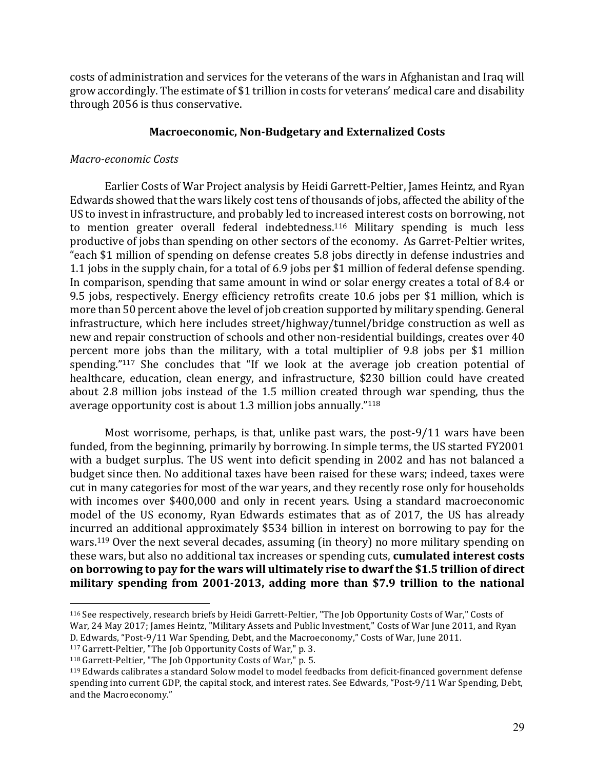costs of administration and services for the veterans of the wars in Afghanistan and Iraq will grow accordingly. The estimate of $1 trillion in costs for veterans' medical care and disability through 2056 is thus conservative.

## Macroeconomic, Non-Budgetary and Externalized Costs

*Macro-economic Costs*

Earlier Costs of War Project analysis by Heidi Garrett-Peltier, James Heintz, and Ryan Edwards showed that the wars likely cost tens of thousands of jobs, affected the ability of the US to invest in infrastructure, and probably led to increased interest costs on borrowing, not to mention greater overall federal indebtedness.[116] Military spending is much less productive of jobs than spending on other sectors of the economy. As Garret-Peltier writes, "each $1 million of spending on defense creates 5.8 jobs directly in defense industries and 1.1 jobs in the supply chain, for a total of 6.9 jobs per $1 million of federal defense spending. In comparison, spending that same amount in wind or solar energy creates a total of 8.4 or 9.5 jobs, respectively. Energy efficiency retrofits create 10.6 jobs per $1 million, which is more than 50 percent above the level of job creation supported by military spending. General infrastructure, which here includes street/highway/tunnel/bridge construction as well as new and repair construction of schools and other non-residential buildings, creates over 40 percent more jobs than the military, with a total multiplier of 9.8 jobs per $1 million spending."[117] She concludes that "If we look at the average job creation potential of healthcare, education, clean energy, and infrastructure, $230 billion could have created about 2.8 million jobs instead of the 1.5 million created through war spending, thus the average opportunity cost is about 1.3 million jobs annually."[118]

Most worrisome, perhaps, is that, unlike past wars, the post-9/11 wars have been funded, from the beginning, primarily by borrowing. In simple terms, the US started FY2001 with a budget surplus. The US went into deficit spending in 2002 and has not balanced a budget since then. No additional taxes have been raised for these wars; indeed, taxes were cut in many categories for most of the war years, and they recently rose only for households with incomes over $400,000 and only in recent years. Using a standard macroeconomic model of the US economy, Ryan Edwards estimates that as of 2017, the US has already incurred an additional approximately $534 billion in interest on borrowing to pay for the wars.[119] Over the next several decades, assuming (in theory) no more military spending on these wars, but also no additional tax increases or spending cuts, **cumulated interest costs on borrowing to pay for the wars will ultimately rise to dwarf the $1.5 trillion of direct military spending from 2001-2013, adding more than $7.9 trillion to the national**

---

[116] See respectively, research briefs by Heidi Garrett-Peltier, "The Job Opportunity Costs of War," Costs of War, 24 May 2017; James Heintz, "Military Assets and Public Investment," Costs of War June 2011, and Ryan D. Edwards, "Post-9/11 War Spending, Debt, and the Macroeconomy," Costs of War, June 2011.

[117] Garrett-Peltier, "The Job Opportunity Costs of War," p. 3.

[118] Garrett-Peltier, "The Job Opportunity Costs of War," p. 5.

[119] Edwards calibrates a standard Solow model to model feedbacks from deficit-financed government defense spending into current GDP, the capital stock, and interest rates. See Edwards, "Post-9/11 War Spending, Debt, and the Macroeconomy."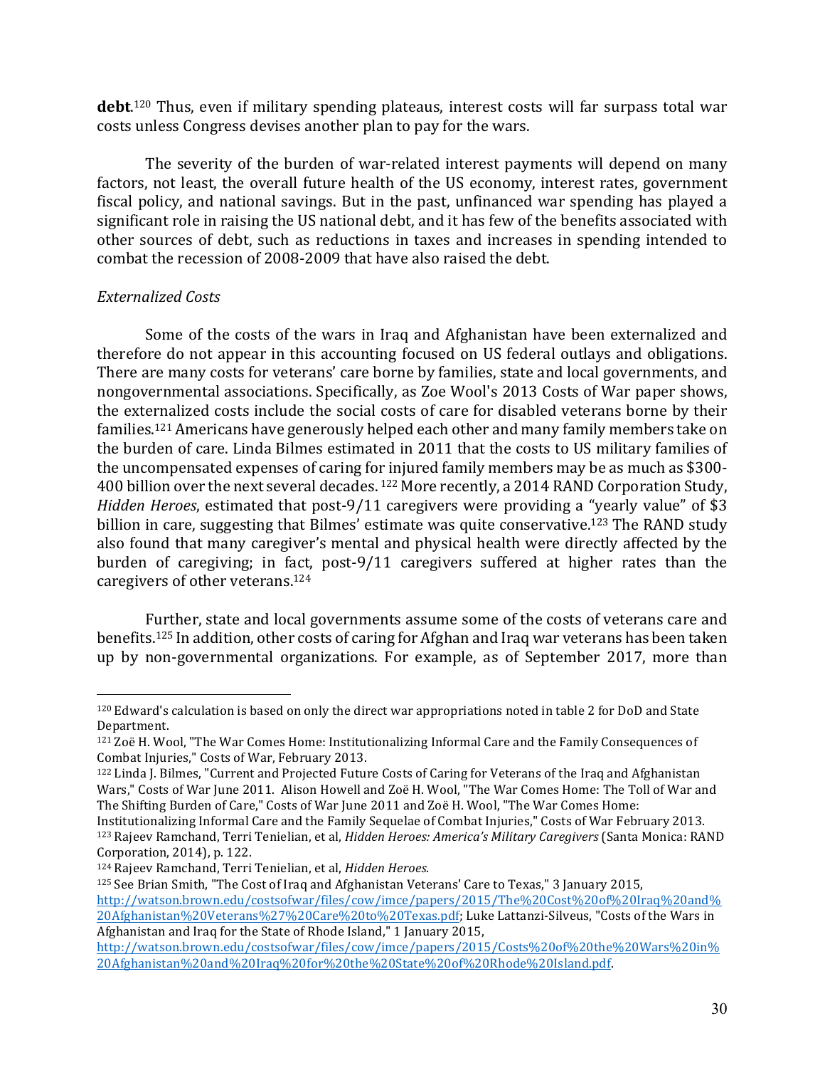**debt**.[120] Thus, even if military spending plateaus, interest costs will far surpass total war costs unless Congress devises another plan to pay for the wars.

The severity of the burden of war-related interest payments will depend on many factors, not least, the overall future health of the US economy, interest rates, government fiscal policy, and national savings. But in the past, unfinanced war spending has played a significant role in raising the US national debt, and it has few of the benefits associated with other sources of debt, such as reductions in taxes and increases in spending intended to combat the recession of 2008-2009 that have also raised the debt.

*Externalized Costs*

Some of the costs of the wars in Iraq and Afghanistan have been externalized and therefore do not appear in this accounting focused on US federal outlays and obligations. There are many costs for veterans' care borne by families, state and local governments, and nongovernmental associations. Specifically, as Zoe Wool's 2013 Costs of War paper shows, the externalized costs include the social costs of care for disabled veterans borne by their families.[121] Americans have generously helped each other and many family members take on the burden of care. Linda Bilmes estimated in 2011 that the costs to US military families of the uncompensated expenses of caring for injured family members may be as much as $300-400 billion over the next several decades. [122] More recently, a 2014 RAND Corporation Study, *Hidden Heroes*, estimated that post-9/11 caregivers were providing a "yearly value" of $3 billion in care, suggesting that Bilmes' estimate was quite conservative.[123] The RAND study also found that many caregiver's mental and physical health were directly affected by the burden of caregiving; in fact, post-9/11 caregivers suffered at higher rates than the caregivers of other veterans.[124]

Further, state and local governments assume some of the costs of veterans care and benefits.[125] In addition, other costs of caring for Afghan and Iraq war veterans has been taken up by non-governmental organizations. For example, as of September 2017, more than

---

[120] Edward's calculation is based on only the direct war appropriations noted in table 2 for DoD and State Department.

[121] Zoë H. Wool, "The War Comes Home: Institutionalizing Informal Care and the Family Consequences of Combat Injuries," Costs of War, February 2013.

[122] Linda J. Bilmes, "Current and Projected Future Costs of Caring for Veterans of the Iraq and Afghanistan Wars," Costs of War June 2011. Alison Howell and Zoë H. Wool, "The War Comes Home: The Toll of War and The Shifting Burden of Care," Costs of War June 2011 and Zoë H. Wool, "The War Comes Home: Institutionalizing Informal Care and the Family Sequelae of Combat Injuries," Costs of War February 2013.

[123] Rajeev Ramchand, Terri Tenielian, et al, *Hidden Heroes: America's Military Caregivers* (Santa Monica: RAND Corporation, 2014), p. 122.

[124] Rajeev Ramchand, Terri Tenielian, et al, *Hidden Heroes*.

[125] See Brian Smith, "The Cost of Iraq and Afghanistan Veterans' Care to Texas," 3 January 2015, http://watson.brown.edu/costsofwar/files/cow/imce/papers/2015/The%20Cost%20of%20Iraq%20and%20Afghanistan%20Veterans%27%20Care%20to%20Texas.pdf; Luke Lattanzi-Silveus, "Costs of the Wars in Afghanistan and Iraq for the State of Rhode Island," 1 January 2015, http://watson.brown.edu/costsofwar/files/cow/imce/papers/2015/Costs%20of%20the%20Wars%20in%20Afghanistan%20and%20Iraq%20for%20the%20State%20of%20Rhode%20Island.pdf.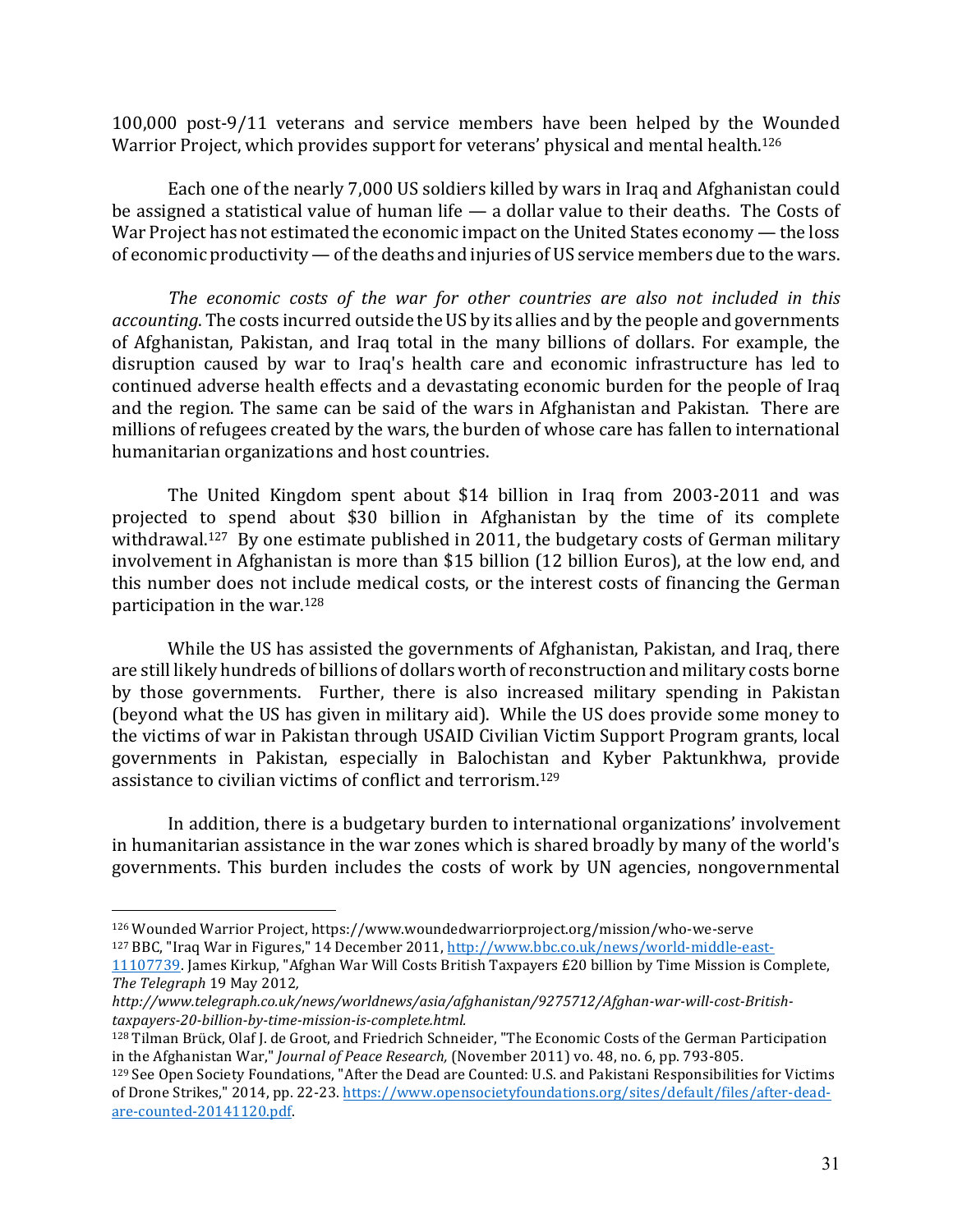100,000 post-9/11 veterans and service members have been helped by the Wounded Warrior Project, which provides support for veterans' physical and mental health.[126]

Each one of the nearly 7,000 US soldiers killed by wars in Iraq and Afghanistan could be assigned a statistical value of human life — a dollar value to their deaths. The Costs of War Project has not estimated the economic impact on the United States economy — the loss of economic productivity — of the deaths and injuries of US service members due to the wars.

*The economic costs of the war for other countries are also not included in this accounting*. The costs incurred outside the US by its allies and by the people and governments of Afghanistan, Pakistan, and Iraq total in the many billions of dollars. For example, the disruption caused by war to Iraq's health care and economic infrastructure has led to continued adverse health effects and a devastating economic burden for the people of Iraq and the region. The same can be said of the wars in Afghanistan and Pakistan. There are millions of refugees created by the wars, the burden of whose care has fallen to international humanitarian organizations and host countries.

The United Kingdom spent about $14 billion in Iraq from 2003-2011 and was projected to spend about $30 billion in Afghanistan by the time of its complete withdrawal.[127] By one estimate published in 2011, the budgetary costs of German military involvement in Afghanistan is more than $15 billion (12 billion Euros), at the low end, and this number does not include medical costs, or the interest costs of financing the German participation in the war.[128]

While the US has assisted the governments of Afghanistan, Pakistan, and Iraq, there are still likely hundreds of billions of dollars worth of reconstruction and military costs borne by those governments. Further, there is also increased military spending in Pakistan (beyond what the US has given in military aid). While the US does provide some money to the victims of war in Pakistan through USAID Civilian Victim Support Program grants, local governments in Pakistan, especially in Balochistan and Kyber Paktunkhwa, provide assistance to civilian victims of conflict and terrorism.[129]

In addition, there is a budgetary burden to international organizations' involvement in humanitarian assistance in the war zones which is shared broadly by many of the world's governments. This burden includes the costs of work by UN agencies, nongovernmental

---

[126] Wounded Warrior Project, https://www.woundedwarriorproject.org/mission/who-we-serve

[127] BBC, "Iraq War in Figures," 14 December 2011, http://www.bbc.co.uk/news/world-middle-east-11107739. James Kirkup, "Afghan War Will Costs British Taxpayers £20 billion by Time Mission is Complete, *The Telegraph* 19 May 2012, *http://www.telegraph.co.uk/news/worldnews/asia/afghanistan/9275712/Afghan-war-will-cost-British-taxpayers-20-billion-by-time-mission-is-complete.html.*

[128] Tilman Brück, Olaf J. de Groot, and Friedrich Schneider, "The Economic Costs of the German Participation in the Afghanistan War," *Journal of Peace Research,* (November 2011) vo. 48, no. 6, pp. 793-805.

[129] See Open Society Foundations, "After the Dead are Counted: U.S. and Pakistani Responsibilities for Victims of Drone Strikes," 2014, pp. 22-23. https://www.opensocietyfoundations.org/sites/default/files/after-dead-are-counted-20141120.pdf.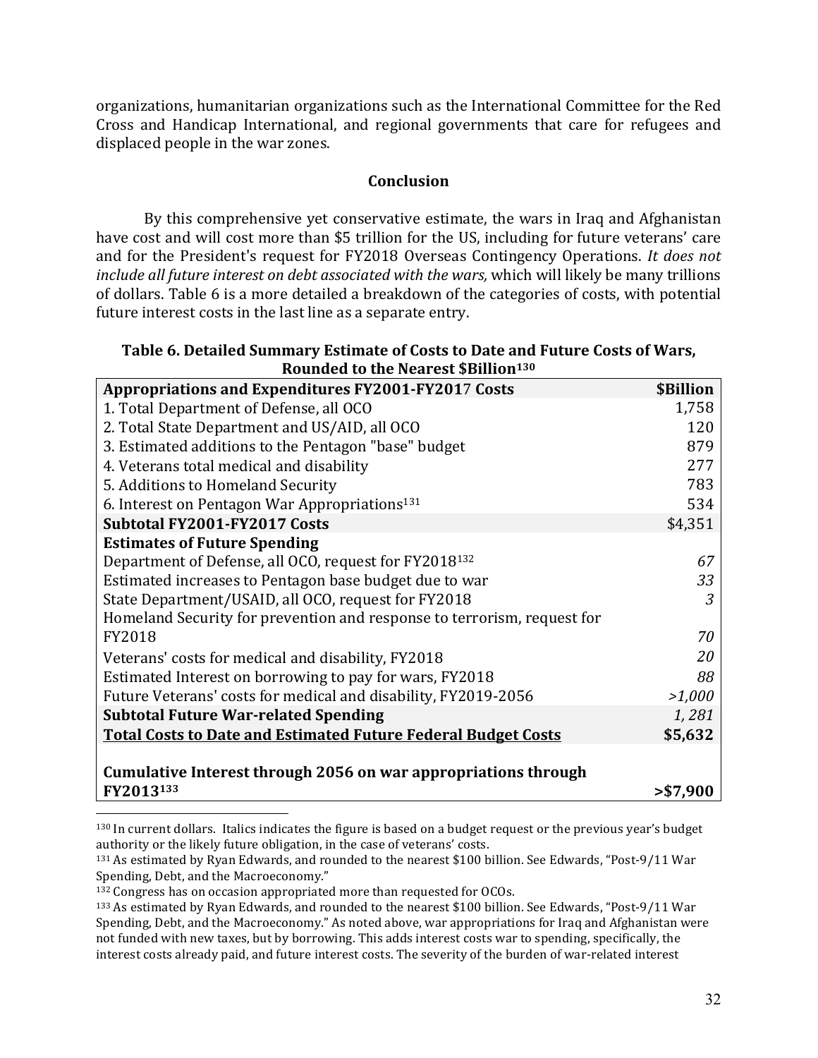organizations, humanitarian organizations such as the International Committee for the Red Cross and Handicap International, and regional governments that care for refugees and displaced people in the war zones.

### Conclusion

By this comprehensive yet conservative estimate, the wars in Iraq and Afghanistan have cost and will cost more than $5 trillion for the US, including for future veterans' care and for the President's request for FY2018 Overseas Contingency Operations. *It does not include all future interest on debt associated with the wars,* which will likely be many trillions of dollars. Table 6 is a more detailed a breakdown of the categories of costs, with potential future interest costs in the last line as a separate entry.

**Table 6. Detailed Summary Estimate of Costs to Date and Future Costs of Wars, Rounded to the Nearest $Billion[130]**

| **Appropriations and Expenditures FY2001-FY2017 Costs** | **$Billion** |
|---|---|
| 1. Total Department of Defense, all OCO | 1,758 |
| 2. Total State Department and US/AID, all OCO | 120 |
| 3. Estimated additions to the Pentagon "base" budget | 879 |
| 4. Veterans total medical and disability | 277 |
| 5. Additions to Homeland Security | 783 |
| 6. Interest on Pentagon War Appropriations[131] | 534 |
| **Subtotal FY2001-FY2017 Costs** | $4,351 |
| **Estimates of Future Spending** | |
| Department of Defense, all OCO, request for FY2018[132] | *67* |
| Estimated increases to Pentagon base budget due to war | *33* |
| State Department/USAID, all OCO, request for FY2018 | *3* |
| Homeland Security for prevention and response to terrorism, request for FY2018 | *70* |
| Veterans' costs for medical and disability, FY2018 | *20* |
| Estimated Interest on borrowing to pay for wars, FY2018 | *88* |
| Future Veterans' costs for medical and disability, FY2019-2056 | *>1,000* |
| **Subtotal Future War-related Spending** | *1, 281* |
| **<u>Total Costs to Date and Estimated Future Federal Budget Costs</u>** | **$5,632** |
| **Cumulative Interest through 2056 on war appropriations through FY2013[133]** | **>$7,900** |

[130] In current dollars. Italics indicates the figure is based on a budget request or the previous year's budget authority or the likely future obligation, in the case of veterans' costs.

[131] As estimated by Ryan Edwards, and rounded to the nearest $100 billion. See Edwards, "Post-9/11 War Spending, Debt, and the Macroeconomy."

[132] Congress has on occasion appropriated more than requested for OCOs.

[133] As estimated by Ryan Edwards, and rounded to the nearest $100 billion. See Edwards, "Post-9/11 War Spending, Debt, and the Macroeconomy." As noted above, war appropriations for Iraq and Afghanistan were not funded with new taxes, but by borrowing. This adds interest costs war to spending, specifically, the interest costs already paid, and future interest costs. The severity of the burden of war-related interest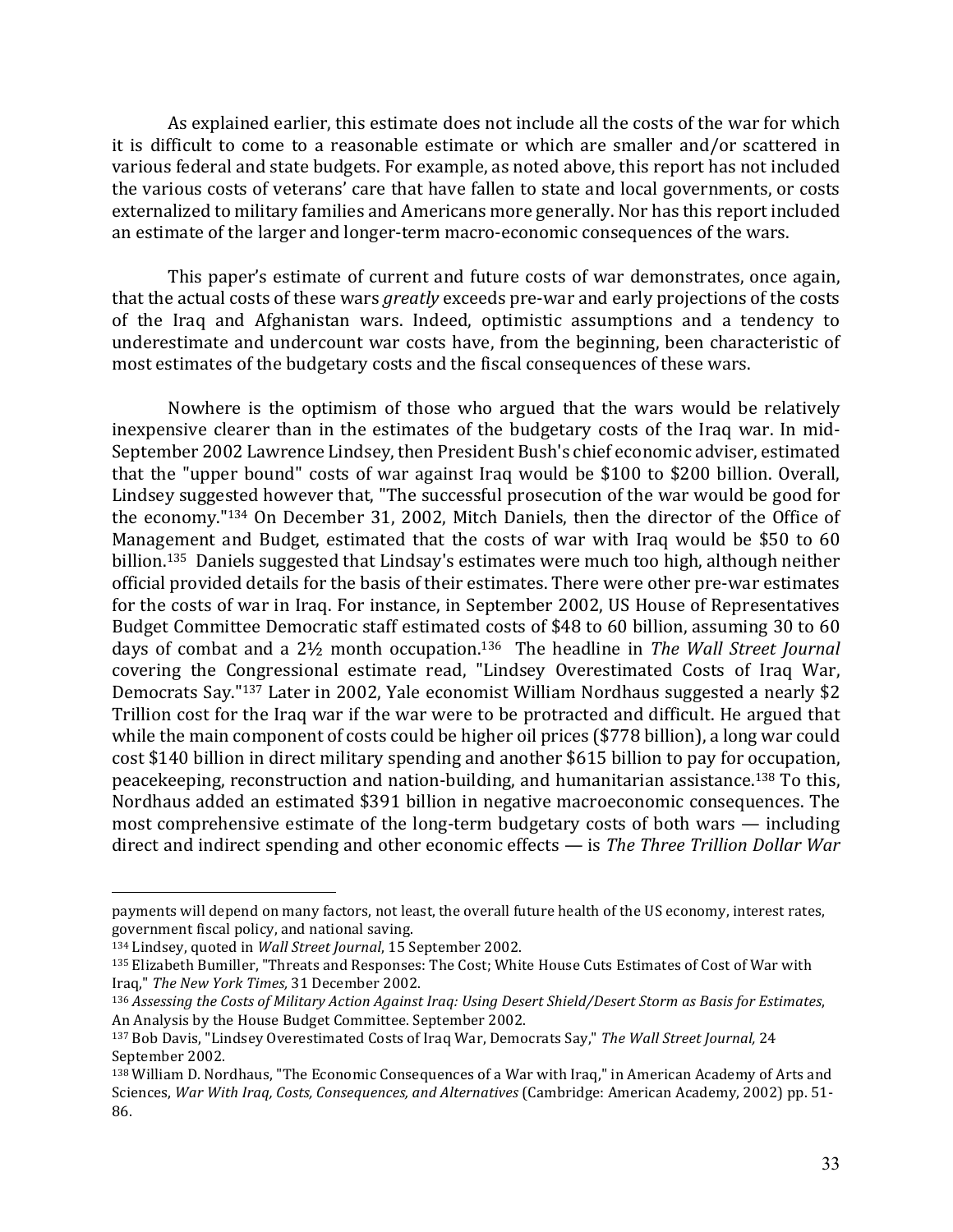As explained earlier, this estimate does not include all the costs of the war for which it is difficult to come to a reasonable estimate or which are smaller and/or scattered in various federal and state budgets. For example, as noted above, this report has not included the various costs of veterans' care that have fallen to state and local governments, or costs externalized to military families and Americans more generally. Nor has this report included an estimate of the larger and longer-term macro-economic consequences of the wars.

This paper's estimate of current and future costs of war demonstrates, once again, that the actual costs of these wars *greatly* exceeds pre-war and early projections of the costs of the Iraq and Afghanistan wars. Indeed, optimistic assumptions and a tendency to underestimate and undercount war costs have, from the beginning, been characteristic of most estimates of the budgetary costs and the fiscal consequences of these wars.

Nowhere is the optimism of those who argued that the wars would be relatively inexpensive clearer than in the estimates of the budgetary costs of the Iraq war. In mid-September 2002 Lawrence Lindsey, then President Bush's chief economic adviser, estimated that the "upper bound" costs of war against Iraq would be $100 to $200 billion. Overall, Lindsey suggested however that, "The successful prosecution of the war would be good for the economy."[134] On December 31, 2002, Mitch Daniels, then the director of the Office of Management and Budget, estimated that the costs of war with Iraq would be $50 to 60 billion.[135] Daniels suggested that Lindsay's estimates were much too high, although neither official provided details for the basis of their estimates. There were other pre-war estimates for the costs of war in Iraq. For instance, in September 2002, US House of Representatives Budget Committee Democratic staff estimated costs of $48 to 60 billion, assuming 30 to 60 days of combat and a 2½ month occupation.[136] The headline in *The Wall Street Journal* covering the Congressional estimate read, "Lindsey Overestimated Costs of Iraq War, Democrats Say."[137] Later in 2002, Yale economist William Nordhaus suggested a nearly $2 Trillion cost for the Iraq war if the war were to be protracted and difficult. He argued that while the main component of costs could be higher oil prices ($778 billion), a long war could cost $140 billion in direct military spending and another $615 billion to pay for occupation, peacekeeping, reconstruction and nation-building, and humanitarian assistance.[138] To this, Nordhaus added an estimated $391 billion in negative macroeconomic consequences. The most comprehensive estimate of the long-term budgetary costs of both wars — including direct and indirect spending and other economic effects — is *The Three Trillion Dollar War*

---

payments will depend on many factors, not least, the overall future health of the US economy, interest rates, government fiscal policy, and national saving.

[134] Lindsey, quoted in *Wall Street Journal*, 15 September 2002.

[135] Elizabeth Bumiller, "Threats and Responses: The Cost; White House Cuts Estimates of Cost of War with Iraq," *The New York Times,* 31 December 2002.

[136] *Assessing the Costs of Military Action Against Iraq: Using Desert Shield/Desert Storm as Basis for Estimates*, An Analysis by the House Budget Committee. September 2002.

[137] Bob Davis, "Lindsey Overestimated Costs of Iraq War, Democrats Say," *The Wall Street Journal,* 24 September 2002.

[138] William D. Nordhaus, "The Economic Consequences of a War with Iraq," in American Academy of Arts and Sciences, *War With Iraq, Costs, Consequences, and Alternatives* (Cambridge: American Academy, 2002) pp. 51-86.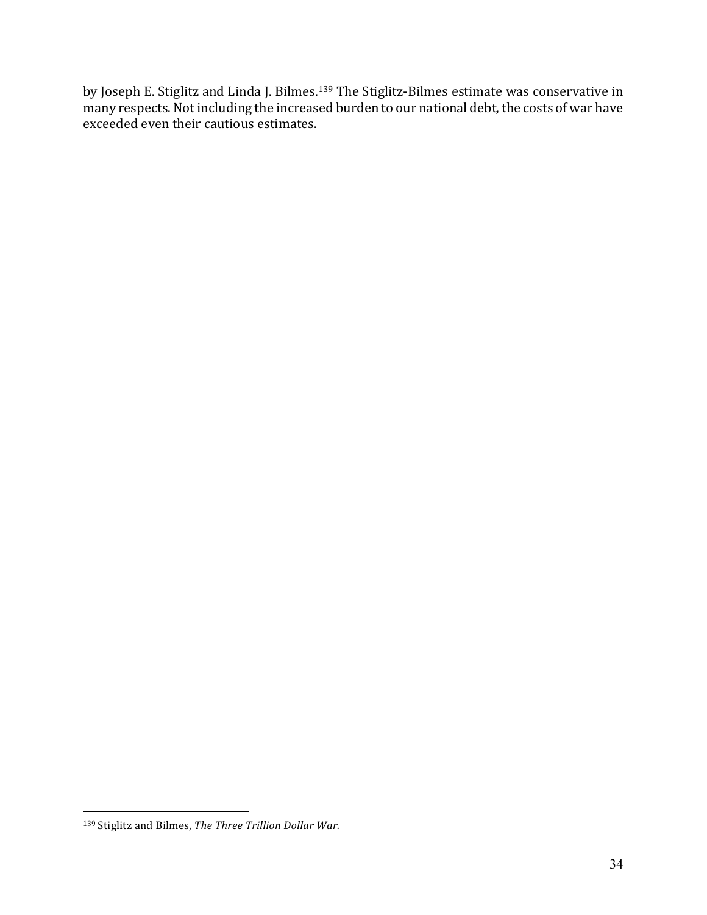by Joseph E. Stiglitz and Linda J. Bilmes.[139] The Stiglitz-Bilmes estimate was conservative in many respects. Not including the increased burden to our national debt, the costs of war have exceeded even their cautious estimates.

---

[139] Stiglitz and Bilmes, *The Three Trillion Dollar War.*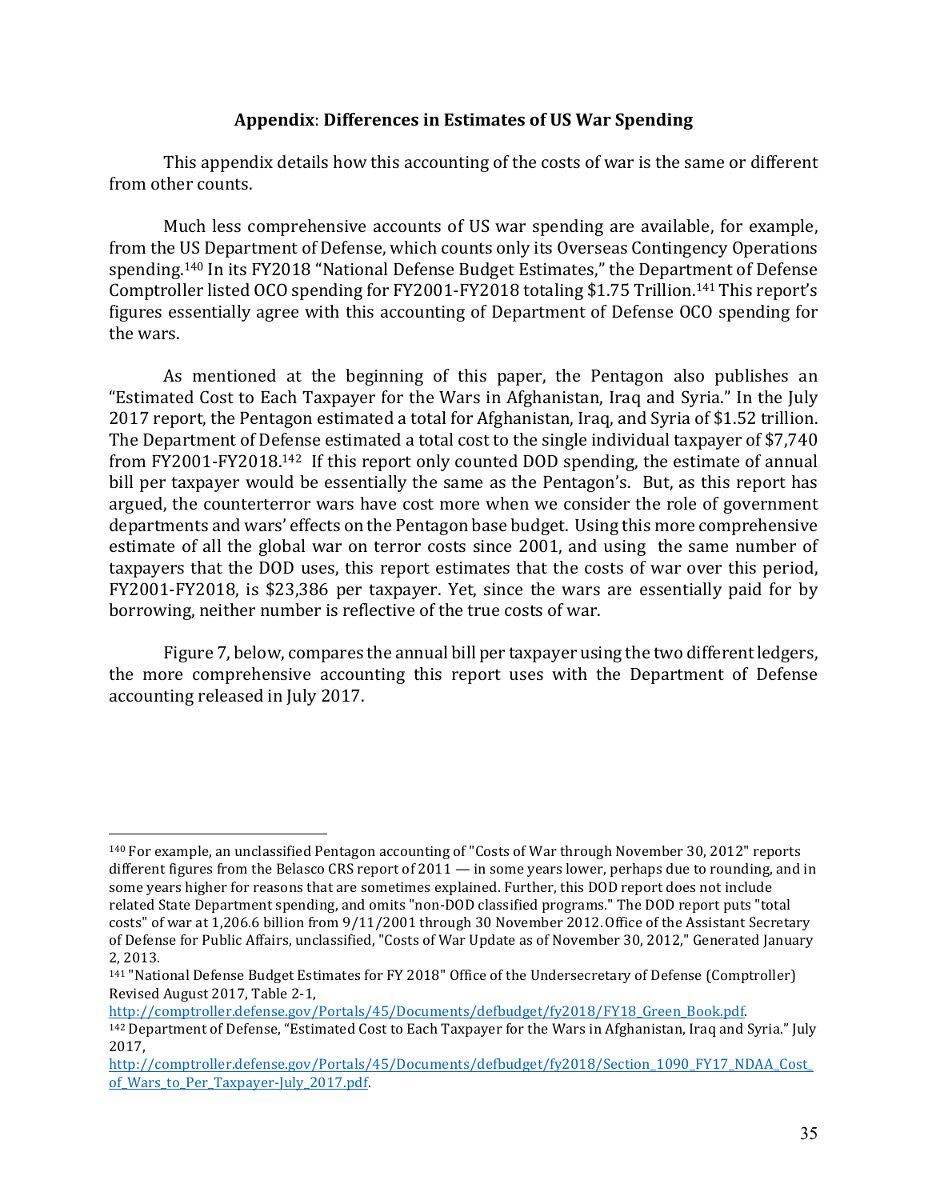## **Appendix**: **Differences in Estimates of US War Spending**

This appendix details how this accounting of the costs of war is the same or different from other counts.

Much less comprehensive accounts of US war spending are available, for example, from the US Department of Defense, which counts only its Overseas Contingency Operations spending.[140] In its FY2018 "National Defense Budget Estimates," the Department of Defense Comptroller listed OCO spending for FY2001-FY2018 totaling $1.75 Trillion.[141] This report's figures essentially agree with this accounting of Department of Defense OCO spending for the wars.

As mentioned at the beginning of this paper, the Pentagon also publishes an "Estimated Cost to Each Taxpayer for the Wars in Afghanistan, Iraq and Syria." In the July 2017 report, the Pentagon estimated a total for Afghanistan, Iraq, and Syria of $1.52 trillion. The Department of Defense estimated a total cost to the single individual taxpayer of $7,740 from FY2001-FY2018.[142] If this report only counted DOD spending, the estimate of annual bill per taxpayer would be essentially the same as the Pentagon's. But, as this report has argued, the counterterror wars have cost more when we consider the role of government departments and wars' effects on the Pentagon base budget. Using this more comprehensive estimate of all the global war on terror costs since 2001, and using the same number of taxpayers that the DOD uses, this report estimates that the costs of war over this period, FY2001-FY2018, is $23,386 per taxpayer. Yet, since the wars are essentially paid for by borrowing, neither number is reflective of the true costs of war.

Figure 7, below, compares the annual bill per taxpayer using the two different ledgers, the more comprehensive accounting this report uses with the Department of Defense accounting released in July 2017.

---

[140] For example, an unclassified Pentagon accounting of "Costs of War through November 30, 2012" reports different figures from the Belasco CRS report of 2011 — in some years lower, perhaps due to rounding, and in some years higher for reasons that are sometimes explained. Further, this DOD report does not include related State Department spending, and omits "non-DOD classified programs." The DOD report puts "total costs" of war at 1,206.6 billion from 9/11/2001 through 30 November 2012. Office of the Assistant Secretary of Defense for Public Affairs, unclassified, "Costs of War Update as of November 30, 2012," Generated January 2, 2013.

[141] "National Defense Budget Estimates for FY 2018" Office of the Undersecretary of Defense (Comptroller) Revised August 2017, Table 2-1, http://comptroller.defense.gov/Portals/45/Documents/defbudget/fy2018/FY18_Green_Book.pdf.

[142] Department of Defense, "Estimated Cost to Each Taxpayer for the Wars in Afghanistan, Iraq and Syria." July 2017, http://comptroller.defense.gov/Portals/45/Documents/defbudget/fy2018/Section_1090_FY17_NDAA_Cost_of_Wars_to_Per_Taxpayer-July_2017.pdf.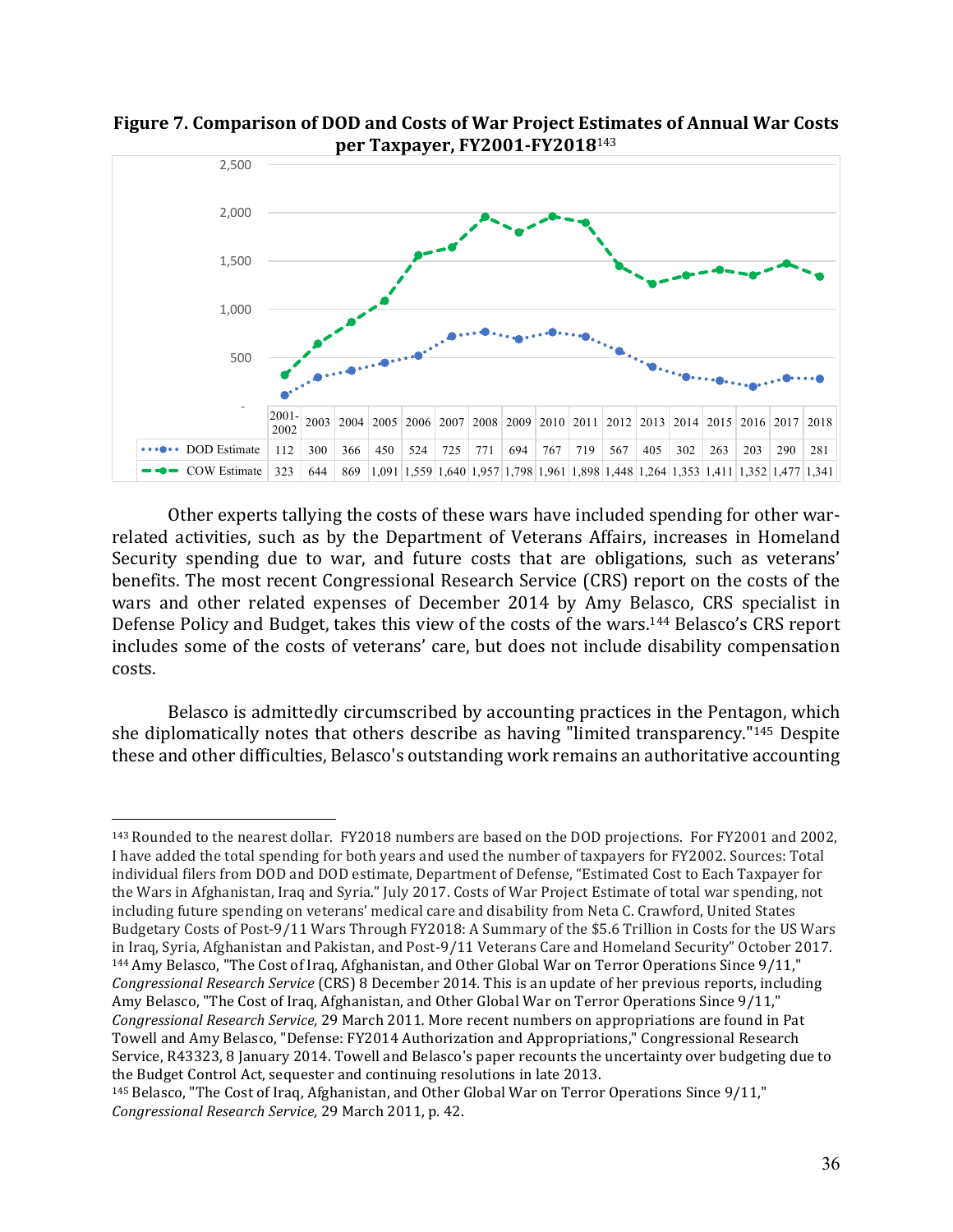**Figure 7. Comparison of DOD and Costs of War Project Estimates of Annual War Costs per Taxpayer, FY2001-FY2018**[143]

| | 2001-2002 | 2003 | 2004 | 2005 | 2006 | 2007 | 2008 | 2009 | 2010 | 2011 | 2012 | 2013 | 2014 | 2015 | 2016 | 2017 | 2018 |
|---|---|---|---|---|---|---|---|---|---|---|---|---|---|---|---|---|---|
| DOD Estimate | 112 | 300 | 366 | 450 | 524 | 725 | 771 | 694 | 767 | 719 | 567 | 405 | 302 | 263 | 203 | 290 | 281 |
| COW Estimate | 323 | 644 | 869 | 1,091 | 1,559 | 1,640 | 1,957 | 1,798 | 1,961 | 1,898 | 1,448 | 1,264 | 1,353 | 1,411 | 1,352 | 1,477 | 1,341 |

Other experts tallying the costs of these wars have included spending for other war-related activities, such as by the Department of Veterans Affairs, increases in Homeland Security spending due to war, and future costs that are obligations, such as veterans' benefits. The most recent Congressional Research Service (CRS) report on the costs of the wars and other related expenses of December 2014 by Amy Belasco, CRS specialist in Defense Policy and Budget, takes this view of the costs of the wars.[144] Belasco's CRS report includes some of the costs of veterans' care, but does not include disability compensation costs.

Belasco is admittedly circumscribed by accounting practices in the Pentagon, which she diplomatically notes that others describe as having "limited transparency."[145] Despite these and other difficulties, Belasco's outstanding work remains an authoritative accounting

---

[143] Rounded to the nearest dollar. FY2018 numbers are based on the DOD projections. For FY2001 and 2002, I have added the total spending for both years and used the number of taxpayers for FY2002. Sources: Total individual filers from DOD and DOD estimate, Department of Defense, "Estimated Cost to Each Taxpayer for the Wars in Afghanistan, Iraq and Syria." July 2017. Costs of War Project Estimate of total war spending, not including future spending on veterans' medical care and disability from Neta C. Crawford, United States Budgetary Costs of Post-9/11 Wars Through FY2018: A Summary of the $5.6 Trillion in Costs for the US Wars in Iraq, Syria, Afghanistan and Pakistan, and Post-9/11 Veterans Care and Homeland Security" October 2017.

[144] Amy Belasco, "The Cost of Iraq, Afghanistan, and Other Global War on Terror Operations Since 9/11," *Congressional Research Service* (CRS) 8 December 2014. This is an update of her previous reports, including Amy Belasco, "The Cost of Iraq, Afghanistan, and Other Global War on Terror Operations Since 9/11," *Congressional Research Service,* 29 March 2011. More recent numbers on appropriations are found in Pat Towell and Amy Belasco, "Defense: FY2014 Authorization and Appropriations," Congressional Research Service, R43323, 8 January 2014. Towell and Belasco's paper recounts the uncertainty over budgeting due to the Budget Control Act, sequester and continuing resolutions in late 2013.

[145] Belasco, "The Cost of Iraq, Afghanistan, and Other Global War on Terror Operations Since 9/11," *Congressional Research Service,* 29 March 2011, p. 42.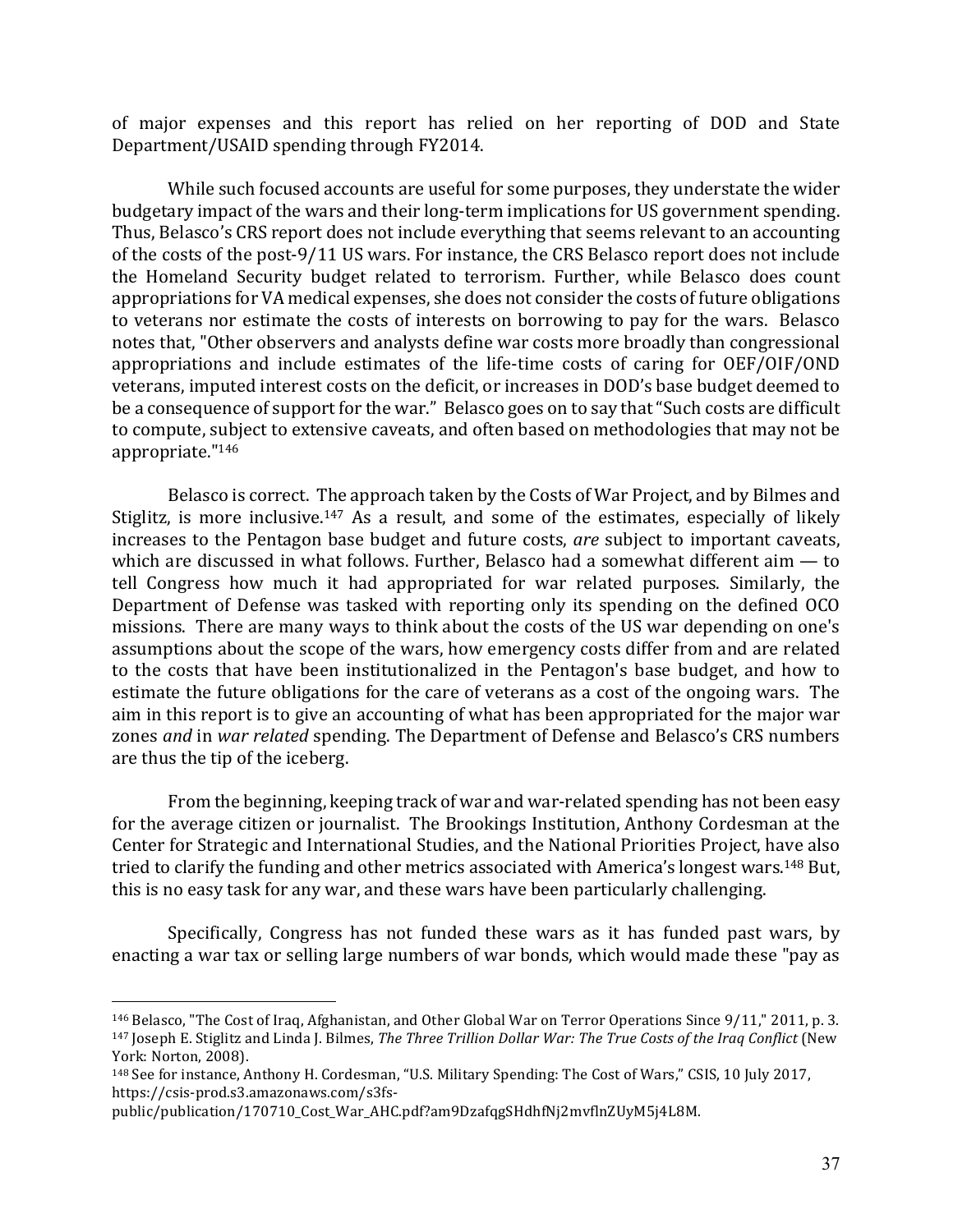of major expenses and this report has relied on her reporting of DOD and State Department/USAID spending through FY2014.

While such focused accounts are useful for some purposes, they understate the wider budgetary impact of the wars and their long-term implications for US government spending. Thus, Belasco's CRS report does not include everything that seems relevant to an accounting of the costs of the post-9/11 US wars. For instance, the CRS Belasco report does not include the Homeland Security budget related to terrorism. Further, while Belasco does count appropriations for VA medical expenses, she does not consider the costs of future obligations to veterans nor estimate the costs of interests on borrowing to pay for the wars. Belasco notes that, "Other observers and analysts define war costs more broadly than congressional appropriations and include estimates of the life-time costs of caring for OEF/OIF/OND veterans, imputed interest costs on the deficit, or increases in DOD's base budget deemed to be a consequence of support for the war." Belasco goes on to say that "Such costs are difficult to compute, subject to extensive caveats, and often based on methodologies that may not be appropriate."[146]

Belasco is correct. The approach taken by the Costs of War Project, and by Bilmes and Stiglitz, is more inclusive.[147] As a result, and some of the estimates, especially of likely increases to the Pentagon base budget and future costs, *are* subject to important caveats, which are discussed in what follows. Further, Belasco had a somewhat different aim — to tell Congress how much it had appropriated for war related purposes. Similarly, the Department of Defense was tasked with reporting only its spending on the defined OCO missions. There are many ways to think about the costs of the US war depending on one's assumptions about the scope of the wars, how emergency costs differ from and are related to the costs that have been institutionalized in the Pentagon's base budget, and how to estimate the future obligations for the care of veterans as a cost of the ongoing wars. The aim in this report is to give an accounting of what has been appropriated for the major war zones *and* in *war related* spending. The Department of Defense and Belasco's CRS numbers are thus the tip of the iceberg.

From the beginning, keeping track of war and war-related spending has not been easy for the average citizen or journalist. The Brookings Institution, Anthony Cordesman at the Center for Strategic and International Studies, and the National Priorities Project, have also tried to clarify the funding and other metrics associated with America's longest wars.[148] But, this is no easy task for any war, and these wars have been particularly challenging.

Specifically, Congress has not funded these wars as it has funded past wars, by enacting a war tax or selling large numbers of war bonds, which would made these "pay as

---

[146] Belasco, "The Cost of Iraq, Afghanistan, and Other Global War on Terror Operations Since 9/11," 2011, p. 3.

[147] Joseph E. Stiglitz and Linda J. Bilmes, *The Three Trillion Dollar War: The True Costs of the Iraq Conflict* (New York: Norton, 2008).

[148] See for instance, Anthony H. Cordesman, "U.S. Military Spending: The Cost of Wars," CSIS, 10 July 2017, https://csis-prod.s3.amazonaws.com/s3fs-public/publication/170710_Cost_War_AHC.pdf?am9DzafqgSHdhfNj2mvflnZUyM5j4L8M.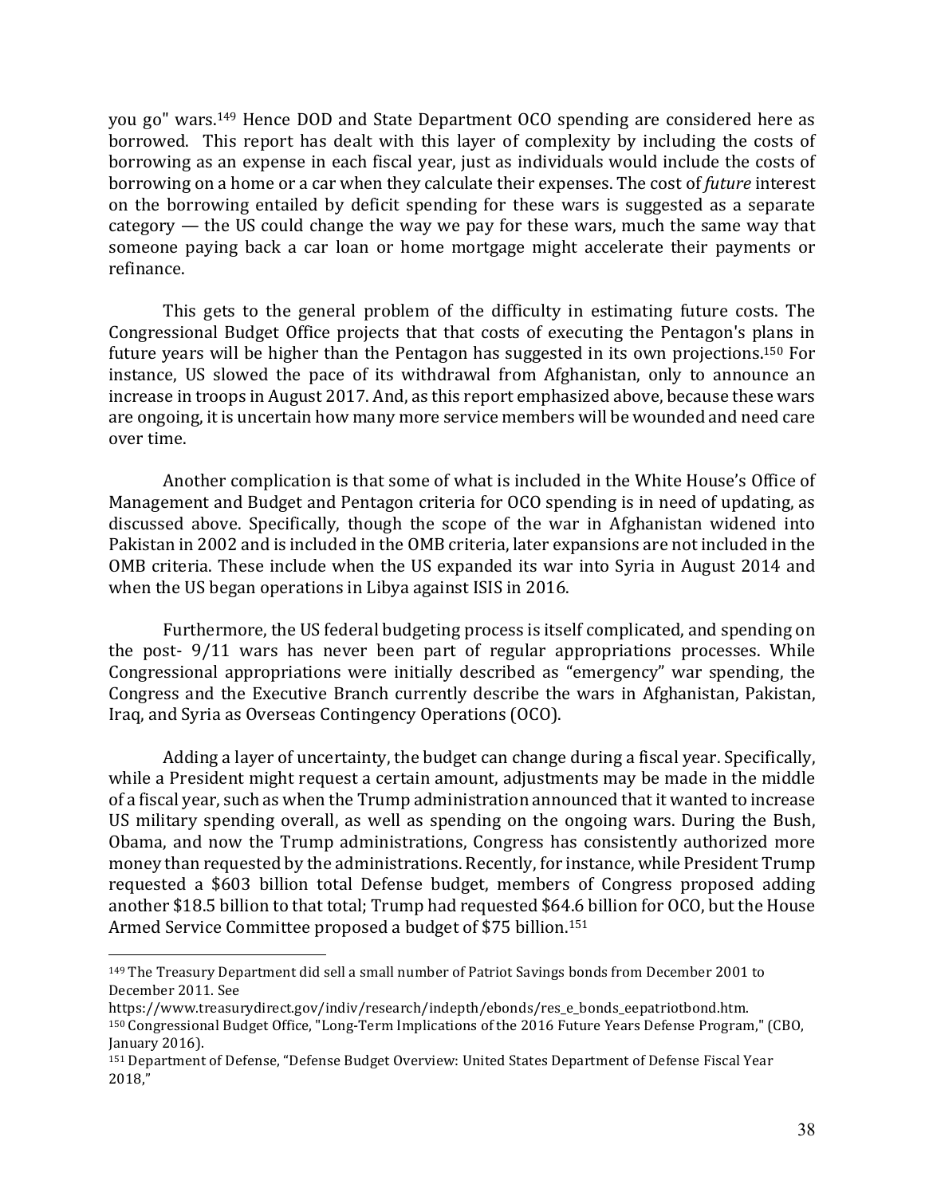you go" wars.[149] Hence DOD and State Department OCO spending are considered here as borrowed. This report has dealt with this layer of complexity by including the costs of borrowing as an expense in each fiscal year, just as individuals would include the costs of borrowing on a home or a car when they calculate their expenses. The cost of *future* interest on the borrowing entailed by deficit spending for these wars is suggested as a separate category — the US could change the way we pay for these wars, much the same way that someone paying back a car loan or home mortgage might accelerate their payments or refinance.

This gets to the general problem of the difficulty in estimating future costs. The Congressional Budget Office projects that that costs of executing the Pentagon's plans in future years will be higher than the Pentagon has suggested in its own projections.[150] For instance, US slowed the pace of its withdrawal from Afghanistan, only to announce an increase in troops in August 2017. And, as this report emphasized above, because these wars are ongoing, it is uncertain how many more service members will be wounded and need care over time.

Another complication is that some of what is included in the White House's Office of Management and Budget and Pentagon criteria for OCO spending is in need of updating, as discussed above. Specifically, though the scope of the war in Afghanistan widened into Pakistan in 2002 and is included in the OMB criteria, later expansions are not included in the OMB criteria. These include when the US expanded its war into Syria in August 2014 and when the US began operations in Libya against ISIS in 2016.

Furthermore, the US federal budgeting process is itself complicated, and spending on the post- 9/11 wars has never been part of regular appropriations processes. While Congressional appropriations were initially described as "emergency" war spending, the Congress and the Executive Branch currently describe the wars in Afghanistan, Pakistan, Iraq, and Syria as Overseas Contingency Operations (OCO).

Adding a layer of uncertainty, the budget can change during a fiscal year. Specifically, while a President might request a certain amount, adjustments may be made in the middle of a fiscal year, such as when the Trump administration announced that it wanted to increase US military spending overall, as well as spending on the ongoing wars. During the Bush, Obama, and now the Trump administrations, Congress has consistently authorized more money than requested by the administrations. Recently, for instance, while President Trump requested a $603 billion total Defense budget, members of Congress proposed adding another $18.5 billion to that total; Trump had requested $64.6 billion for OCO, but the House Armed Service Committee proposed a budget of $75 billion.[151]

---

[149] The Treasury Department did sell a small number of Patriot Savings bonds from December 2001 to December 2011. See https://www.treasurydirect.gov/indiv/research/indepth/ebonds/res_e_bonds_eepatriotbond.htm.

[150] Congressional Budget Office, "Long-Term Implications of the 2016 Future Years Defense Program," (CBO, January 2016).

[151] Department of Defense, "Defense Budget Overview: United States Department of Defense Fiscal Year 2018,"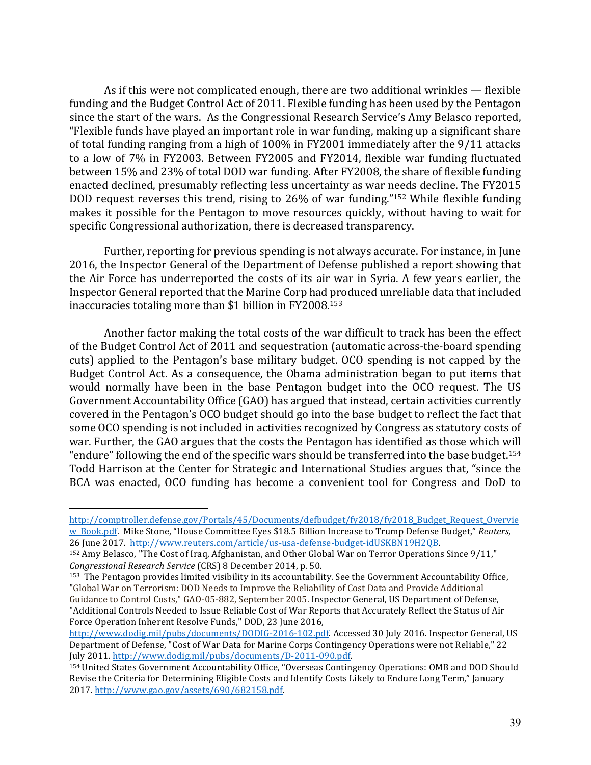As if this were not complicated enough, there are two additional wrinkles — flexible funding and the Budget Control Act of 2011. Flexible funding has been used by the Pentagon since the start of the wars. As the Congressional Research Service's Amy Belasco reported, "Flexible funds have played an important role in war funding, making up a significant share of total funding ranging from a high of 100% in FY2001 immediately after the 9/11 attacks to a low of 7% in FY2003. Between FY2005 and FY2014, flexible war funding fluctuated between 15% and 23% of total DOD war funding. After FY2008, the share of flexible funding enacted declined, presumably reflecting less uncertainty as war needs decline. The FY2015 DOD request reverses this trend, rising to 26% of war funding."[152] While flexible funding makes it possible for the Pentagon to move resources quickly, without having to wait for specific Congressional authorization, there is decreased transparency.

Further, reporting for previous spending is not always accurate. For instance, in June 2016, the Inspector General of the Department of Defense published a report showing that the Air Force has underreported the costs of its air war in Syria. A few years earlier, the Inspector General reported that the Marine Corp had produced unreliable data that included inaccuracies totaling more than $1 billion in FY2008.[153]

Another factor making the total costs of the war difficult to track has been the effect of the Budget Control Act of 2011 and sequestration (automatic across-the-board spending cuts) applied to the Pentagon's base military budget. OCO spending is not capped by the Budget Control Act. As a consequence, the Obama administration began to put items that would normally have been in the base Pentagon budget into the OCO request. The US Government Accountability Office (GAO) has argued that instead, certain activities currently covered in the Pentagon's OCO budget should go into the base budget to reflect the fact that some OCO spending is not included in activities recognized by Congress as statutory costs of war. Further, the GAO argues that the costs the Pentagon has identified as those which will "endure" following the end of the specific wars should be transferred into the base budget.[154] Todd Harrison at the Center for Strategic and International Studies argues that, "since the BCA was enacted, OCO funding has become a convenient tool for Congress and DoD to

---

http://comptroller.defense.gov/Portals/45/Documents/defbudget/fy2018/fy2018_Budget_Request_Overview_Book.pdf. Mike Stone, "House Committee Eyes $18.5 Billion Increase to Trump Defense Budget," *Reuters*, 26 June 2017. http://www.reuters.com/article/us-usa-defense-budget-idUSKBN19H2QB.

[152] Amy Belasco, "The Cost of Iraq, Afghanistan, and Other Global War on Terror Operations Since 9/11," *Congressional Research Service* (CRS) 8 December 2014, p. 50.

[153] The Pentagon provides limited visibility in its accountability. See the Government Accountability Office, "Global War on Terrorism: DOD Needs to Improve the Reliability of Cost Data and Provide Additional Guidance to Control Costs," GAO-05-882, September 2005. Inspector General, US Department of Defense, "Additional Controls Needed to Issue Reliable Cost of War Reports that Accurately Reflect the Status of Air Force Operation Inherent Resolve Funds," DOD, 23 June 2016, http://www.dodig.mil/pubs/documents/DODIG-2016-102.pdf. Accessed 30 July 2016. Inspector General, US Department of Defense, "Cost of War Data for Marine Corps Contingency Operations were not Reliable," 22 July 2011. http://www.dodig.mil/pubs/documents/D-2011-090.pdf.

[154] United States Government Accountability Office, "Overseas Contingency Operations: OMB and DOD Should Revise the Criteria for Determining Eligible Costs and Identify Costs Likely to Endure Long Term," January 2017. http://www.gao.gov/assets/690/682158.pdf.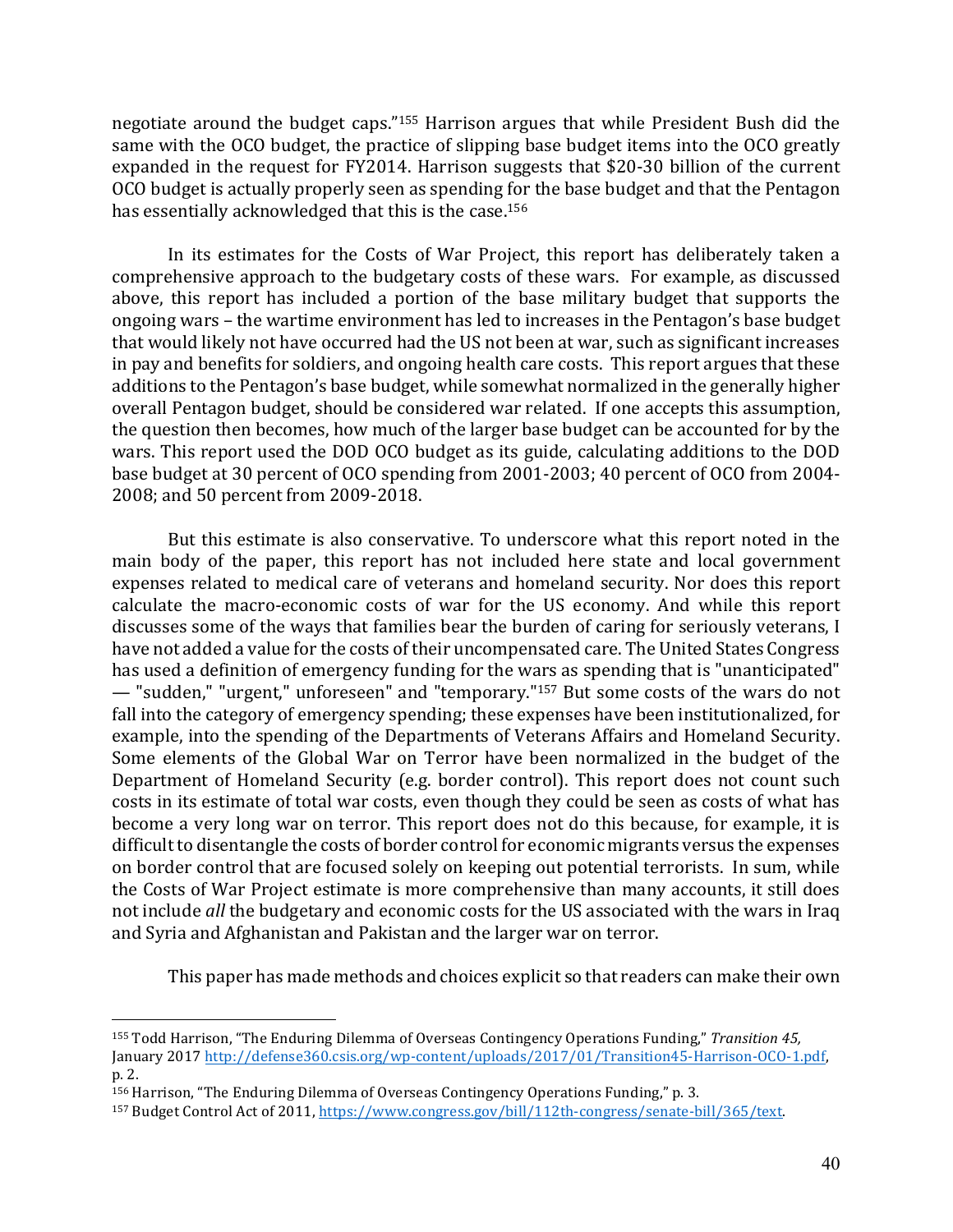negotiate around the budget caps."[155] Harrison argues that while President Bush did the same with the OCO budget, the practice of slipping base budget items into the OCO greatly expanded in the request for FY2014. Harrison suggests that $20-30 billion of the current OCO budget is actually properly seen as spending for the base budget and that the Pentagon has essentially acknowledged that this is the case.[156]

In its estimates for the Costs of War Project, this report has deliberately taken a comprehensive approach to the budgetary costs of these wars. For example, as discussed above, this report has included a portion of the base military budget that supports the ongoing wars – the wartime environment has led to increases in the Pentagon's base budget that would likely not have occurred had the US not been at war, such as significant increases in pay and benefits for soldiers, and ongoing health care costs. This report argues that these additions to the Pentagon's base budget, while somewhat normalized in the generally higher overall Pentagon budget, should be considered war related. If one accepts this assumption, the question then becomes, how much of the larger base budget can be accounted for by the wars. This report used the DOD OCO budget as its guide, calculating additions to the DOD base budget at 30 percent of OCO spending from 2001-2003; 40 percent of OCO from 2004-2008; and 50 percent from 2009-2018.

But this estimate is also conservative. To underscore what this report noted in the main body of the paper, this report has not included here state and local government expenses related to medical care of veterans and homeland security. Nor does this report calculate the macro-economic costs of war for the US economy. And while this report discusses some of the ways that families bear the burden of caring for seriously veterans, I have not added a value for the costs of their uncompensated care. The United States Congress has used a definition of emergency funding for the wars as spending that is "unanticipated" — "sudden," "urgent," unforeseen" and "temporary."[157] But some costs of the wars do not fall into the category of emergency spending; these expenses have been institutionalized, for example, into the spending of the Departments of Veterans Affairs and Homeland Security. Some elements of the Global War on Terror have been normalized in the budget of the Department of Homeland Security (e.g. border control). This report does not count such costs in its estimate of total war costs, even though they could be seen as costs of what has become a very long war on terror. This report does not do this because, for example, it is difficult to disentangle the costs of border control for economic migrants versus the expenses on border control that are focused solely on keeping out potential terrorists. In sum, while the Costs of War Project estimate is more comprehensive than many accounts, it still does not include *all* the budgetary and economic costs for the US associated with the wars in Iraq and Syria and Afghanistan and Pakistan and the larger war on terror.

This paper has made methods and choices explicit so that readers can make their own

---

[155] Todd Harrison, "The Enduring Dilemma of Overseas Contingency Operations Funding," *Transition 45,* January 2017 http://defense360.csis.org/wp-content/uploads/2017/01/Transition45-Harrison-OCO-1.pdf, p. 2.

[156] Harrison, "The Enduring Dilemma of Overseas Contingency Operations Funding," p. 3.

[157] Budget Control Act of 2011, https://www.congress.gov/bill/112th-congress/senate-bill/365/text.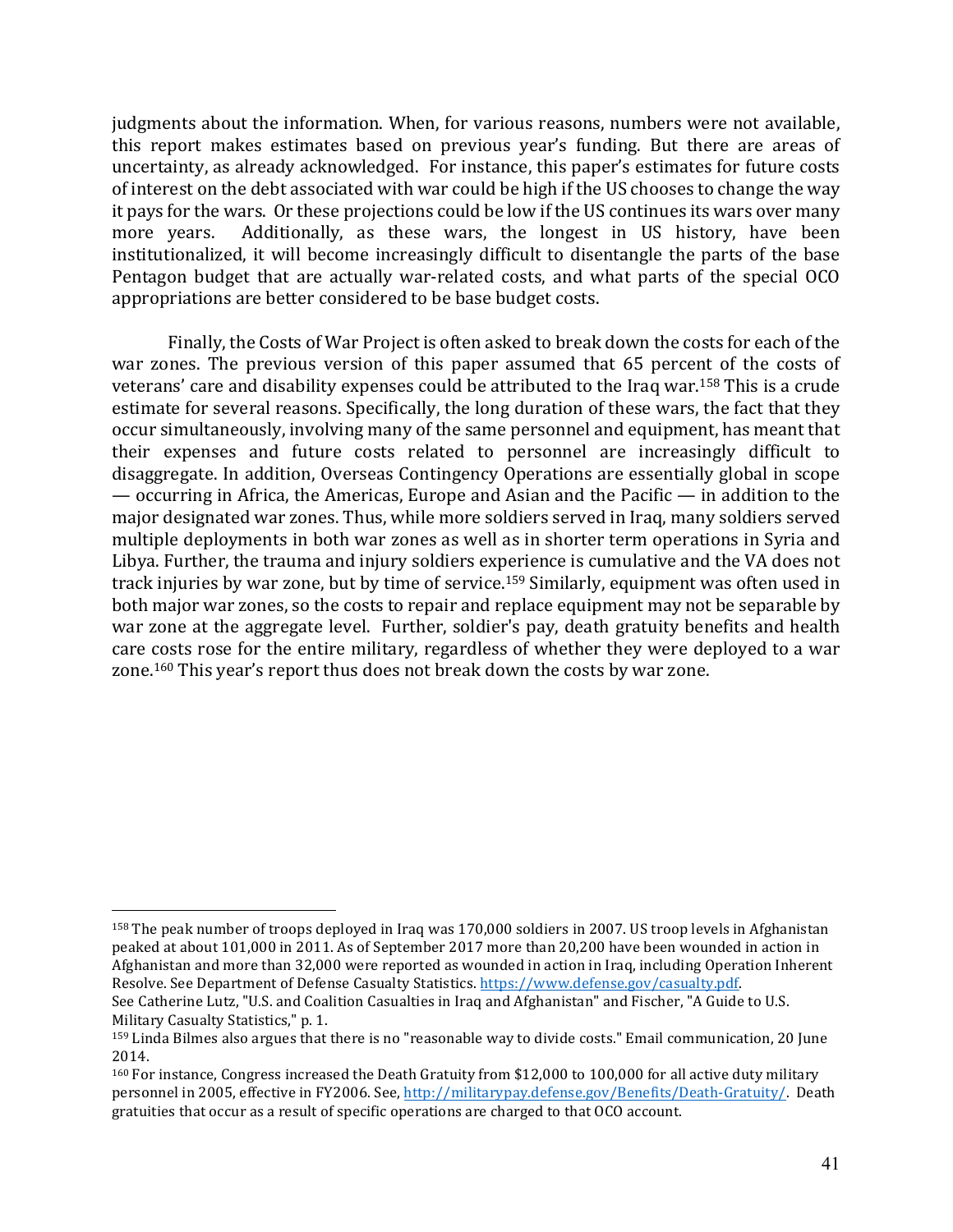judgments about the information. When, for various reasons, numbers were not available, this report makes estimates based on previous year's funding. But there are areas of uncertainty, as already acknowledged. For instance, this paper's estimates for future costs of interest on the debt associated with war could be high if the US chooses to change the way it pays for the wars. Or these projections could be low if the US continues its wars over many more years. Additionally, as these wars, the longest in US history, have been institutionalized, it will become increasingly difficult to disentangle the parts of the base Pentagon budget that are actually war-related costs, and what parts of the special OCO appropriations are better considered to be base budget costs.

Finally, the Costs of War Project is often asked to break down the costs for each of the war zones. The previous version of this paper assumed that 65 percent of the costs of veterans' care and disability expenses could be attributed to the Iraq war.[158] This is a crude estimate for several reasons. Specifically, the long duration of these wars, the fact that they occur simultaneously, involving many of the same personnel and equipment, has meant that their expenses and future costs related to personnel are increasingly difficult to disaggregate. In addition, Overseas Contingency Operations are essentially global in scope — occurring in Africa, the Americas, Europe and Asian and the Pacific — in addition to the major designated war zones. Thus, while more soldiers served in Iraq, many soldiers served multiple deployments in both war zones as well as in shorter term operations in Syria and Libya. Further, the trauma and injury soldiers experience is cumulative and the VA does not track injuries by war zone, but by time of service.[159] Similarly, equipment was often used in both major war zones, so the costs to repair and replace equipment may not be separable by war zone at the aggregate level. Further, soldier's pay, death gratuity benefits and health care costs rose for the entire military, regardless of whether they were deployed to a war zone.[160] This year's report thus does not break down the costs by war zone.

---

[158] The peak number of troops deployed in Iraq was 170,000 soldiers in 2007. US troop levels in Afghanistan peaked at about 101,000 in 2011. As of September 2017 more than 20,200 have been wounded in action in Afghanistan and more than 32,000 were reported as wounded in action in Iraq, including Operation Inherent Resolve. See Department of Defense Casualty Statistics. https://www.defense.gov/casualty.pdf. See Catherine Lutz, "U.S. and Coalition Casualties in Iraq and Afghanistan" and Fischer, "A Guide to U.S. Military Casualty Statistics," p. 1.

[159] Linda Bilmes also argues that there is no "reasonable way to divide costs." Email communication, 20 June 2014.

[160] For instance, Congress increased the Death Gratuity from $12,000 to 100,000 for all active duty military personnel in 2005, effective in FY2006. See, http://militarypay.defense.gov/Benefits/Death-Gratuity/. Death gratuities that occur as a result of specific operations are charged to that OCO account.